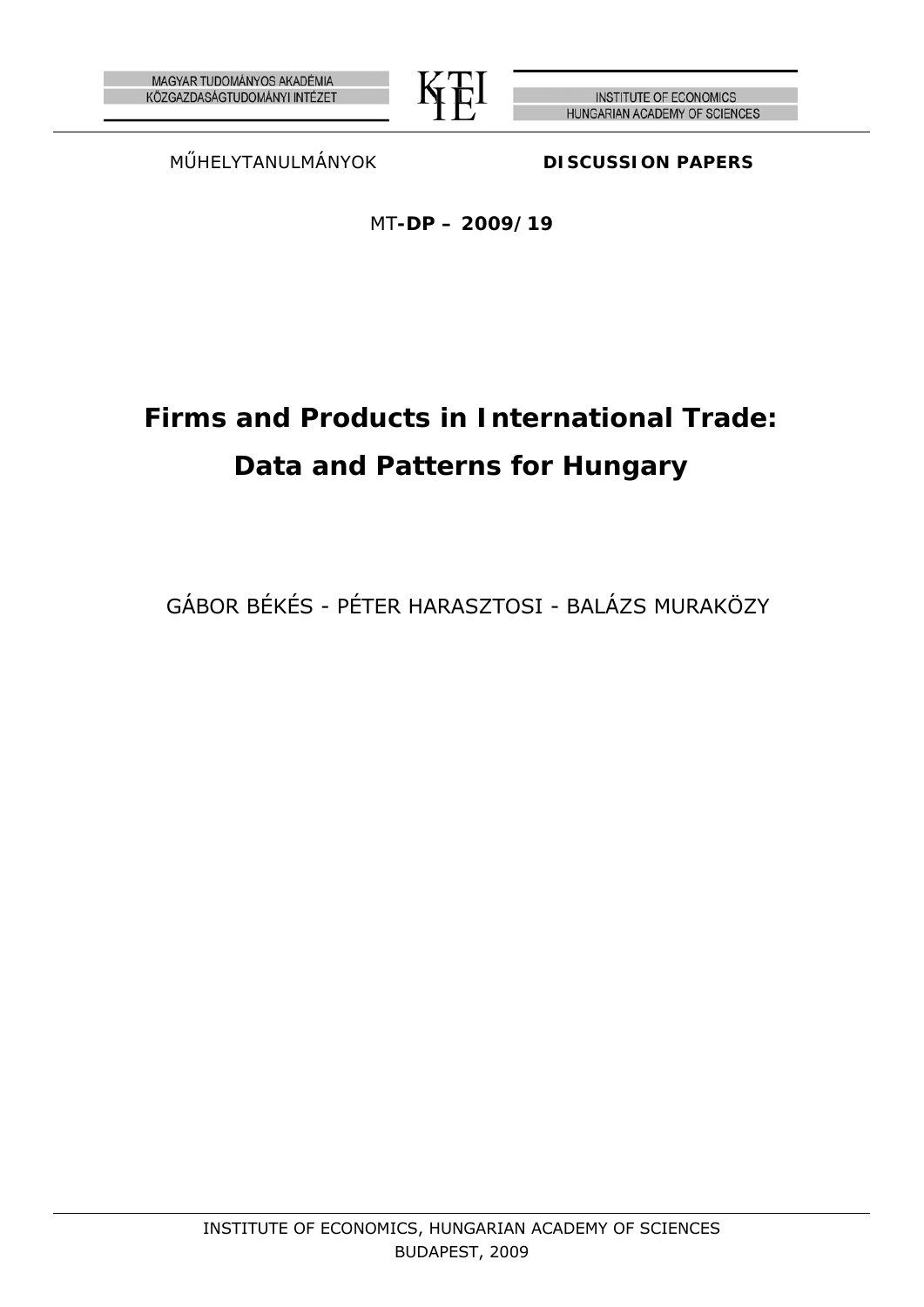MAGYAR TUDOMÁNYOS AKADÉMIA
KÖZGAZDASÁGTUDOMÁNYI INTÉZET

INSTITUTE OF ECONOMICS
HUNGARIAN ACADEMY OF SCIENCES

MŰHELYTANULMÁNYOK **DISCUSSION PAPERS**

MT-**DP – 2009/19**

# Firms and Products in International Trade: Data and Patterns for Hungary

GÁBOR BÉKÉS - PÉTER HARASZTOSI - BALÁZS MURAKÖZY

INSTITUTE OF ECONOMICS, HUNGARIAN ACADEMY OF SCIENCES
BUDAPEST, 2009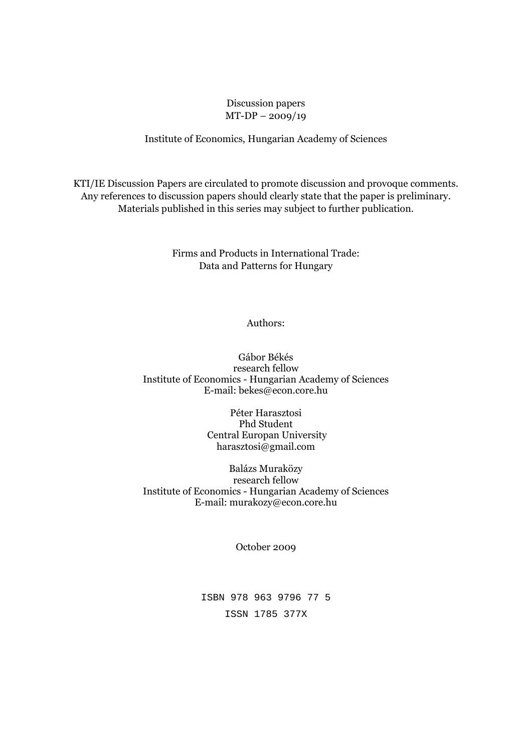Discussion papers
MT-DP – 2009/19

Institute of Economics, Hungarian Academy of Sciences

KTI/IE Discussion Papers are circulated to promote discussion and provoque comments.
Any references to discussion papers should clearly state that the paper is preliminary.
Materials published in this series may subject to further publication.

Firms and Products in International Trade:
Data and Patterns for Hungary

Authors:

Gábor Békés
research fellow
Institute of Economics - Hungarian Academy of Sciences
E-mail: bekes@econ.core.hu

Péter Harasztosi
Phd Student
Central Europan University
harasztosi@gmail.com

Balázs Muraközy
research fellow
Institute of Economics - Hungarian Academy of Sciences
E-mail: murakozy@econ.core.hu

October 2009

ISBN 978 963 9796 77 5

ISSN 1785 377X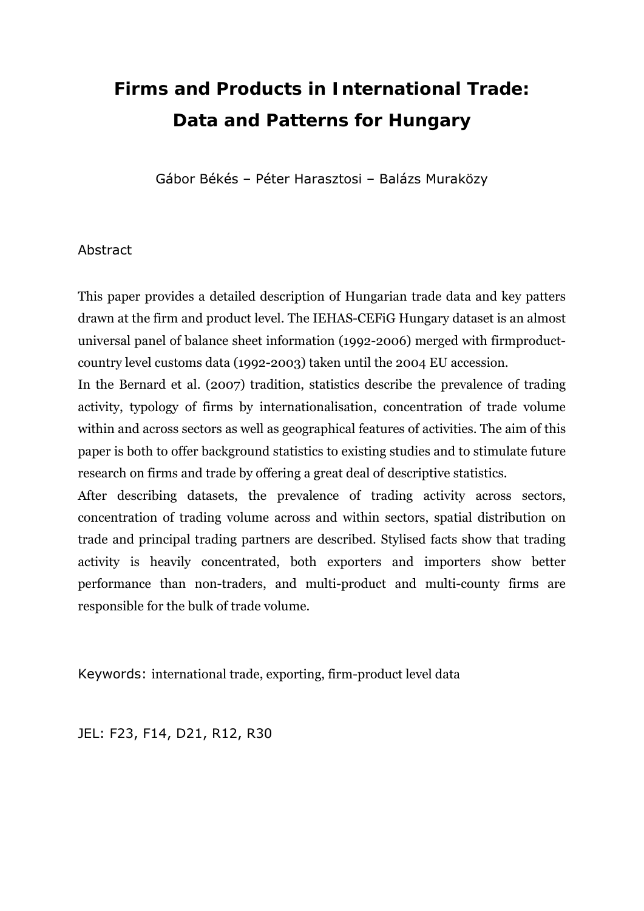# Firms and Products in International Trade: Data and Patterns for Hungary

Gábor Békés – Péter Harasztosi – Balázs Muraközy

Abstract

This paper provides a detailed description of Hungarian trade data and key patters drawn at the firm and product level. The IEHAS-CEFiG Hungary dataset is an almost universal panel of balance sheet information (1992-2006) merged with firmproduct-country level customs data (1992-2003) taken until the 2004 EU accession.

In the Bernard et al. (2007) tradition, statistics describe the prevalence of trading activity, typology of firms by internationalisation, concentration of trade volume within and across sectors as well as geographical features of activities. The aim of this paper is both to offer background statistics to existing studies and to stimulate future research on firms and trade by offering a great deal of descriptive statistics.

After describing datasets, the prevalence of trading activity across sectors, concentration of trading volume across and within sectors, spatial distribution on trade and principal trading partners are described. Stylised facts show that trading activity is heavily concentrated, both exporters and importers show better performance than non-traders, and multi-product and multi-county firms are responsible for the bulk of trade volume.

Keywords: international trade, exporting, firm-product level data

JEL: F23, F14, D21, R12, R30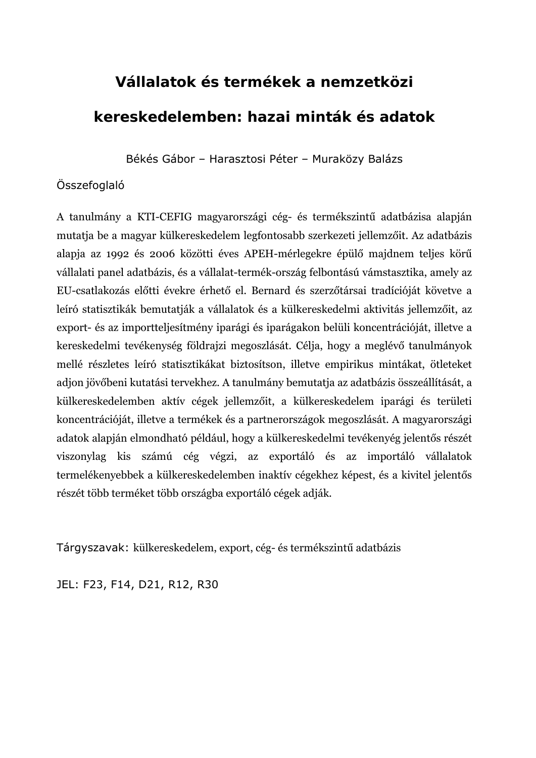# Vállalatok és termékek a nemzetközi kereskedelemben: hazai minták és adatok

Békés Gábor – Harasztosi Péter – Muraközy Balázs

Összefoglaló

A tanulmány a KTI-CEFIG magyarországi cég- és termékszintű adatbázisa alapján mutatja be a magyar külkereskedelem legfontosabb szerkezeti jellemzőit. Az adatbázis alapja az 1992 és 2006 közötti éves APEH-mérlegekre épülő majdnem teljes körű vállalati panel adatbázis, és a vállalat-termék-ország felbontású vámstasztika, amely az EU-csatlakozás előtti évekre érhető el. Bernard és szerzőtársai tradícióját követve a leíró statisztikák bemutatják a vállalatok és a külkereskedelmi aktivitás jellemzőit, az export- és az importteljesítmény iparági és iparágakon belüli koncentrációját, illetve a kereskedelmi tevékenység földrajzi megoszlását. Célja, hogy a meglévő tanulmányok mellé részletes leíró statisztikákat biztosítson, illetve empirikus mintákat, ötleteket adjon jövőbeni kutatási tervekhez. A tanulmány bemutatja az adatbázis összeállítását, a külkereskedelemben aktív cégek jellemzőit, a külkereskedelem iparági és területi koncentrációját, illetve a termékek és a partnerországok megoszlását. A magyarországi adatok alapján elmondható például, hogy a külkereskedelmi tevékenység jelentős részét viszonylag kis számú cég végzi, az exportáló és az importáló vállalatok termelékenyebbek a külkereskedelemben inaktív cégekhez képest, és a kivitel jelentős részét több terméket több országba exportáló cégek adják.

Tárgyszavak: külkereskedelem, export, cég- és termékszintű adatbázis

JEL: F23, F14, D21, R12, R30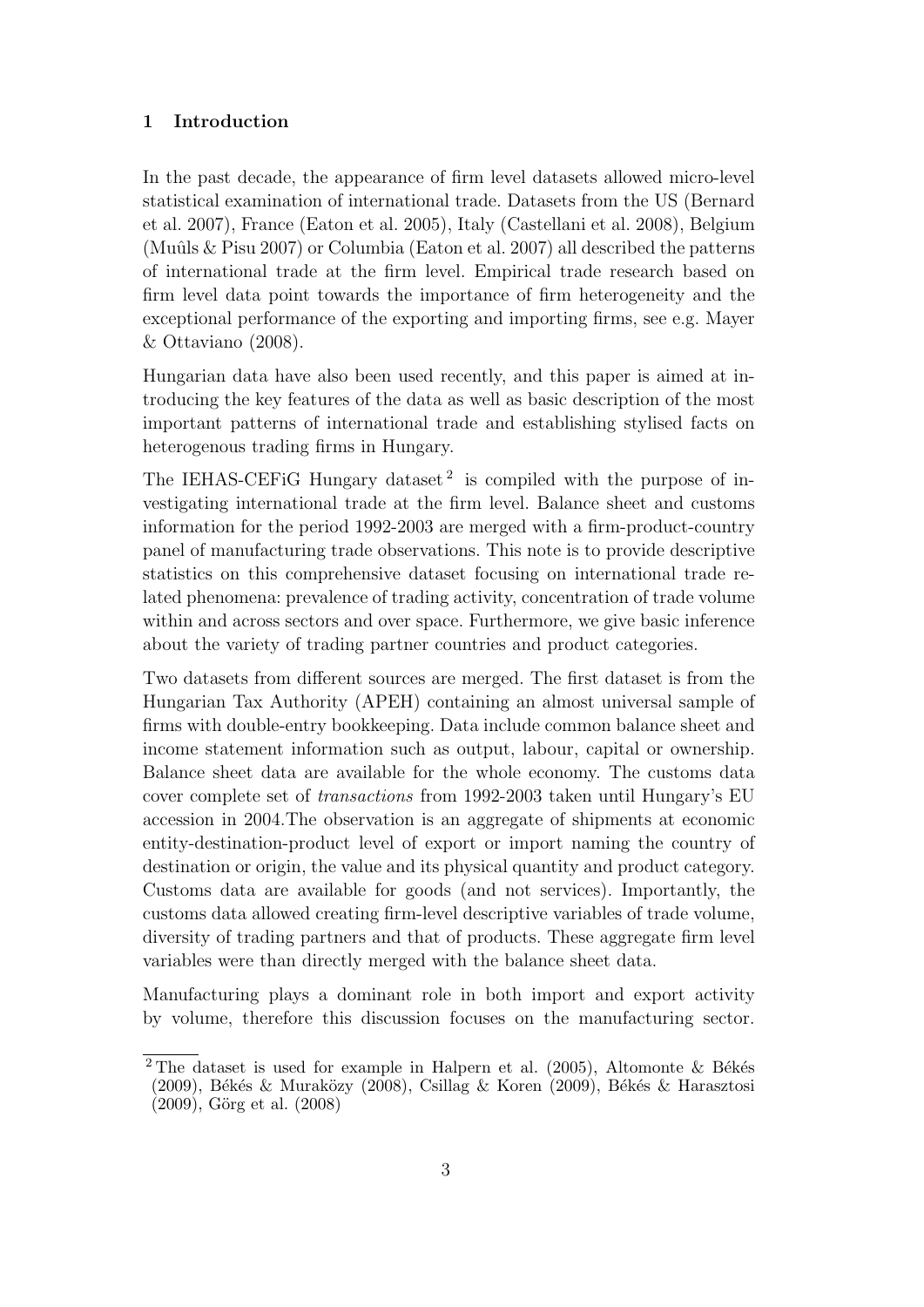## 1 Introduction

In the past decade, the appearance of firm level datasets allowed micro-level statistical examination of international trade. Datasets from the US (Bernard et al. 2007), France (Eaton et al. 2005), Italy (Castellani et al. 2008), Belgium (Muûls & Pisu 2007) or Columbia (Eaton et al. 2007) all described the patterns of international trade at the firm level. Empirical trade research based on firm level data point towards the importance of firm heterogeneity and the exceptional performance of the exporting and importing firms, see e.g. Mayer & Ottaviano (2008).

Hungarian data have also been used recently, and this paper is aimed at introducing the key features of the data as well as basic description of the most important patterns of international trade and establishing stylised facts on heterogenous trading firms in Hungary.

The IEHAS-CEFiG Hungary dataset [2] is compiled with the purpose of investigating international trade at the firm level. Balance sheet and customs information for the period 1992-2003 are merged with a firm-product-country panel of manufacturing trade observations. This note is to provide descriptive statistics on this comprehensive dataset focusing on international trade related phenomena: prevalence of trading activity, concentration of trade volume within and across sectors and over space. Furthermore, we give basic inference about the variety of trading partner countries and product categories.

Two datasets from different sources are merged. The first dataset is from the Hungarian Tax Authority (APEH) containing an almost universal sample of firms with double-entry bookkeeping. Data include common balance sheet and income statement information such as output, labour, capital or ownership. Balance sheet data are available for the whole economy. The customs data cover complete set of *transactions* from 1992-2003 taken until Hungary's EU accession in 2004.The observation is an aggregate of shipments at economic entity-destination-product level of export or import naming the country of destination or origin, the value and its physical quantity and product category. Customs data are available for goods (and not services). Importantly, the customs data allowed creating firm-level descriptive variables of trade volume, diversity of trading partners and that of products. These aggregate firm level variables were than directly merged with the balance sheet data.

Manufacturing plays a dominant role in both import and export activity by volume, therefore this discussion focuses on the manufacturing sector.

[2] The dataset is used for example in Halpern et al. (2005), Altomonte & Békés (2009), Békés & Muraközy (2008), Csillag & Koren (2009), Békés & Harasztosi (2009), Görg et al. (2008)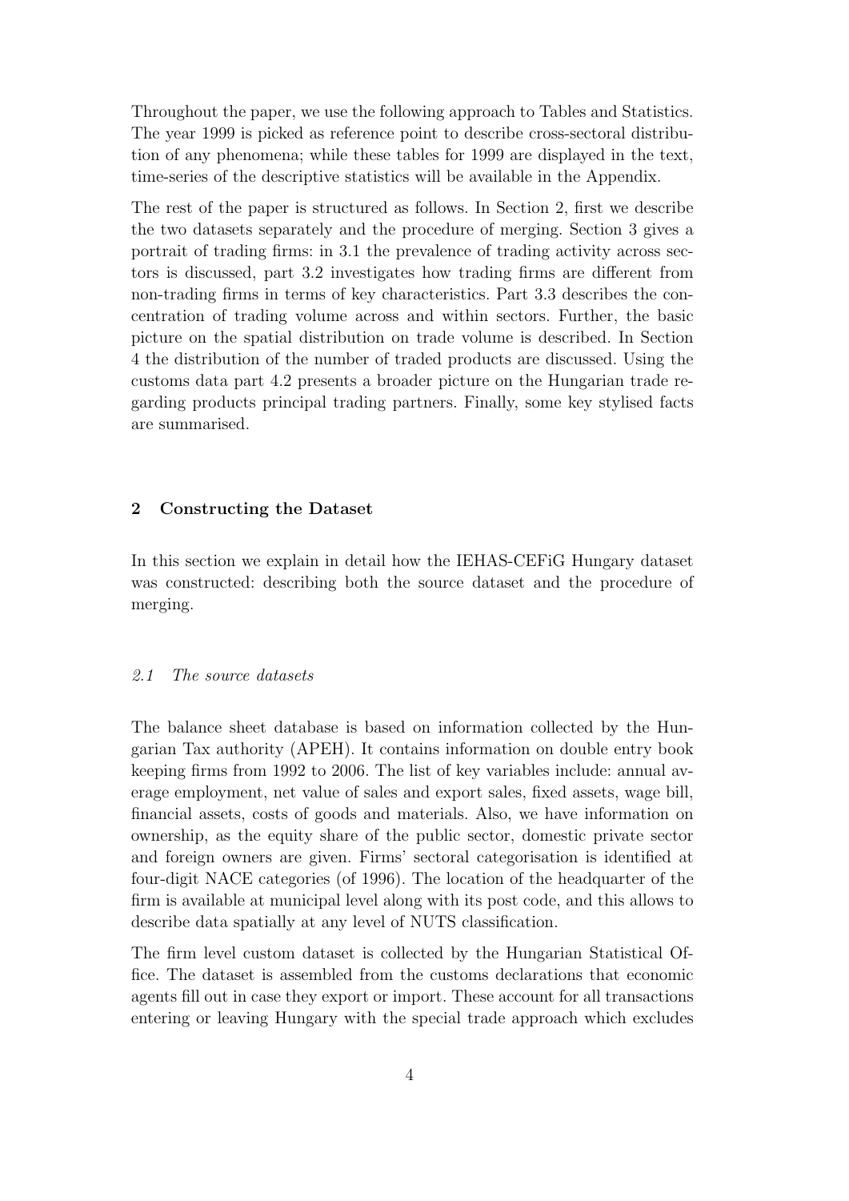Throughout the paper, we use the following approach to Tables and Statistics. The year 1999 is picked as reference point to describe cross-sectoral distribution of any phenomena; while these tables for 1999 are displayed in the text, time-series of the descriptive statistics will be available in the Appendix.

The rest of the paper is structured as follows. In Section 2, first we describe the two datasets separately and the procedure of merging. Section 3 gives a portrait of trading firms: in 3.1 the prevalence of trading activity across sectors is discussed, part 3.2 investigates how trading firms are different from non-trading firms in terms of key characteristics. Part 3.3 describes the concentration of trading volume across and within sectors. Further, the basic picture on the spatial distribution on trade volume is described. In Section 4 the distribution of the number of traded products are discussed. Using the customs data part 4.2 presents a broader picture on the Hungarian trade regarding products principal trading partners. Finally, some key stylised facts are summarised.

## 2 Constructing the Dataset

In this section we explain in detail how the IEHAS-CEFiG Hungary dataset was constructed: describing both the source dataset and the procedure of merging.

### *2.1 The source datasets*

The balance sheet database is based on information collected by the Hungarian Tax authority (APEH). It contains information on double entry book keeping firms from 1992 to 2006. The list of key variables include: annual average employment, net value of sales and export sales, fixed assets, wage bill, financial assets, costs of goods and materials. Also, we have information on ownership, as the equity share of the public sector, domestic private sector and foreign owners are given. Firms' sectoral categorisation is identified at four-digit NACE categories (of 1996). The location of the headquarter of the firm is available at municipal level along with its post code, and this allows to describe data spatially at any level of NUTS classification.

The firm level custom dataset is collected by the Hungarian Statistical Office. The dataset is assembled from the customs declarations that economic agents fill out in case they export or import. These account for all transactions entering or leaving Hungary with the special trade approach which excludes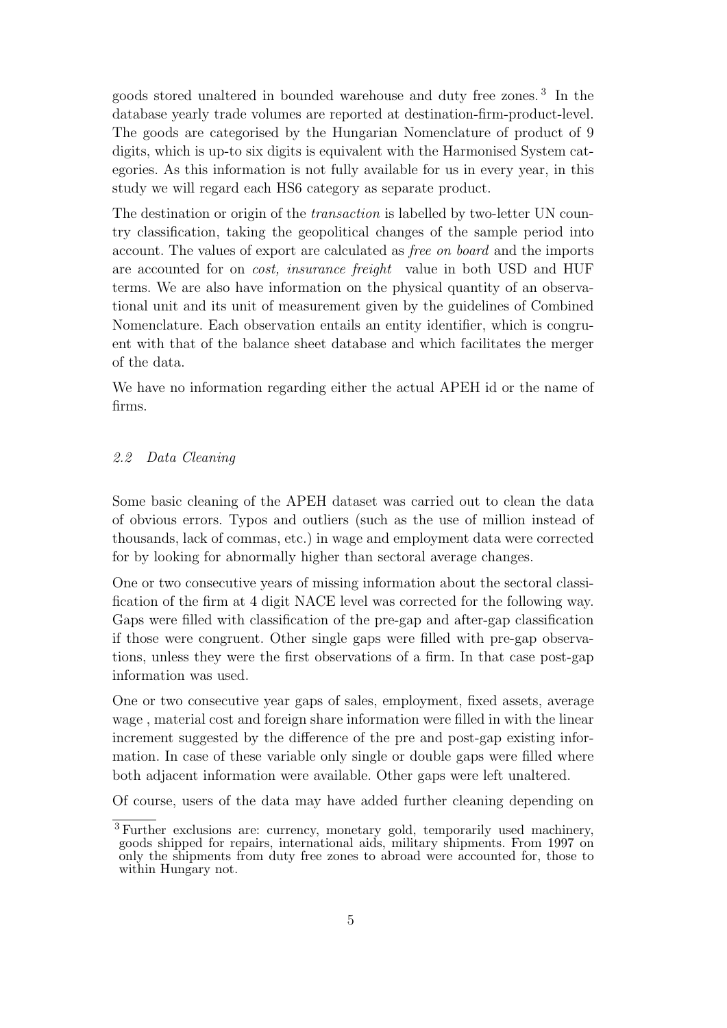goods stored unaltered in bounded warehouse and duty free zones.[3] In the database yearly trade volumes are reported at destination-firm-product-level. The goods are categorised by the Hungarian Nomenclature of product of 9 digits, which is up-to six digits is equivalent with the Harmonised System categories. As this information is not fully available for us in every year, in this study we will regard each HS6 category as separate product.

The destination or origin of the *transaction* is labelled by two-letter UN country classification, taking the geopolitical changes of the sample period into account. The values of export are calculated as *free on board* and the imports are accounted for on *cost, insurance freight* value in both USD and HUF terms. We are also have information on the physical quantity of an observational unit and its unit of measurement given by the guidelines of Combined Nomenclature. Each observation entails an entity identifier, which is congruent with that of the balance sheet database and which facilitates the merger of the data.

We have no information regarding either the actual APEH id or the name of firms.

### *2.2 Data Cleaning*

Some basic cleaning of the APEH dataset was carried out to clean the data of obvious errors. Typos and outliers (such as the use of million instead of thousands, lack of commas, etc.) in wage and employment data were corrected for by looking for abnormally higher than sectoral average changes.

One or two consecutive years of missing information about the sectoral classification of the firm at 4 digit NACE level was corrected for the following way. Gaps were filled with classification of the pre-gap and after-gap classification if those were congruent. Other single gaps were filled with pre-gap observations, unless they were the first observations of a firm. In that case post-gap information was used.

One or two consecutive year gaps of sales, employment, fixed assets, average wage , material cost and foreign share information were filled in with the linear increment suggested by the difference of the pre and post-gap existing information. In case of these variable only single or double gaps were filled where both adjacent information were available. Other gaps were left unaltered.

Of course, users of the data may have added further cleaning depending on

[3] Further exclusions are: currency, monetary gold, temporarily used machinery, goods shipped for repairs, international aids, military shipments. From 1997 on only the shipments from duty free zones to abroad were accounted for, those to within Hungary not.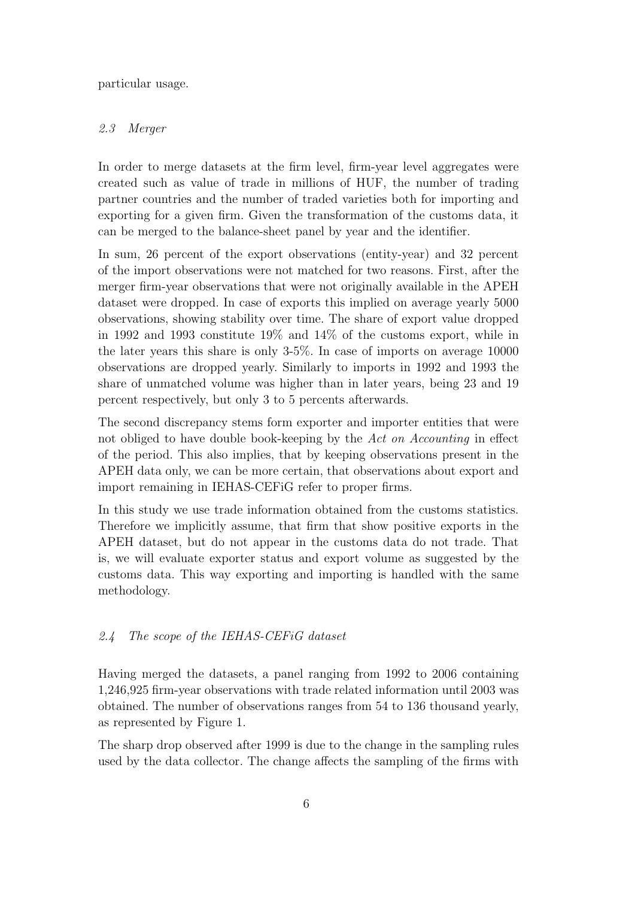particular usage.

### *2.3 Merger*

In order to merge datasets at the firm level, firm-year level aggregates were created such as value of trade in millions of HUF, the number of trading partner countries and the number of traded varieties both for importing and exporting for a given firm. Given the transformation of the customs data, it can be merged to the balance-sheet panel by year and the identifier.

In sum, 26 percent of the export observations (entity-year) and 32 percent of the import observations were not matched for two reasons. First, after the merger firm-year observations that were not originally available in the APEH dataset were dropped. In case of exports this implied on average yearly 5000 observations, showing stability over time. The share of export value dropped in 1992 and 1993 constitute 19% and 14% of the customs export, while in the later years this share is only 3-5%. In case of imports on average 10000 observations are dropped yearly. Similarly to imports in 1992 and 1993 the share of unmatched volume was higher than in later years, being 23 and 19 percent respectively, but only 3 to 5 percents afterwards.

The second discrepancy stems form exporter and importer entities that were not obliged to have double book-keeping by the *Act on Accounting* in effect of the period. This also implies, that by keeping observations present in the APEH data only, we can be more certain, that observations about export and import remaining in IEHAS-CEFiG refer to proper firms.

In this study we use trade information obtained from the customs statistics. Therefore we implicitly assume, that firm that show positive exports in the APEH dataset, but do not appear in the customs data do not trade. That is, we will evaluate exporter status and export volume as suggested by the customs data. This way exporting and importing is handled with the same methodology.

### *2.4 The scope of the IEHAS-CEFiG dataset*

Having merged the datasets, a panel ranging from 1992 to 2006 containing 1,246,925 firm-year observations with trade related information until 2003 was obtained. The number of observations ranges from 54 to 136 thousand yearly, as represented by Figure 1.

The sharp drop observed after 1999 is due to the change in the sampling rules used by the data collector. The change affects the sampling of the firms with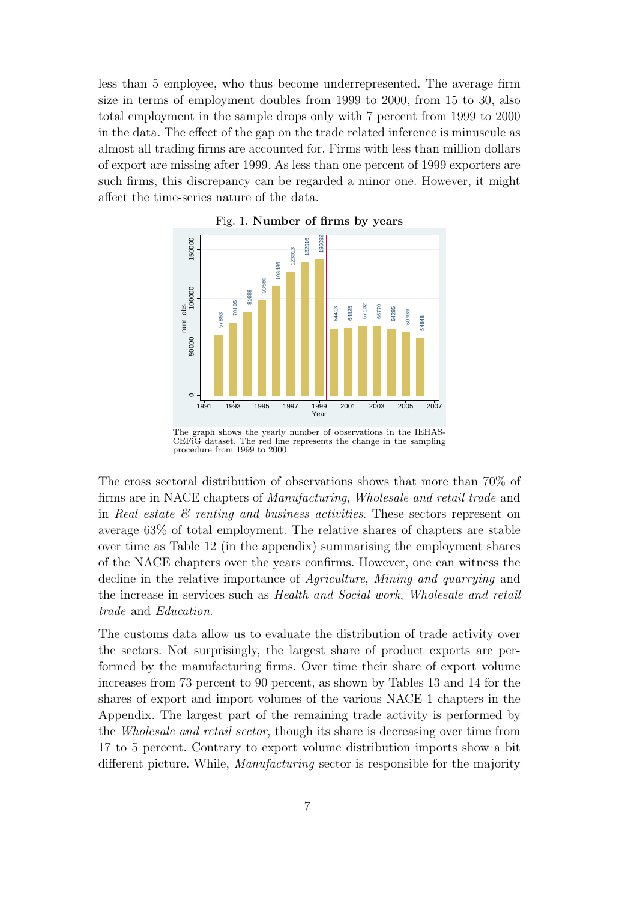less than 5 employee, who thus become underrepresented. The average firm size in terms of employment doubles from 1999 to 2000, from 15 to 30, also total employment in the sample drops only with 7 percent from 1999 to 2000 in the data. The effect of the gap on the trade related inference is minuscule as almost all trading firms are accounted for. Firms with less than million dollars of export are missing after 1999. As less than one percent of 1999 exporters are such firms, this discrepancy can be regarded a minor one. However, it might affect the time-series nature of the data.

Fig. 1. **Number of firms by years**

The graph shows the yearly number of observations in the IEHAS-CEFiG dataset. The red line represents the change in the sampling procedure from 1999 to 2000.

The cross sectoral distribution of observations shows that more than 70% of firms are in NACE chapters of *Manufacturing*, *Wholesale and retail trade* and in *Real estate & renting and business activities*. These sectors represent on average 63% of total employment. The relative shares of chapters are stable over time as Table 12 (in the appendix) summarising the employment shares of the NACE chapters over the years confirms. However, one can witness the decline in the relative importance of *Agriculture*, *Mining and quarrying* and the increase in services such as *Health and Social work*, *Wholesale and retail trade* and *Education*.

The customs data allow us to evaluate the distribution of trade activity over the sectors. Not surprisingly, the largest share of product exports are performed by the manufacturing firms. Over time their share of export volume increases from 73 percent to 90 percent, as shown by Tables 13 and 14 for the shares of export and import volumes of the various NACE 1 chapters in the Appendix. The largest part of the remaining trade activity is performed by the *Wholesale and retail sector*, though its share is decreasing over time from 17 to 5 percent. Contrary to export volume distribution imports show a bit different picture. While, *Manufacturing* sector is responsible for the majority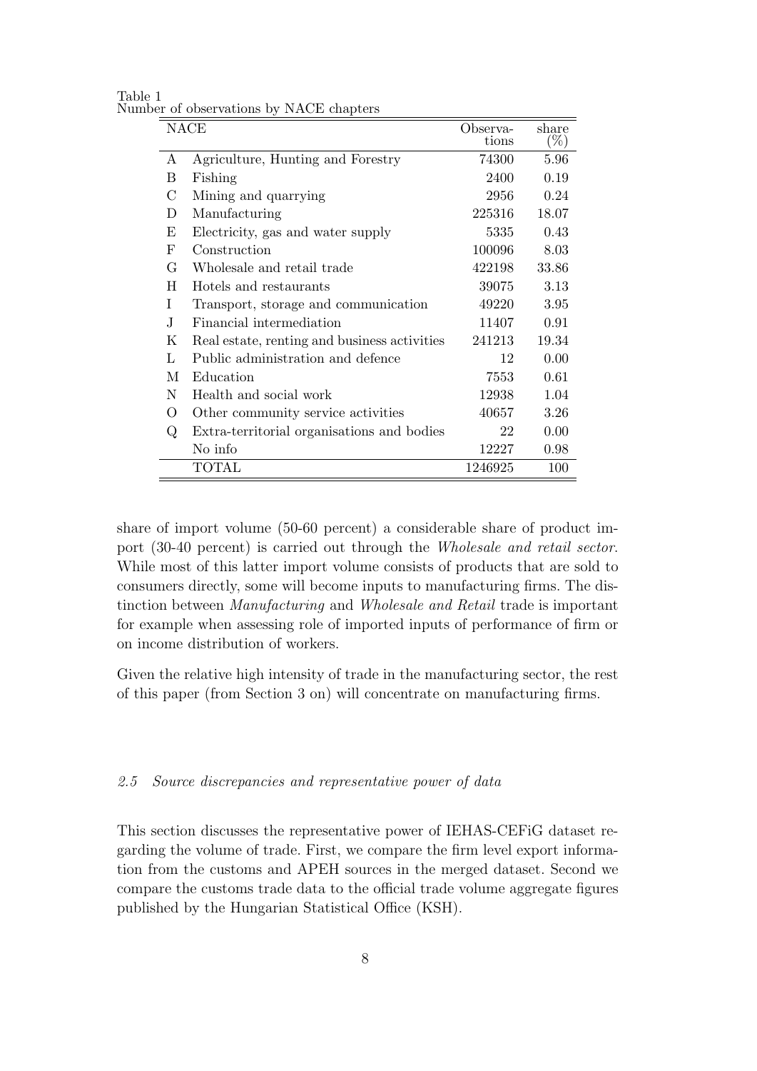Table 1
Number of observations by NACE chapters

| NACE | | Observations | share (%) |
|---|---|---|---|
| A | Agriculture, Hunting and Forestry | 74300 | 5.96 |
| B | Fishing | 2400 | 0.19 |
| C | Mining and quarrying | 2956 | 0.24 |
| D | Manufacturing | 225316 | 18.07 |
| E | Electricity, gas and water supply | 5335 | 0.43 |
| F | Construction | 100096 | 8.03 |
| G | Wholesale and retail trade | 422198 | 33.86 |
| H | Hotels and restaurants | 39075 | 3.13 |
| I | Transport, storage and communication | 49220 | 3.95 |
| J | Financial intermediation | 11407 | 0.91 |
| K | Real estate, renting and business activities | 241213 | 19.34 |
| L | Public administration and defence | 12 | 0.00 |
| M | Education | 7553 | 0.61 |
| N | Health and social work | 12938 | 1.04 |
| O | Other community service activities | 40657 | 3.26 |
| Q | Extra-territorial organisations and bodies | 22 | 0.00 |
| | No info | 12227 | 0.98 |
| | TOTAL | 1246925 | 100 |

share of import volume (50-60 percent) a considerable share of product import (30-40 percent) is carried out through the *Wholesale and retail sector*. While most of this latter import volume consists of products that are sold to consumers directly, some will become inputs to manufacturing firms. The distinction between *Manufacturing* and *Wholesale and Retail* trade is important for example when assessing role of imported inputs of performance of firm or on income distribution of workers.

Given the relative high intensity of trade in the manufacturing sector, the rest of this paper (from Section 3 on) will concentrate on manufacturing firms.

### *2.5 Source discrepancies and representative power of data*

This section discusses the representative power of IEHAS-CEFiG dataset regarding the volume of trade. First, we compare the firm level export information from the customs and APEH sources in the merged dataset. Second we compare the customs trade data to the official trade volume aggregate figures published by the Hungarian Statistical Office (KSH).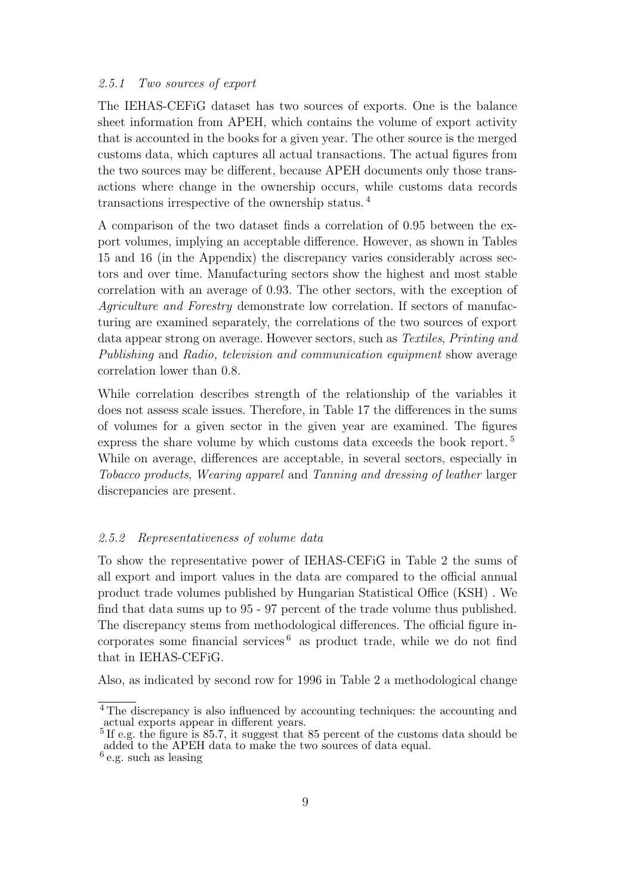#### 2.5.1 *Two sources of export*

The IEHAS-CEFiG dataset has two sources of exports. One is the balance sheet information from APEH, which contains the volume of export activity that is accounted in the books for a given year. The other source is the merged customs data, which captures all actual transactions. The actual figures from the two sources may be different, because APEH documents only those transactions where change in the ownership occurs, while customs data records transactions irrespective of the ownership status. [4]

A comparison of the two dataset finds a correlation of 0.95 between the export volumes, implying an acceptable difference. However, as shown in Tables 15 and 16 (in the Appendix) the discrepancy varies considerably across sectors and over time. Manufacturing sectors show the highest and most stable correlation with an average of 0.93. The other sectors, with the exception of *Agriculture and Forestry* demonstrate low correlation. If sectors of manufacturing are examined separately, the correlations of the two sources of export data appear strong on average. However sectors, such as *Textiles*, *Printing and Publishing* and *Radio, television and communication equipment* show average correlation lower than 0.8.

While correlation describes strength of the relationship of the variables it does not assess scale issues. Therefore, in Table 17 the differences in the sums of volumes for a given sector in the given year are examined. The figures express the share volume by which customs data exceeds the book report. [5] While on average, differences are acceptable, in several sectors, especially in *Tobacco products*, *Wearing apparel* and *Tanning and dressing of leather* larger discrepancies are present.

#### 2.5.2 *Representativeness of volume data*

To show the representative power of IEHAS-CEFiG in Table 2 the sums of all export and import values in the data are compared to the official annual product trade volumes published by Hungarian Statistical Office (KSH) . We find that data sums up to 95 - 97 percent of the trade volume thus published. The discrepancy stems from methodological differences. The official figure incorporates some financial services [6] as product trade, while we do not find that in IEHAS-CEFiG.

Also, as indicated by second row for 1996 in Table 2 a methodological change

---

[4] The discrepancy is also influenced by accounting techniques: the accounting and actual exports appear in different years.

[5] If e.g. the figure is 85.7, it suggest that 85 percent of the customs data should be added to the APEH data to make the two sources of data equal.

[6] e.g. such as leasing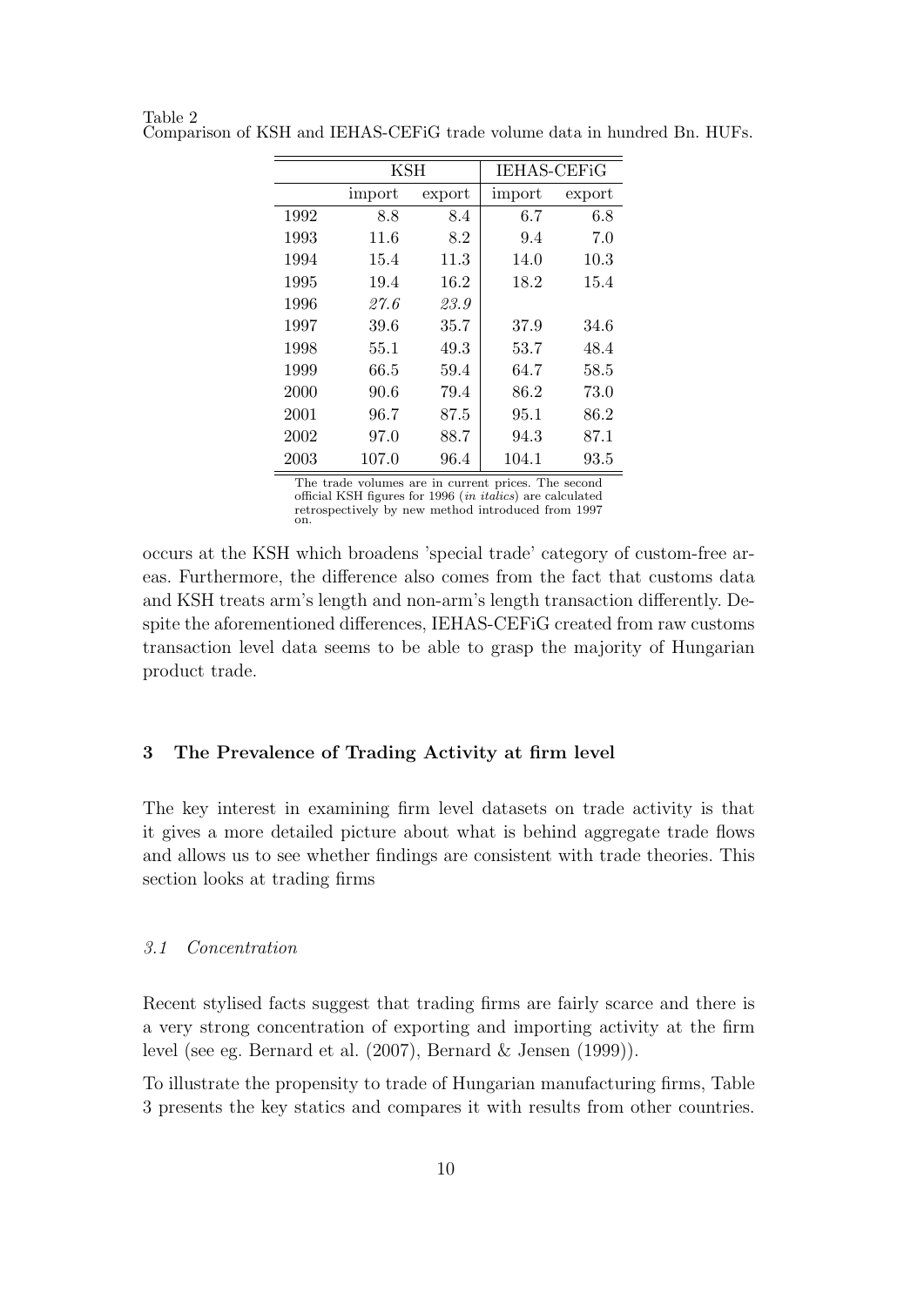Table 2
Comparison of KSH and IEHAS-CEFiG trade volume data in hundred Bn. HUFs.

| | KSH | | IEHAS-CEFiG | |
|---|---|---|---|---|
| | import | export | import | export |
| 1992 | 8.8 | 8.4 | 6.7 | 6.8 |
| 1993 | 11.6 | 8.2 | 9.4 | 7.0 |
| 1994 | 15.4 | 11.3 | 14.0 | 10.3 |
| 1995 | 19.4 | 16.2 | 18.2 | 15.4 |
| 1996 | *27.6* | *23.9* | | |
| 1997 | 39.6 | 35.7 | 37.9 | 34.6 |
| 1998 | 55.1 | 49.3 | 53.7 | 48.4 |
| 1999 | 66.5 | 59.4 | 64.7 | 58.5 |
| 2000 | 90.6 | 79.4 | 86.2 | 73.0 |
| 2001 | 96.7 | 87.5 | 95.1 | 86.2 |
| 2002 | 97.0 | 88.7 | 94.3 | 87.1 |
| 2003 | 107.0 | 96.4 | 104.1 | 93.5 |

The trade volumes are in current prices. The second official KSH figures for 1996 (*in italics*) are calculated retrospectively by new method introduced from 1997 on.

occurs at the KSH which broadens 'special trade' category of custom-free areas. Furthermore, the difference also comes from the fact that customs data and KSH treats arm's length and non-arm's length transaction differently. Despite the aforementioned differences, IEHAS-CEFiG created from raw customs transaction level data seems to be able to grasp the majority of Hungarian product trade.

## 3 The Prevalence of Trading Activity at firm level

The key interest in examining firm level datasets on trade activity is that it gives a more detailed picture about what is behind aggregate trade flows and allows us to see whether findings are consistent with trade theories. This section looks at trading firms

### *3.1 Concentration*

Recent stylised facts suggest that trading firms are fairly scarce and there is a very strong concentration of exporting and importing activity at the firm level (see eg. Bernard et al. (2007), Bernard & Jensen (1999)).

To illustrate the propensity to trade of Hungarian manufacturing firms, Table 3 presents the key statics and compares it with results from other countries.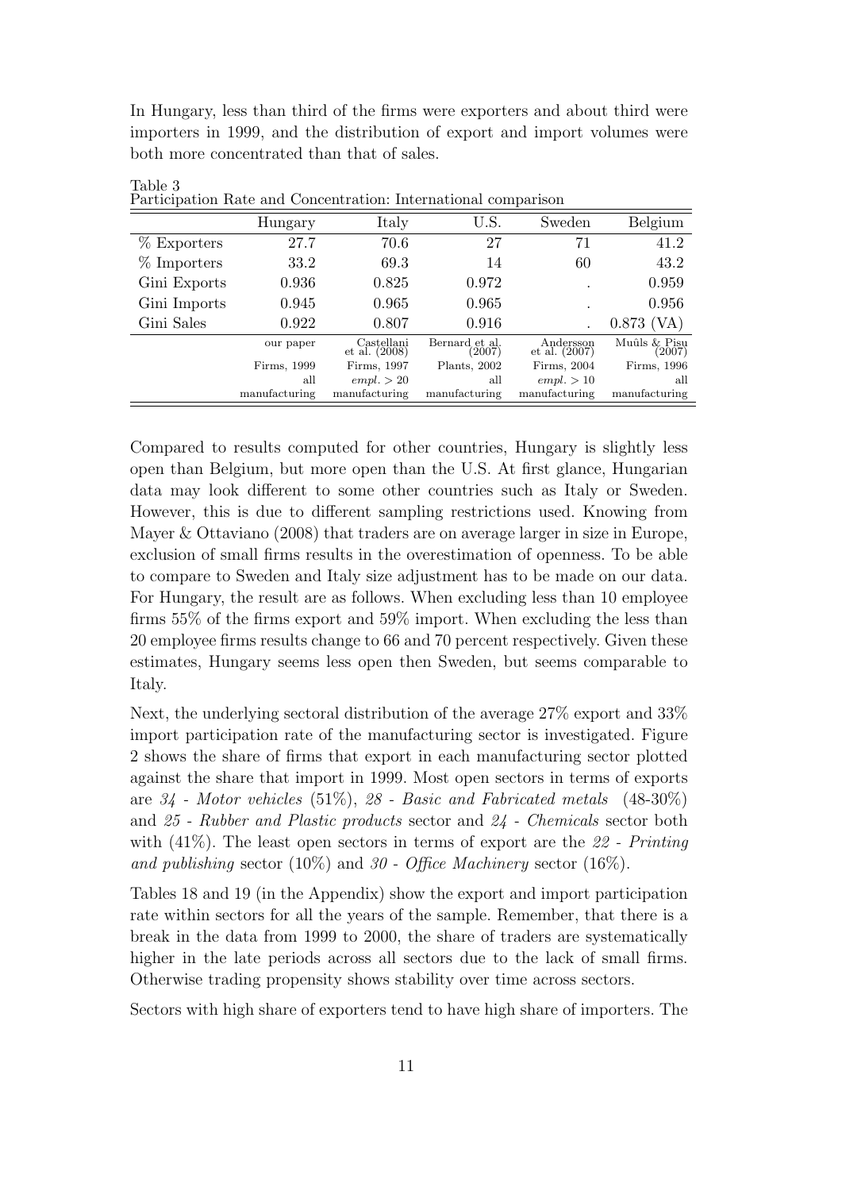In Hungary, less than third of the firms were exporters and about third were importers in 1999, and the distribution of export and import volumes were both more concentrated than that of sales.

Table 3
Participation Rate and Concentration: International comparison

| | Hungary | Italy | U.S. | Sweden | Belgium |
|---|---|---|---|---|---|
| % Exporters | 27.7 | 70.6 | 27 | 71 | 41.2 |
| % Importers | 33.2 | 69.3 | 14 | 60 | 43.2 |
| Gini Exports | 0.936 | 0.825 | 0.972 | . | 0.959 |
| Gini Imports | 0.945 | 0.965 | 0.965 | . | 0.956 |
| Gini Sales | 0.922 | 0.807 | 0.916 | . | 0.873 (VA) |
| | our paper | Castellani et al. (2008) | Bernard et al. (2007) | Andersson et al. (2007) | Muûls & Pisu (2007) |
| | Firms, 1999 | Firms, 1997 | Plants, 2002 | Firms, 2004 | Firms, 1996 |
| | all | $empl. > 20$ | all | $empl. > 10$ | all |
| | manufacturing | manufacturing | manufacturing | manufacturing | manufacturing |

Compared to results computed for other countries, Hungary is slightly less open than Belgium, but more open than the U.S. At first glance, Hungarian data may look different to some other countries such as Italy or Sweden. However, this is due to different sampling restrictions used. Knowing from Mayer & Ottaviano (2008) that traders are on average larger in size in Europe, exclusion of small firms results in the overestimation of openness. To be able to compare to Sweden and Italy size adjustment has to be made on our data. For Hungary, the result are as follows. When excluding less than 10 employee firms 55% of the firms export and 59% import. When excluding the less than 20 employee firms results change to 66 and 70 percent respectively. Given these estimates, Hungary seems less open then Sweden, but seems comparable to Italy.

Next, the underlying sectoral distribution of the average 27% export and 33% import participation rate of the manufacturing sector is investigated. Figure 2 shows the share of firms that export in each manufacturing sector plotted against the share that import in 1999. Most open sectors in terms of exports are *34 - Motor vehicles* (51%), *28 - Basic and Fabricated metals* (48-30%) and *25 - Rubber and Plastic products* sector and *24 - Chemicals* sector both with (41%). The least open sectors in terms of export are the *22 - Printing and publishing* sector (10%) and *30 - Office Machinery* sector (16%).

Tables 18 and 19 (in the Appendix) show the export and import participation rate within sectors for all the years of the sample. Remember, that there is a break in the data from 1999 to 2000, the share of traders are systematically higher in the late periods across all sectors due to the lack of small firms. Otherwise trading propensity shows stability over time across sectors.

Sectors with high share of exporters tend to have high share of importers. The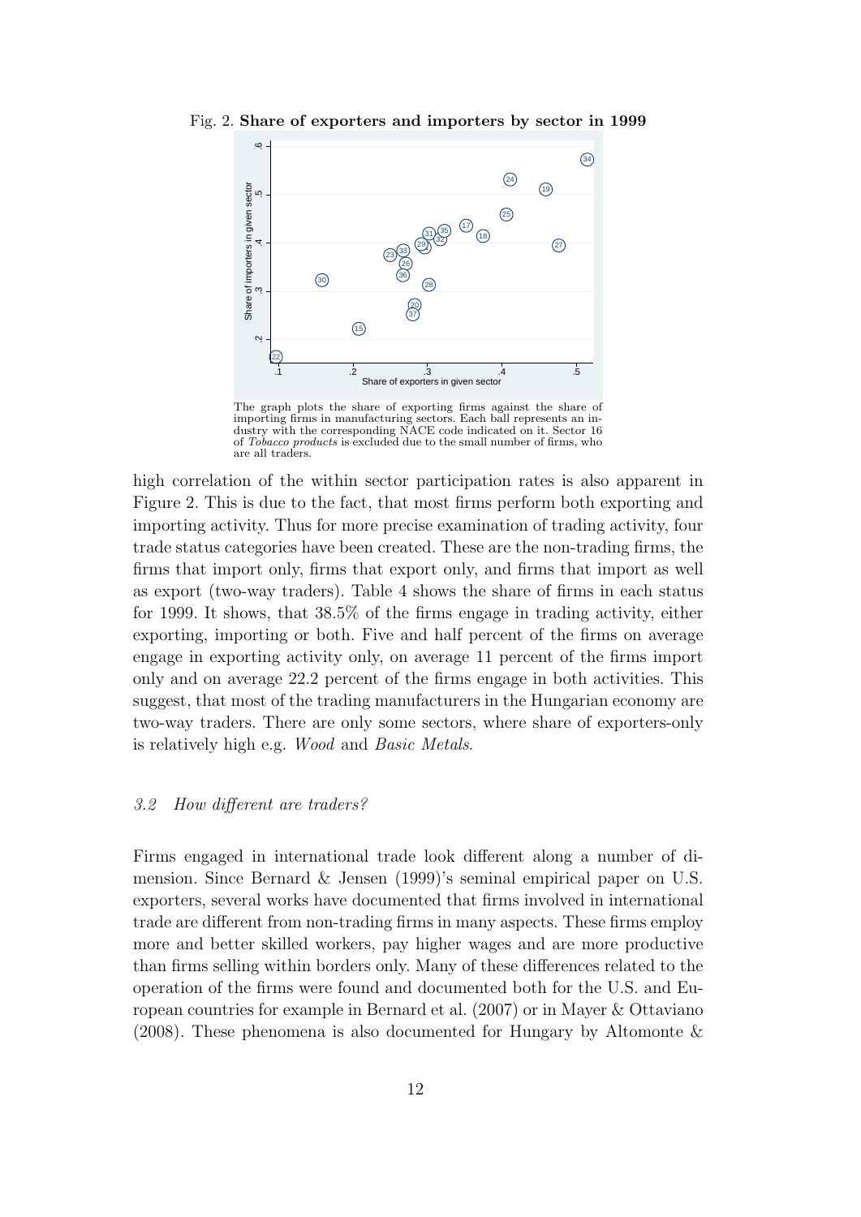Fig. 2. **Share of exporters and importers by sector in 1999**

The graph plots the share of exporting firms against the share of importing firms in manufacturing sectors. Each ball represents an industry with the corresponding NACE code indicated on it. Sector 16 of *Tobacco products* is excluded due to the small number of firms, who are all traders.

high correlation of the within sector participation rates is also apparent in Figure 2. This is due to the fact, that most firms perform both exporting and importing activity. Thus for more precise examination of trading activity, four trade status categories have been created. These are the non-trading firms, the firms that import only, firms that export only, and firms that import as well as export (two-way traders). Table 4 shows the share of firms in each status for 1999. It shows, that 38.5% of the firms engage in trading activity, either exporting, importing or both. Five and half percent of the firms on average engage in exporting activity only, on average 11 percent of the firms import only and on average 22.2 percent of the firms engage in both activities. This suggest, that most of the trading manufacturers in the Hungarian economy are two-way traders. There are only some sectors, where share of exporters-only is relatively high e.g. *Wood* and *Basic Metals*.

### *3.2 How different are traders?*

Firms engaged in international trade look different along a number of dimension. Since Bernard & Jensen (1999)'s seminal empirical paper on U.S. exporters, several works have documented that firms involved in international trade are different from non-trading firms in many aspects. These firms employ more and better skilled workers, pay higher wages and are more productive than firms selling within borders only. Many of these differences related to the operation of the firms were found and documented both for the U.S. and European countries for example in Bernard et al. (2007) or in Mayer & Ottaviano (2008). These phenomena is also documented for Hungary by Altomonte &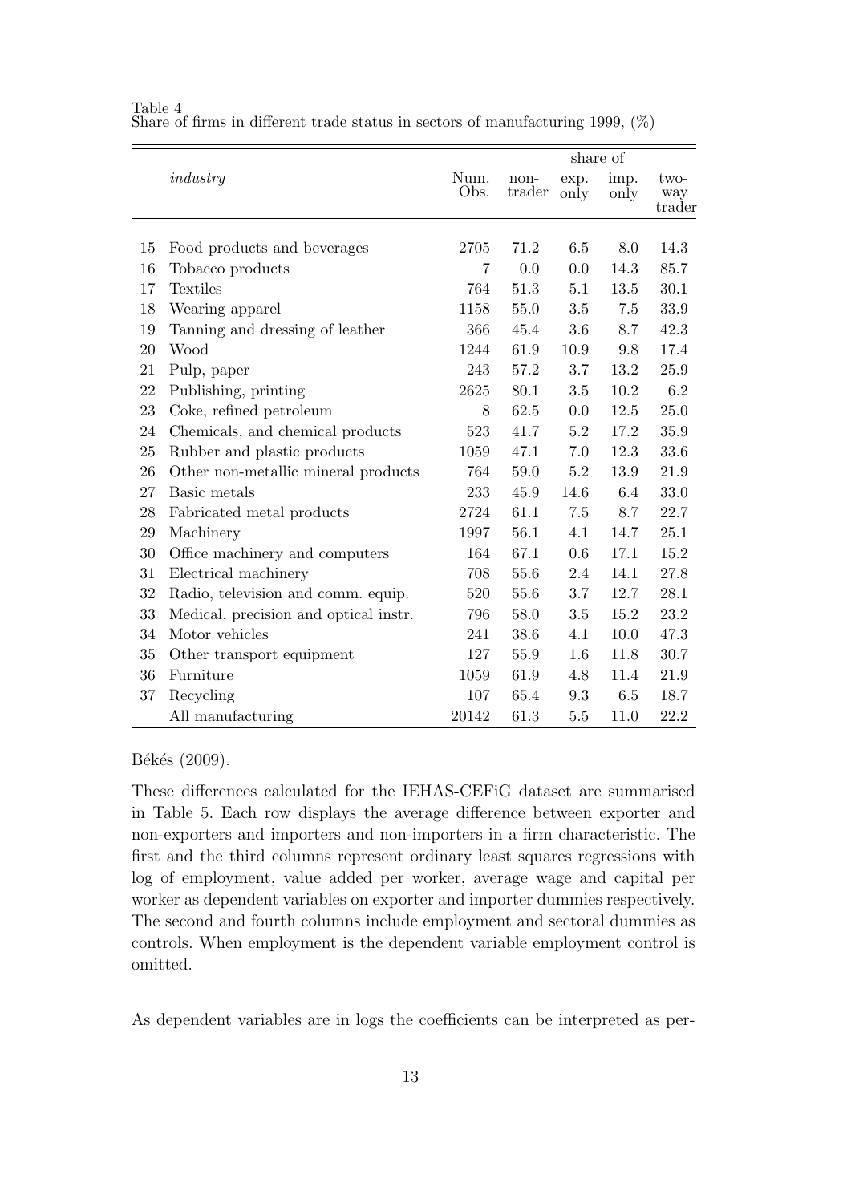Table 4
Share of firms in different trade status in sectors of manufacturing 1999, (%)

| | *industry* | Num. Obs. | share of non-trader | exp. only | imp. only | two-way trader |
|---|---|---|---|---|---|---|
| 15 | Food products and beverages | 2705 | 71.2 | 6.5 | 8.0 | 14.3 |
| 16 | Tobacco products | 7 | 0.0 | 0.0 | 14.3 | 85.7 |
| 17 | Textiles | 764 | 51.3 | 5.1 | 13.5 | 30.1 |
| 18 | Wearing apparel | 1158 | 55.0 | 3.5 | 7.5 | 33.9 |
| 19 | Tanning and dressing of leather | 366 | 45.4 | 3.6 | 8.7 | 42.3 |
| 20 | Wood | 1244 | 61.9 | 10.9 | 9.8 | 17.4 |
| 21 | Pulp, paper | 243 | 57.2 | 3.7 | 13.2 | 25.9 |
| 22 | Publishing, printing | 2625 | 80.1 | 3.5 | 10.2 | 6.2 |
| 23 | Coke, refined petroleum | 8 | 62.5 | 0.0 | 12.5 | 25.0 |
| 24 | Chemicals, and chemical products | 523 | 41.7 | 5.2 | 17.2 | 35.9 |
| 25 | Rubber and plastic products | 1059 | 47.1 | 7.0 | 12.3 | 33.6 |
| 26 | Other non-metallic mineral products | 764 | 59.0 | 5.2 | 13.9 | 21.9 |
| 27 | Basic metals | 233 | 45.9 | 14.6 | 6.4 | 33.0 |
| 28 | Fabricated metal products | 2724 | 61.1 | 7.5 | 8.7 | 22.7 |
| 29 | Machinery | 1997 | 56.1 | 4.1 | 14.7 | 25.1 |
| 30 | Office machinery and computers | 164 | 67.1 | 0.6 | 17.1 | 15.2 |
| 31 | Electrical machinery | 708 | 55.6 | 2.4 | 14.1 | 27.8 |
| 32 | Radio, television and comm. equip. | 520 | 55.6 | 3.7 | 12.7 | 28.1 |
| 33 | Medical, precision and optical instr. | 796 | 58.0 | 3.5 | 15.2 | 23.2 |
| 34 | Motor vehicles | 241 | 38.6 | 4.1 | 10.0 | 47.3 |
| 35 | Other transport equipment | 127 | 55.9 | 1.6 | 11.8 | 30.7 |
| 36 | Furniture | 1059 | 61.9 | 4.8 | 11.4 | 21.9 |
| 37 | Recycling | 107 | 65.4 | 9.3 | 6.5 | 18.7 |
| | All manufacturing | 20142 | 61.3 | 5.5 | 11.0 | 22.2 |

Békés (2009).

These differences calculated for the IEHAS-CEFiG dataset are summarised in Table 5. Each row displays the average difference between exporter and non-exporters and importers and non-importers in a firm characteristic. The first and the third columns represent ordinary least squares regressions with log of employment, value added per worker, average wage and capital per worker as dependent variables on exporter and importer dummies respectively. The second and fourth columns include employment and sectoral dummies as controls. When employment is the dependent variable employment control is omitted.

As dependent variables are in logs the coefficients can be interpreted as per-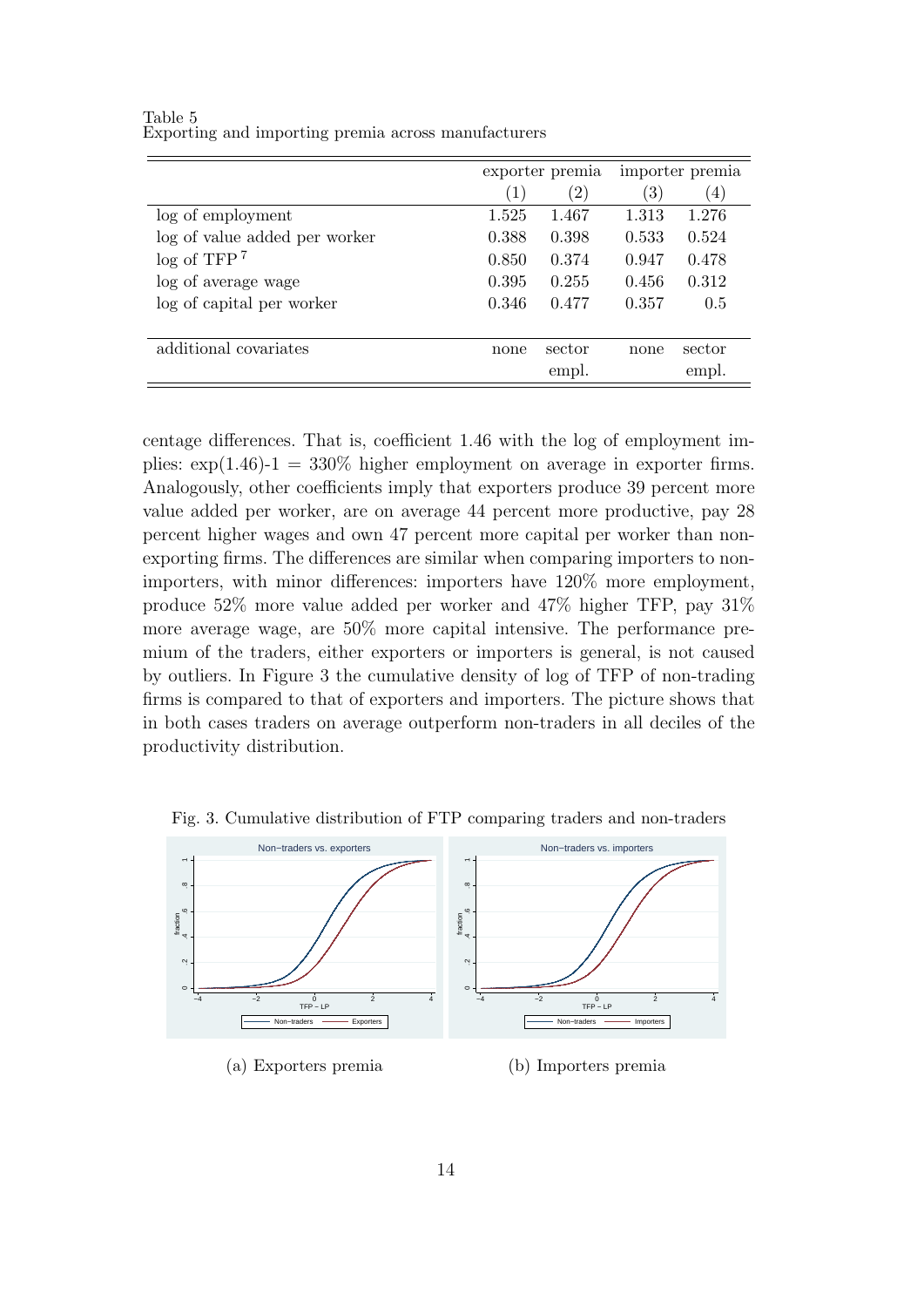Table 5
Exporting and importing premia across manufacturers

| | exporter premia | | importer premia | |
|---|---|---|---|---|
| | (1) | (2) | (3) | (4) |
| log of employment | 1.525 | 1.467 | 1.313 | 1.276 |
| log of value added per worker | 0.388 | 0.398 | 0.533 | 0.524 |
| log of TFP [7] | 0.850 | 0.374 | 0.947 | 0.478 |
| log of average wage | 0.395 | 0.255 | 0.456 | 0.312 |
| log of capital per worker | 0.346 | 0.477 | 0.357 | 0.5 |
| additional covariates | none | sector empl. | none | sector empl. |

centage differences. That is, coefficient 1.46 with the log of employment implies: exp(1.46)-1 = 330% higher employment on average in exporter firms. Analogously, other coefficients imply that exporters produce 39 percent more value added per worker, are on average 44 percent more productive, pay 28 percent higher wages and own 47 percent more capital per worker than non-exporting firms. The differences are similar when comparing importers to non-importers, with minor differences: importers have 120% more employment, produce 52% more value added per worker and 47% higher TFP, pay 31% more average wage, are 50% more capital intensive. The performance premium of the traders, either exporters or importers is general, is not caused by outliers. In Figure 3 the cumulative density of log of TFP of non-trading firms is compared to that of exporters and importers. The picture shows that in both cases traders on average outperform non-traders in all deciles of the productivity distribution.

Fig. 3. Cumulative distribution of FTP comparing traders and non-traders

(a) Exporters premia

(b) Importers premia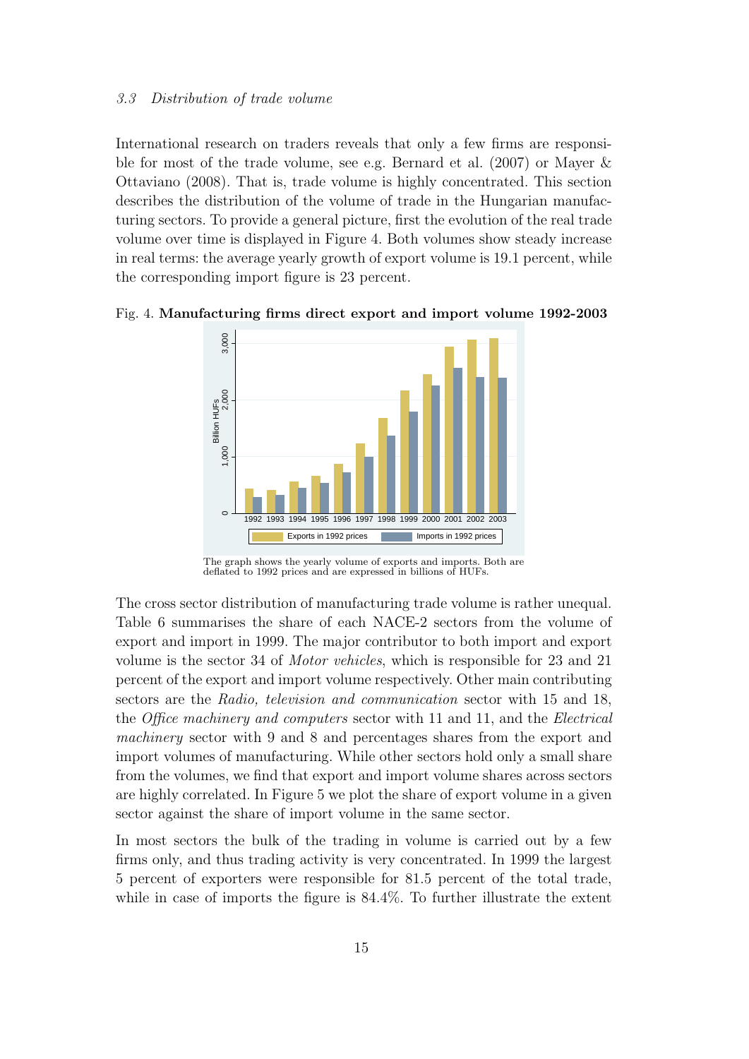### 3.3 Distribution of trade volume

International research on traders reveals that only a few firms are responsible for most of the trade volume, see e.g. Bernard et al. (2007) or Mayer & Ottaviano (2008). That is, trade volume is highly concentrated. This section describes the distribution of the volume of trade in the Hungarian manufacturing sectors. To provide a general picture, first the evolution of the real trade volume over time is displayed in Figure 4. Both volumes show steady increase in real terms: the average yearly growth of export volume is 19.1 percent, while the corresponding import figure is 23 percent.

Fig. 4. **Manufacturing firms direct export and import volume 1992-2003**

The graph shows the yearly volume of exports and imports. Both are deflated to 1992 prices and are expressed in billions of HUFs.

The cross sector distribution of manufacturing trade volume is rather unequal. Table 6 summarises the share of each NACE-2 sectors from the volume of export and import in 1999. The major contributor to both import and export volume is the sector 34 of *Motor vehicles*, which is responsible for 23 and 21 percent of the export and import volume respectively. Other main contributing sectors are the *Radio, television and communication* sector with 15 and 18, the *Office machinery and computers* sector with 11 and 11, and the *Electrical machinery* sector with 9 and 8 and percentages shares from the export and import volumes of manufacturing. While other sectors hold only a small share from the volumes, we find that export and import volume shares across sectors are highly correlated. In Figure 5 we plot the share of export volume in a given sector against the share of import volume in the same sector.

In most sectors the bulk of the trading in volume is carried out by a few firms only, and thus trading activity is very concentrated. In 1999 the largest 5 percent of exporters were responsible for 81.5 percent of the total trade, while in case of imports the figure is 84.4%. To further illustrate the extent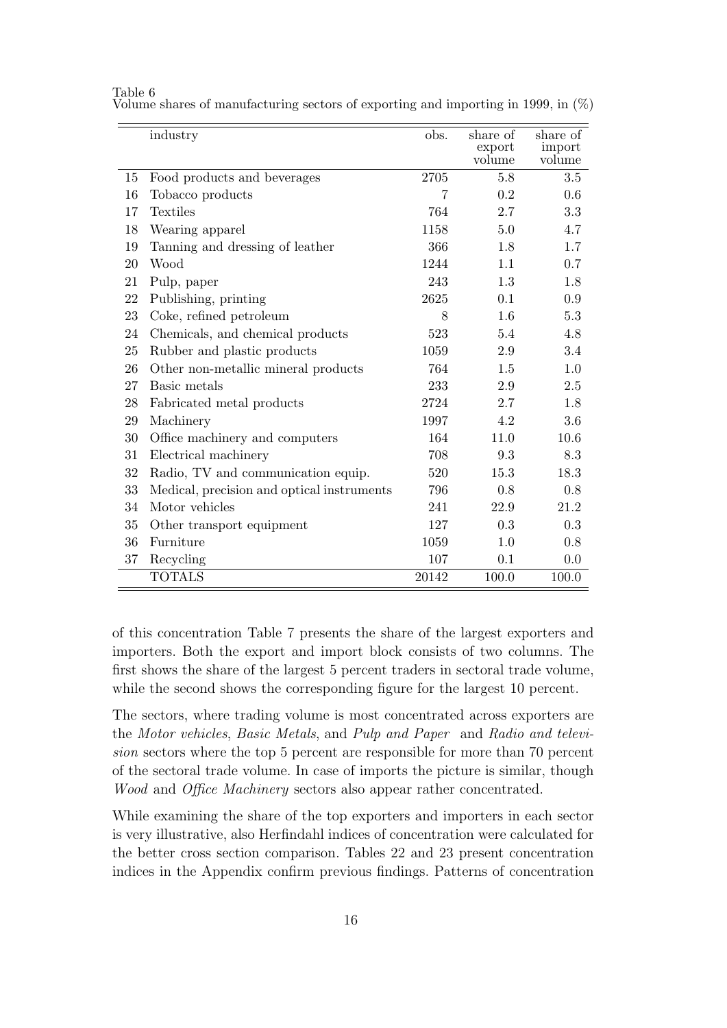Table 6
Volume shares of manufacturing sectors of exporting and importing in 1999, in (%)

| | industry | obs. | share of export volume | share of import volume |
|---|---|---|---|---|
| 15 | Food products and beverages | 2705 | 5.8 | 3.5 |
| 16 | Tobacco products | 7 | 0.2 | 0.6 |
| 17 | Textiles | 764 | 2.7 | 3.3 |
| 18 | Wearing apparel | 1158 | 5.0 | 4.7 |
| 19 | Tanning and dressing of leather | 366 | 1.8 | 1.7 |
| 20 | Wood | 1244 | 1.1 | 0.7 |
| 21 | Pulp, paper | 243 | 1.3 | 1.8 |
| 22 | Publishing, printing | 2625 | 0.1 | 0.9 |
| 23 | Coke, refined petroleum | 8 | 1.6 | 5.3 |
| 24 | Chemicals, and chemical products | 523 | 5.4 | 4.8 |
| 25 | Rubber and plastic products | 1059 | 2.9 | 3.4 |
| 26 | Other non-metallic mineral products | 764 | 1.5 | 1.0 |
| 27 | Basic metals | 233 | 2.9 | 2.5 |
| 28 | Fabricated metal products | 2724 | 2.7 | 1.8 |
| 29 | Machinery | 1997 | 4.2 | 3.6 |
| 30 | Office machinery and computers | 164 | 11.0 | 10.6 |
| 31 | Electrical machinery | 708 | 9.3 | 8.3 |
| 32 | Radio, TV and communication equip. | 520 | 15.3 | 18.3 |
| 33 | Medical, precision and optical instruments | 796 | 0.8 | 0.8 |
| 34 | Motor vehicles | 241 | 22.9 | 21.2 |
| 35 | Other transport equipment | 127 | 0.3 | 0.3 |
| 36 | Furniture | 1059 | 1.0 | 0.8 |
| 37 | Recycling | 107 | 0.1 | 0.0 |
| | TOTALS | 20142 | 100.0 | 100.0 |

of this concentration Table 7 presents the share of the largest exporters and importers. Both the export and import block consists of two columns. The first shows the share of the largest 5 percent traders in sectoral trade volume, while the second shows the corresponding figure for the largest 10 percent.

The sectors, where trading volume is most concentrated across exporters are the *Motor vehicles*, *Basic Metals*, and *Pulp and Paper* and *Radio and television* sectors where the top 5 percent are responsible for more than 70 percent of the sectoral trade volume. In case of imports the picture is similar, though *Wood* and *Office Machinery* sectors also appear rather concentrated.

While examining the share of the top exporters and importers in each sector is very illustrative, also Herfindahl indices of concentration were calculated for the better cross section comparison. Tables 22 and 23 present concentration indices in the Appendix confirm previous findings. Patterns of concentration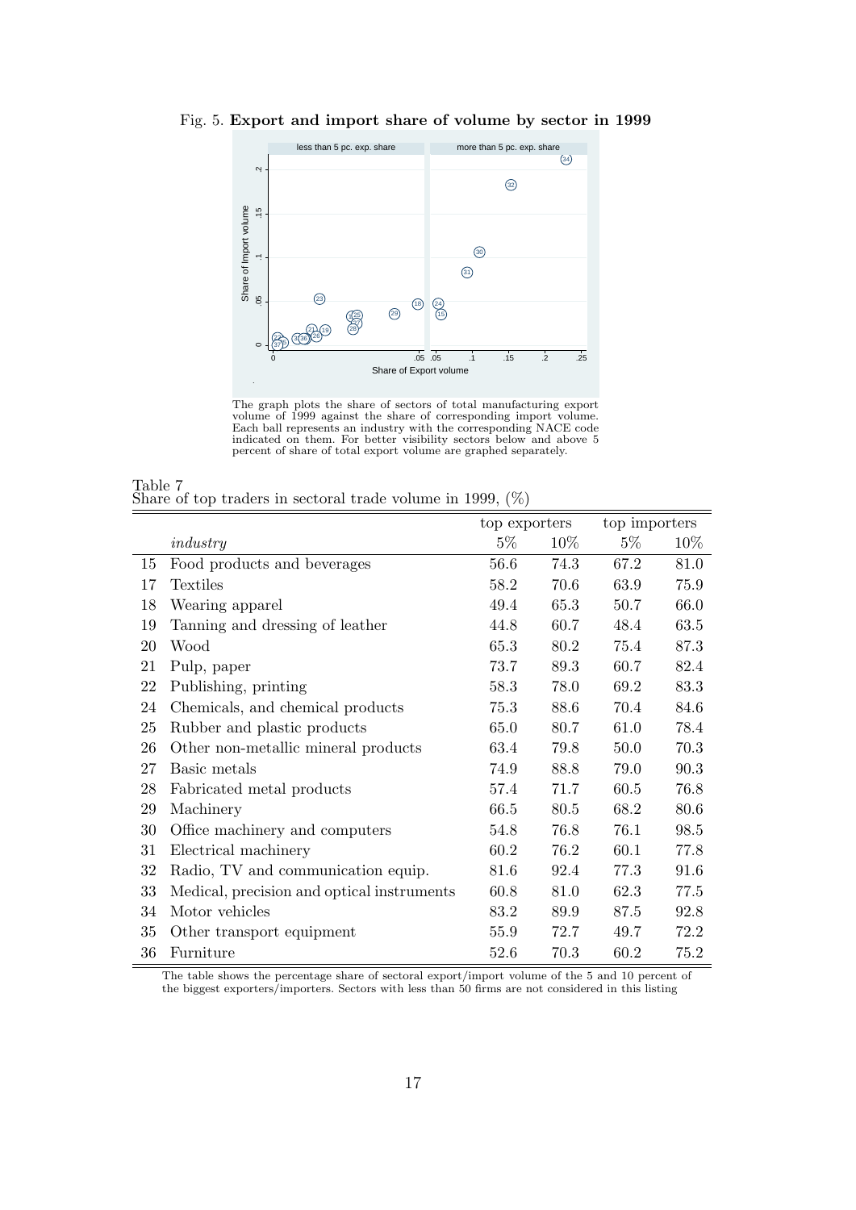Fig. 5. **Export and import share of volume by sector in 1999**

The graph plots the share of sectors of total manufacturing export volume of 1999 against the share of corresponding import volume. Each ball represents an industry with the corresponding NACE code indicated on them. For better visibility sectors below and above 5 percent of share of total export volume are graphed separately.

Table 7
Share of top traders in sectoral trade volume in 1999, (%)

| | | top exporters | | top importers | |
|---|---|---|---|---|---|
| | *industry* | 5% | 10% | 5% | 10% |
| 15 | Food products and beverages | 56.6 | 74.3 | 67.2 | 81.0 |
| 17 | Textiles | 58.2 | 70.6 | 63.9 | 75.9 |
| 18 | Wearing apparel | 49.4 | 65.3 | 50.7 | 66.0 |
| 19 | Tanning and dressing of leather | 44.8 | 60.7 | 48.4 | 63.5 |
| 20 | Wood | 65.3 | 80.2 | 75.4 | 87.3 |
| 21 | Pulp, paper | 73.7 | 89.3 | 60.7 | 82.4 |
| 22 | Publishing, printing | 58.3 | 78.0 | 69.2 | 83.3 |
| 24 | Chemicals, and chemical products | 75.3 | 88.6 | 70.4 | 84.6 |
| 25 | Rubber and plastic products | 65.0 | 80.7 | 61.0 | 78.4 |
| 26 | Other non-metallic mineral products | 63.4 | 79.8 | 50.0 | 70.3 |
| 27 | Basic metals | 74.9 | 88.8 | 79.0 | 90.3 |
| 28 | Fabricated metal products | 57.4 | 71.7 | 60.5 | 76.8 |
| 29 | Machinery | 66.5 | 80.5 | 68.2 | 80.6 |
| 30 | Office machinery and computers | 54.8 | 76.8 | 76.1 | 98.5 |
| 31 | Electrical machinery | 60.2 | 76.2 | 60.1 | 77.8 |
| 32 | Radio, TV and communication equip. | 81.6 | 92.4 | 77.3 | 91.6 |
| 33 | Medical, precision and optical instruments | 60.8 | 81.0 | 62.3 | 77.5 |
| 34 | Motor vehicles | 83.2 | 89.9 | 87.5 | 92.8 |
| 35 | Other transport equipment | 55.9 | 72.7 | 49.7 | 72.2 |
| 36 | Furniture | 52.6 | 70.3 | 60.2 | 75.2 |

The table shows the percentage share of sectoral export/import volume of the 5 and 10 percent of the biggest exporters/importers. Sectors with less than 50 firms are not considered in this listing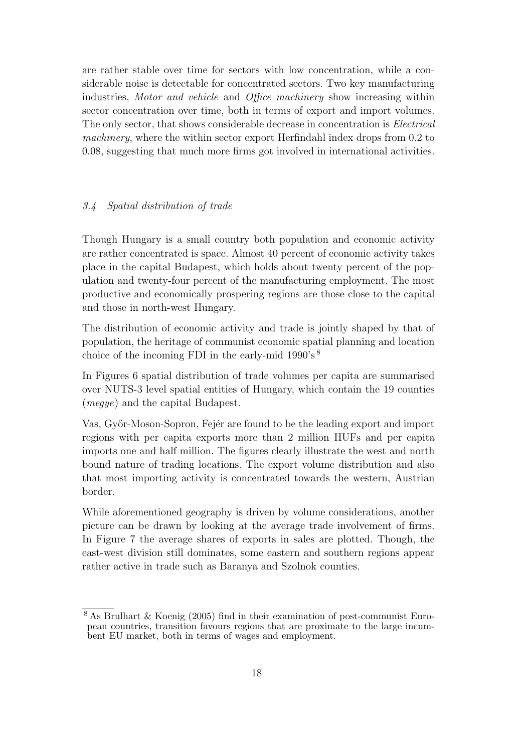are rather stable over time for sectors with low concentration, while a considerable noise is detectable for concentrated sectors. Two key manufacturing industries, *Motor and vehicle* and *Office machinery* show increasing within sector concentration over time, both in terms of export and import volumes. The only sector, that shows considerable decrease in concentration is *Electrical machinery*, where the within sector export Herfindahl index drops from 0.2 to 0.08, suggesting that much more firms got involved in international activities.

### *3.4 Spatial distribution of trade*

Though Hungary is a small country both population and economic activity are rather concentrated is space. Almost 40 percent of economic activity takes place in the capital Budapest, which holds about twenty percent of the population and twenty-four percent of the manufacturing employment. The most productive and economically prospering regions are those close to the capital and those in north-west Hungary.

The distribution of economic activity and trade is jointly shaped by that of population, the heritage of communist economic spatial planning and location choice of the incoming FDI in the early-mid 1990's [8]

In Figures 6 spatial distribution of trade volumes per capita are summarised over NUTS-3 level spatial entities of Hungary, which contain the 19 counties (*megye*) and the capital Budapest.

Vas, Győr-Moson-Sopron, Fejér are found to be the leading export and import regions with per capita exports more than 2 million HUFs and per capita imports one and half million. The figures clearly illustrate the west and north bound nature of trading locations. The export volume distribution and also that most importing activity is concentrated towards the western, Austrian border.

While aforementioned geography is driven by volume considerations, another picture can be drawn by looking at the average trade involvement of firms. In Figure 7 the average shares of exports in sales are plotted. Though, the east-west division still dominates, some eastern and southern regions appear rather active in trade such as Baranya and Szolnok counties.

[8] As Brulhart & Koenig (2005) find in their examination of post-communist European countries, transition favours regions that are proximate to the large incumbent EU market, both in terms of wages and employment.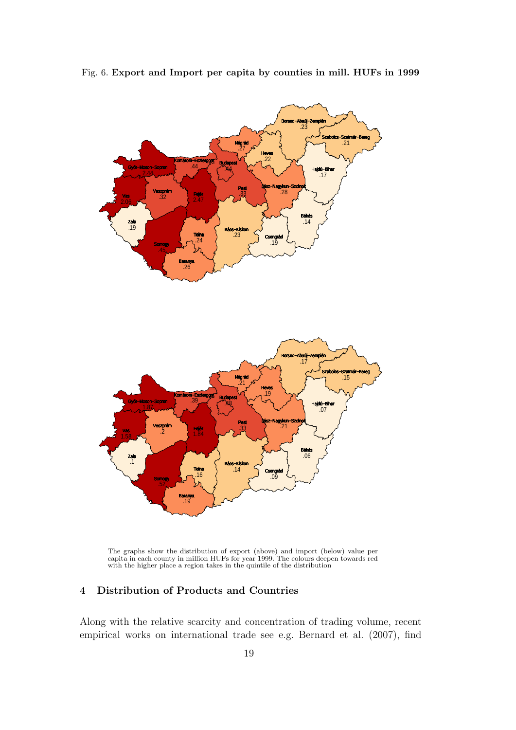Fig. 6. **Export and Import per capita by counties in mill. HUFs in 1999**

The graphs show the distribution of export (above) and import (below) value per capita in each county in million HUFs for year 1999. The colours deepen towards red with the higher place a region takes in the quintile of the distribution

## 4 Distribution of Products and Countries

Along with the relative scarcity and concentration of trading volume, recent empirical works on international trade see e.g. Bernard et al. (2007), find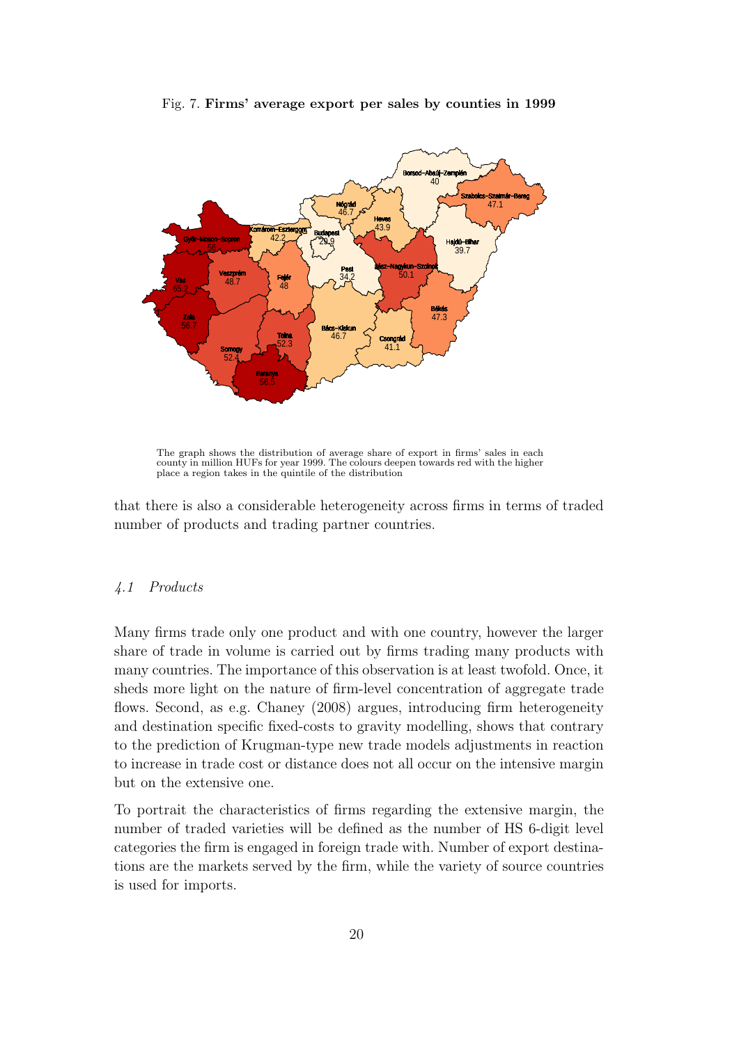Fig. 7. **Firms' average export per sales by counties in 1999**

The graph shows the distribution of average share of export in firms' sales in each county in million HUFs for year 1999. The colours deepen towards red with the higher place a region takes in the quintile of the distribution

that there is also a considerable heterogeneity across firms in terms of traded number of products and trading partner countries.

### *4.1 Products*

Many firms trade only one product and with one country, however the larger share of trade in volume is carried out by firms trading many products with many countries. The importance of this observation is at least twofold. Once, it sheds more light on the nature of firm-level concentration of aggregate trade flows. Second, as e.g. Chaney (2008) argues, introducing firm heterogeneity and destination specific fixed-costs to gravity modelling, shows that contrary to the prediction of Krugman-type new trade models adjustments in reaction to increase in trade cost or distance does not all occur on the intensive margin but on the extensive one.

To portrait the characteristics of firms regarding the extensive margin, the number of traded varieties will be defined as the number of HS 6-digit level categories the firm is engaged in foreign trade with. Number of export destinations are the markets served by the firm, while the variety of source countries is used for imports.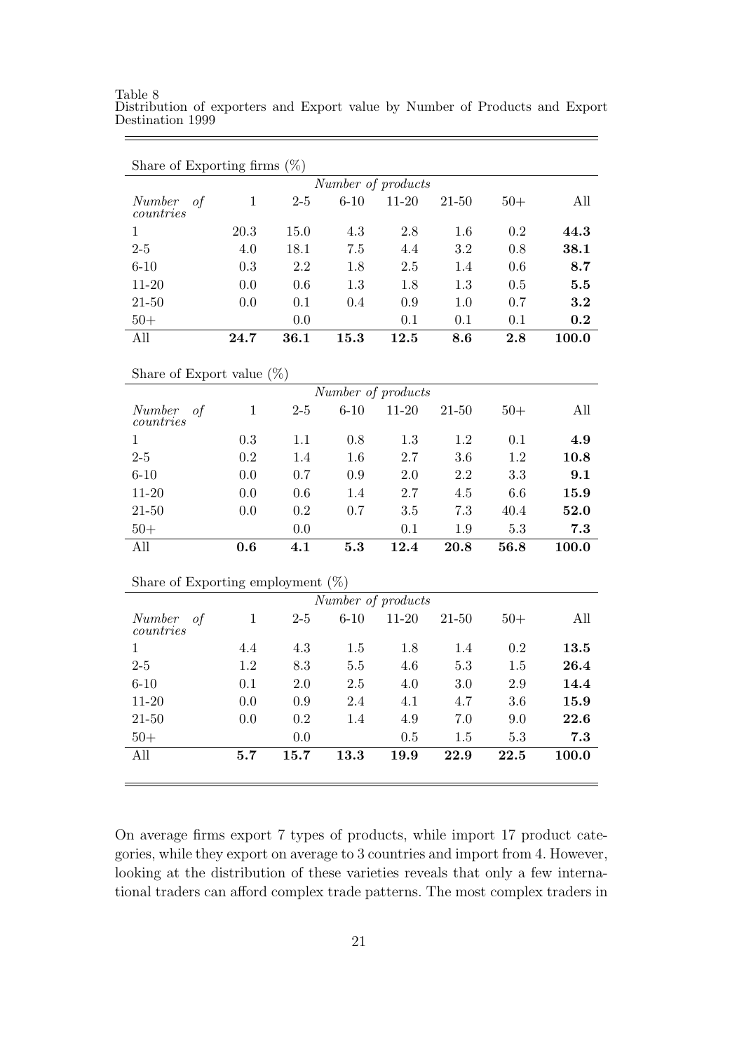Table 8
Distribution of exporters and Export value by Number of Products and Export Destination 1999

Share of Exporting firms (%)

| | *Number of products* | | | | | | |
|---|---|---|---|---|---|---|---|
| *Number of countries* | 1 | 2-5 | 6-10 | 11-20 | 21-50 | 50+ | All |
| 1 | 20.3 | 15.0 | 4.3 | 2.8 | 1.6 | 0.2 | **44.3** |
| 2-5 | 4.0 | 18.1 | 7.5 | 4.4 | 3.2 | 0.8 | **38.1** |
| 6-10 | 0.3 | 2.2 | 1.8 | 2.5 | 1.4 | 0.6 | **8.7** |
| 11-20 | 0.0 | 0.6 | 1.3 | 1.8 | 1.3 | 0.5 | **5.5** |
| 21-50 | 0.0 | 0.1 | 0.4 | 0.9 | 1.0 | 0.7 | **3.2** |
| 50+ | | 0.0 | | 0.1 | 0.1 | 0.1 | **0.2** |
| All | **24.7** | **36.1** | **15.3** | **12.5** | **8.6** | **2.8** | **100.0** |

Share of Export value (%)

| | *Number of products* | | | | | | |
|---|---|---|---|---|---|---|---|
| *Number of countries* | 1 | 2-5 | 6-10 | 11-20 | 21-50 | 50+ | All |
| 1 | 0.3 | 1.1 | 0.8 | 1.3 | 1.2 | 0.1 | **4.9** |
| 2-5 | 0.2 | 1.4 | 1.6 | 2.7 | 3.6 | 1.2 | **10.8** |
| 6-10 | 0.0 | 0.7 | 0.9 | 2.0 | 2.2 | 3.3 | **9.1** |
| 11-20 | 0.0 | 0.6 | 1.4 | 2.7 | 4.5 | 6.6 | **15.9** |
| 21-50 | 0.0 | 0.2 | 0.7 | 3.5 | 7.3 | 40.4 | **52.0** |
| 50+ | | 0.0 | | 0.1 | 1.9 | 5.3 | **7.3** |
| All | **0.6** | **4.1** | **5.3** | **12.4** | **20.8** | **56.8** | **100.0** |

Share of Exporting employment (%)

| | *Number of products* | | | | | | |
|---|---|---|---|---|---|---|---|
| *Number of countries* | 1 | 2-5 | 6-10 | 11-20 | 21-50 | 50+ | All |
| 1 | 4.4 | 4.3 | 1.5 | 1.8 | 1.4 | 0.2 | **13.5** |
| 2-5 | 1.2 | 8.3 | 5.5 | 4.6 | 5.3 | 1.5 | **26.4** |
| 6-10 | 0.1 | 2.0 | 2.5 | 4.0 | 3.0 | 2.9 | **14.4** |
| 11-20 | 0.0 | 0.9 | 2.4 | 4.1 | 4.7 | 3.6 | **15.9** |
| 21-50 | 0.0 | 0.2 | 1.4 | 4.9 | 7.0 | 9.0 | **22.6** |
| 50+ | | 0.0 | | 0.5 | 1.5 | 5.3 | **7.3** |
| All | **5.7** | **15.7** | **13.3** | **19.9** | **22.9** | **22.5** | **100.0** |

On average firms export 7 types of products, while import 17 product categories, while they export on average to 3 countries and import from 4. However, looking at the distribution of these varieties reveals that only a few international traders can afford complex trade patterns. The most complex traders in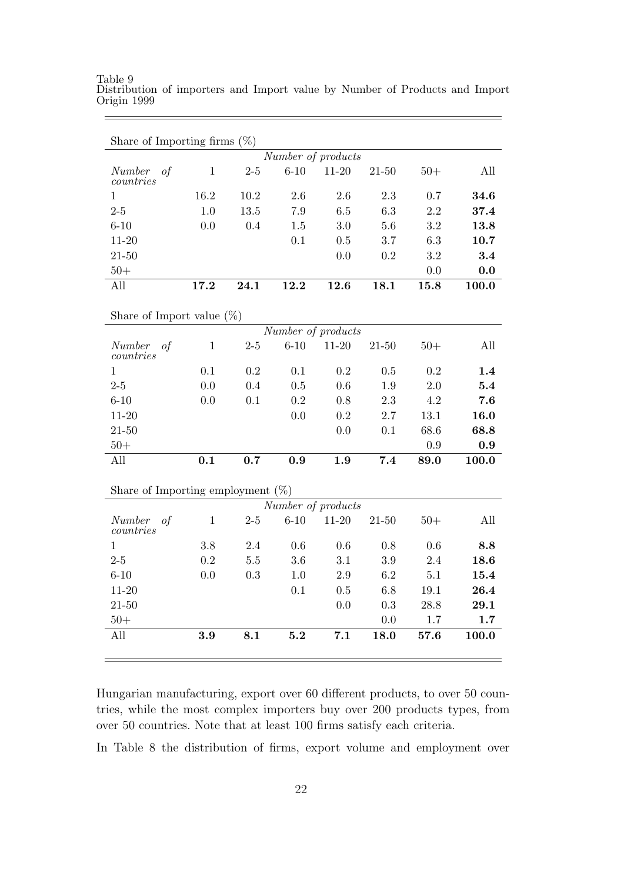Table 9
Distribution of importers and Import value by Number of Products and Import Origin 1999

Share of Importing firms (%)

| | *Number of products* | | | | | | |
|---|---|---|---|---|---|---|---|
| *Number of countries* | 1 | 2-5 | 6-10 | 11-20 | 21-50 | 50+ | All |
| 1 | 16.2 | 10.2 | 2.6 | 2.6 | 2.3 | 0.7 | **34.6** |
| 2-5 | 1.0 | 13.5 | 7.9 | 6.5 | 6.3 | 2.2 | **37.4** |
| 6-10 | 0.0 | 0.4 | 1.5 | 3.0 | 5.6 | 3.2 | **13.8** |
| 11-20 | | | 0.1 | 0.5 | 3.7 | 6.3 | **10.7** |
| 21-50 | | | | 0.0 | 0.2 | 3.2 | **3.4** |
| 50+ | | | | | | 0.0 | **0.0** |
| All | **17.2** | **24.1** | **12.2** | **12.6** | **18.1** | **15.8** | **100.0** |

Share of Import value (%)

| | *Number of products* | | | | | | |
|---|---|---|---|---|---|---|---|
| *Number of countries* | 1 | 2-5 | 6-10 | 11-20 | 21-50 | 50+ | All |
| 1 | 0.1 | 0.2 | 0.1 | 0.2 | 0.5 | 0.2 | **1.4** |
| 2-5 | 0.0 | 0.4 | 0.5 | 0.6 | 1.9 | 2.0 | **5.4** |
| 6-10 | 0.0 | 0.1 | 0.2 | 0.8 | 2.3 | 4.2 | **7.6** |
| 11-20 | | | 0.0 | 0.2 | 2.7 | 13.1 | **16.0** |
| 21-50 | | | | 0.0 | 0.1 | 68.6 | **68.8** |
| 50+ | | | | | | 0.9 | **0.9** |
| All | **0.1** | **0.7** | **0.9** | **1.9** | **7.4** | **89.0** | **100.0** |

Share of Importing employment (%)

| | *Number of products* | | | | | | |
|---|---|---|---|---|---|---|---|
| *Number of countries* | 1 | 2-5 | 6-10 | 11-20 | 21-50 | 50+ | All |
| 1 | 3.8 | 2.4 | 0.6 | 0.6 | 0.8 | 0.6 | **8.8** |
| 2-5 | 0.2 | 5.5 | 3.6 | 3.1 | 3.9 | 2.4 | **18.6** |
| 6-10 | 0.0 | 0.3 | 1.0 | 2.9 | 6.2 | 5.1 | **15.4** |
| 11-20 | | | 0.1 | 0.5 | 6.8 | 19.1 | **26.4** |
| 21-50 | | | | 0.0 | 0.3 | 28.8 | **29.1** |
| 50+ | | | | | 0.0 | 1.7 | **1.7** |
| All | **3.9** | **8.1** | **5.2** | **7.1** | **18.0** | **57.6** | **100.0** |

Hungarian manufacturing, export over 60 different products, to over 50 countries, while the most complex importers buy over 200 products types, from over 50 countries. Note that at least 100 firms satisfy each criteria.

In Table 8 the distribution of firms, export volume and employment over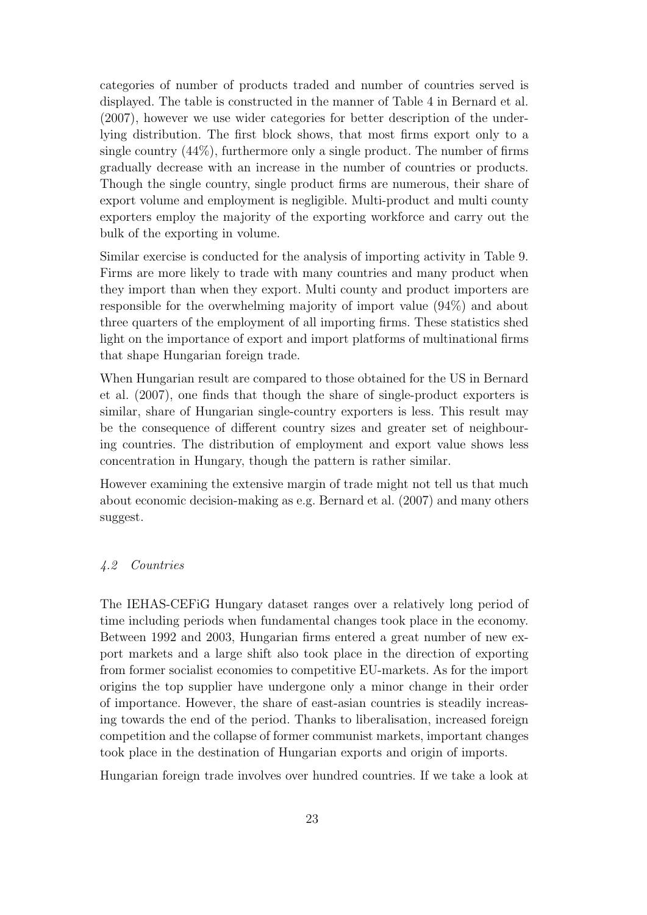categories of number of products traded and number of countries served is displayed. The table is constructed in the manner of Table 4 in Bernard et al. (2007), however we use wider categories for better description of the underlying distribution. The first block shows, that most firms export only to a single country (44%), furthermore only a single product. The number of firms gradually decrease with an increase in the number of countries or products. Though the single country, single product firms are numerous, their share of export volume and employment is negligible. Multi-product and multi county exporters employ the majority of the exporting workforce and carry out the bulk of the exporting in volume.

Similar exercise is conducted for the analysis of importing activity in Table 9. Firms are more likely to trade with many countries and many product when they import than when they export. Multi county and product importers are responsible for the overwhelming majority of import value (94%) and about three quarters of the employment of all importing firms. These statistics shed light on the importance of export and import platforms of multinational firms that shape Hungarian foreign trade.

When Hungarian result are compared to those obtained for the US in Bernard et al. (2007), one finds that though the share of single-product exporters is similar, share of Hungarian single-country exporters is less. This result may be the consequence of different country sizes and greater set of neighbouring countries. The distribution of employment and export value shows less concentration in Hungary, though the pattern is rather similar.

However examining the extensive margin of trade might not tell us that much about economic decision-making as e.g. Bernard et al. (2007) and many others suggest.

### *4.2 Countries*

The IEHAS-CEFiG Hungary dataset ranges over a relatively long period of time including periods when fundamental changes took place in the economy. Between 1992 and 2003, Hungarian firms entered a great number of new export markets and a large shift also took place in the direction of exporting from former socialist economies to competitive EU-markets. As for the import origins the top supplier have undergone only a minor change in their order of importance. However, the share of east-asian countries is steadily increasing towards the end of the period. Thanks to liberalisation, increased foreign competition and the collapse of former communist markets, important changes took place in the destination of Hungarian exports and origin of imports.

Hungarian foreign trade involves over hundred countries. If we take a look at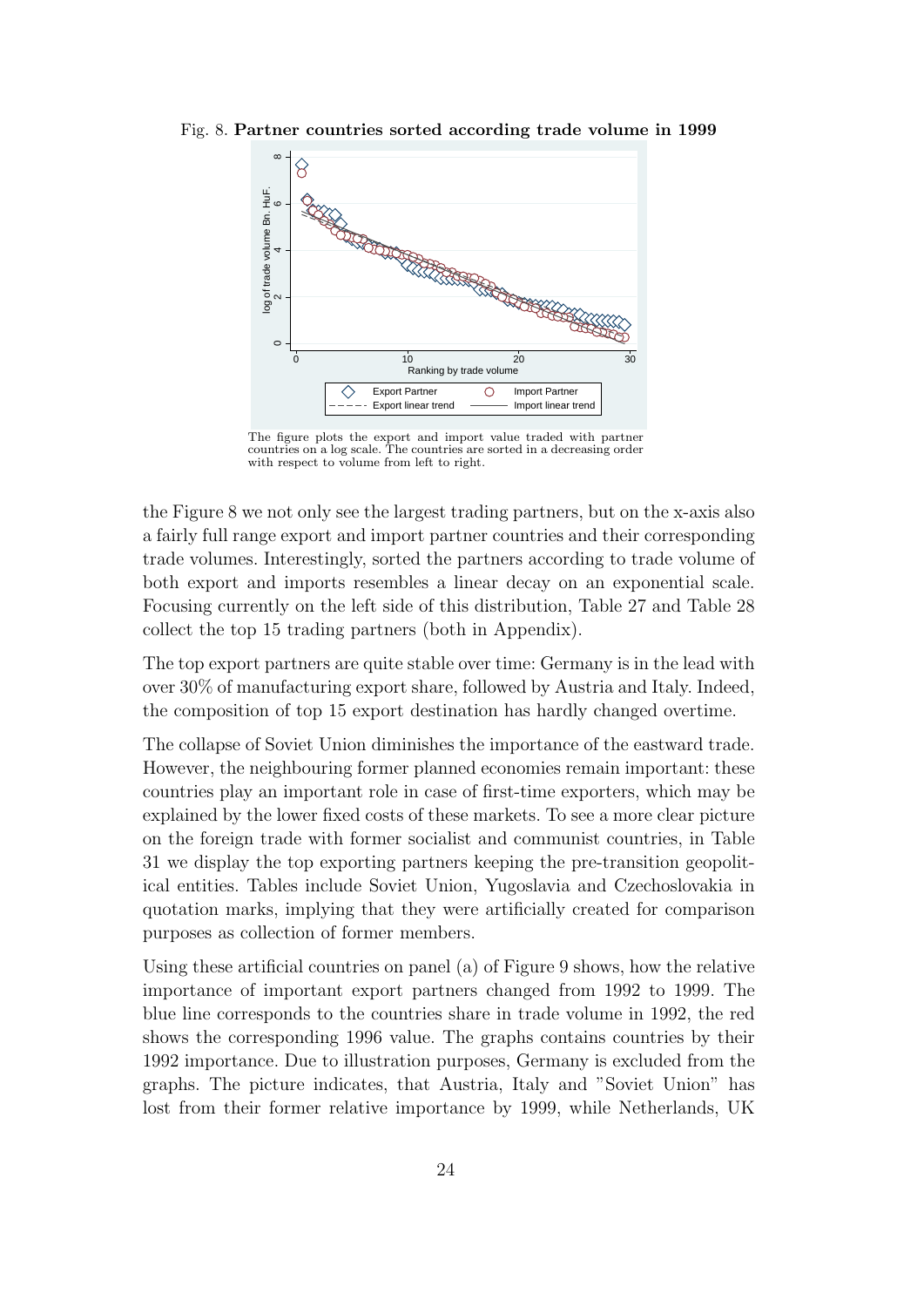Fig. 8. **Partner countries sorted according trade volume in 1999**

The figure plots the export and import value traded with partner countries on a log scale. The countries are sorted in a decreasing order with respect to volume from left to right.

the Figure 8 we not only see the largest trading partners, but on the x-axis also a fairly full range export and import partner countries and their corresponding trade volumes. Interestingly, sorted the partners according to trade volume of both export and imports resembles a linear decay on an exponential scale. Focusing currently on the left side of this distribution, Table 27 and Table 28 collect the top 15 trading partners (both in Appendix).

The top export partners are quite stable over time: Germany is in the lead with over 30% of manufacturing export share, followed by Austria and Italy. Indeed, the composition of top 15 export destination has hardly changed overtime.

The collapse of Soviet Union diminishes the importance of the eastward trade. However, the neighbouring former planned economies remain important: these countries play an important role in case of first-time exporters, which may be explained by the lower fixed costs of these markets. To see a more clear picture on the foreign trade with former socialist and communist countries, in Table 31 we display the top exporting partners keeping the pre-transition geopolitical entities. Tables include Soviet Union, Yugoslavia and Czechoslovakia in quotation marks, implying that they were artificially created for comparison purposes as collection of former members.

Using these artificial countries on panel (a) of Figure 9 shows, how the relative importance of important export partners changed from 1992 to 1999. The blue line corresponds to the countries share in trade volume in 1992, the red shows the corresponding 1996 value. The graphs contains countries by their 1992 importance. Due to illustration purposes, Germany is excluded from the graphs. The picture indicates, that Austria, Italy and "Soviet Union" has lost from their former relative importance by 1999, while Netherlands, UK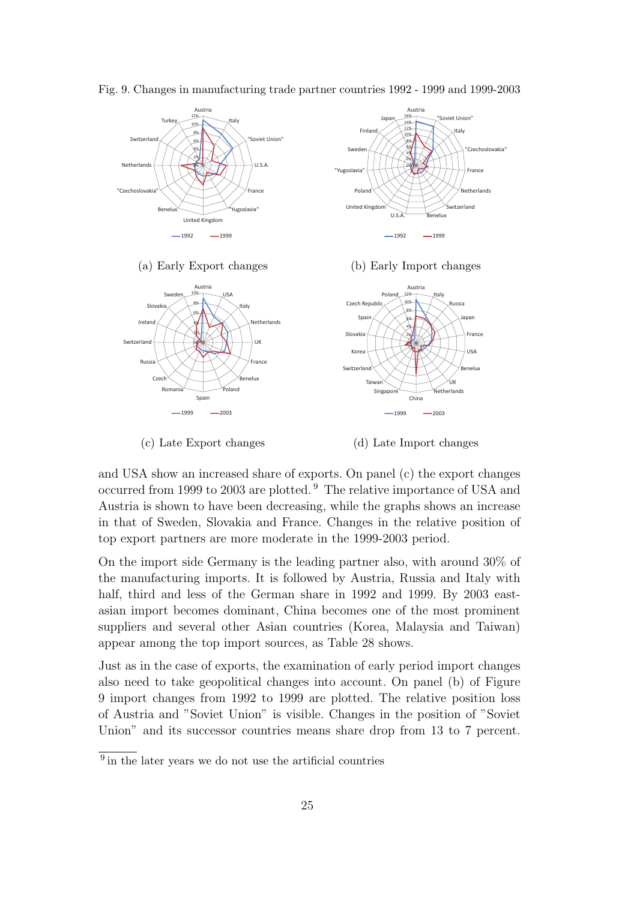Fig. 9. Changes in manufacturing trade partner countries 1992 - 1999 and 1999-2003

(a) Early Export changes

(b) Early Import changes

(c) Late Export changes

(d) Late Import changes

and USA show an increased share of exports. On panel (c) the export changes occurred from 1999 to 2003 are plotted. [9] The relative importance of USA and Austria is shown to have been decreasing, while the graphs shows an increase in that of Sweden, Slovakia and France. Changes in the relative position of top export partners are more moderate in the 1999-2003 period.

On the import side Germany is the leading partner also, with around 30% of the manufacturing imports. It is followed by Austria, Russia and Italy with half, third and less of the German share in 1992 and 1999. By 2003 east-asian import becomes dominant, China becomes one of the most prominent suppliers and several other Asian countries (Korea, Malaysia and Taiwan) appear among the top import sources, as Table 28 shows.

Just as in the case of exports, the examination of early period import changes also need to take geopolitical changes into account. On panel (b) of Figure 9 import changes from 1992 to 1999 are plotted. The relative position loss of Austria and "Soviet Union" is visible. Changes in the position of "Soviet Union" and its successor countries means share drop from 13 to 7 percent.

[9] in the later years we do not use the artificial countries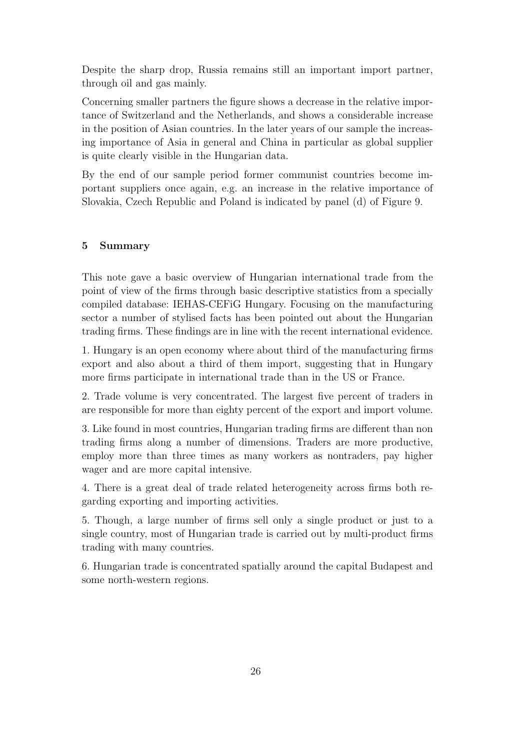Despite the sharp drop, Russia remains still an important import partner, through oil and gas mainly.

Concerning smaller partners the figure shows a decrease in the relative importance of Switzerland and the Netherlands, and shows a considerable increase in the position of Asian countries. In the later years of our sample the increasing importance of Asia in general and China in particular as global supplier is quite clearly visible in the Hungarian data.

By the end of our sample period former communist countries become important suppliers once again, e.g. an increase in the relative importance of Slovakia, Czech Republic and Poland is indicated by panel (d) of Figure 9.

## 5 Summary

This note gave a basic overview of Hungarian international trade from the point of view of the firms through basic descriptive statistics from a specially compiled database: IEHAS-CEFiG Hungary. Focusing on the manufacturing sector a number of stylised facts has been pointed out about the Hungarian trading firms. These findings are in line with the recent international evidence.

1. Hungary is an open economy where about third of the manufacturing firms export and also about a third of them import, suggesting that in Hungary more firms participate in international trade than in the US or France.

2. Trade volume is very concentrated. The largest five percent of traders in are responsible for more than eighty percent of the export and import volume.

3. Like found in most countries, Hungarian trading firms are different than non trading firms along a number of dimensions. Traders are more productive, employ more than three times as many workers as nontraders, pay higher wager and are more capital intensive.

4. There is a great deal of trade related heterogeneity across firms both regarding exporting and importing activities.

5. Though, a large number of firms sell only a single product or just to a single country, most of Hungarian trade is carried out by multi-product firms trading with many countries.

6. Hungarian trade is concentrated spatially around the capital Budapest and some north-western regions.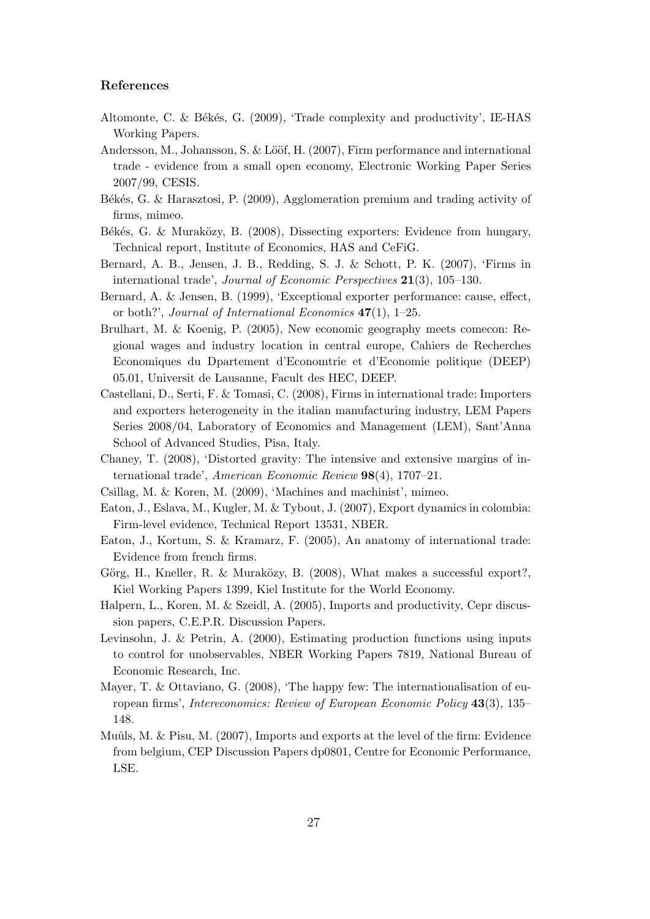### References

Altomonte, C. & Békés, G. (2009), 'Trade complexity and productivity', IE-HAS Working Papers.

Andersson, M., Johansson, S. & Lööf, H. (2007), Firm performance and international trade - evidence from a small open economy, Electronic Working Paper Series 2007/99, CESIS.

Békés, G. & Harasztosi, P. (2009), Agglomeration premium and trading activity of firms, mimeo.

Békés, G. & Muraközy, B. (2008), Dissecting exporters: Evidence from hungary, Technical report, Institute of Economics, HAS and CeFiG.

Bernard, A. B., Jensen, J. B., Redding, S. J. & Schott, P. K. (2007), 'Firms in international trade', *Journal of Economic Perspectives* **21**(3), 105–130.

Bernard, A. & Jensen, B. (1999), 'Exceptional exporter performance: cause, effect, or both?', *Journal of International Economics* **47**(1), 1–25.

Brulhart, M. & Koenig, P. (2005), New economic geography meets comecon: Regional wages and industry location in central europe, Cahiers de Recherches Economiques du Dpartement d'Economtrie et d'Economie politique (DEEP) 05.01, Universit de Lausanne, Facult des HEC, DEEP.

Castellani, D., Serti, F. & Tomasi, C. (2008), Firms in international trade: Importers and exporters heterogeneity in the italian manufacturing industry, LEM Papers Series 2008/04, Laboratory of Economics and Management (LEM), Sant'Anna School of Advanced Studies, Pisa, Italy.

Chaney, T. (2008), 'Distorted gravity: The intensive and extensive margins of international trade', *American Economic Review* **98**(4), 1707–21.

Csillag, M. & Koren, M. (2009), 'Machines and machinist', mimeo.

Eaton, J., Eslava, M., Kugler, M. & Tybout, J. (2007), Export dynamics in colombia: Firm-level evidence, Technical Report 13531, NBER.

Eaton, J., Kortum, S. & Kramarz, F. (2005), An anatomy of international trade: Evidence from french firms.

Görg, H., Kneller, R. & Muraközy, B. (2008), What makes a successful export?, Kiel Working Papers 1399, Kiel Institute for the World Economy.

Halpern, L., Koren, M. & Szeidl, A. (2005), Imports and productivity, Cepr discussion papers, C.E.P.R. Discussion Papers.

Levinsohn, J. & Petrin, A. (2000), Estimating production functions using inputs to control for unobservables, NBER Working Papers 7819, National Bureau of Economic Research, Inc.

Mayer, T. & Ottaviano, G. (2008), 'The happy few: The internationalisation of european firms', *Intereconomics: Review of European Economic Policy* **43**(3), 135–148.

Muûls, M. & Pisu, M. (2007), Imports and exports at the level of the firm: Evidence from belgium, CEP Discussion Papers dp0801, Centre for Economic Performance, LSE.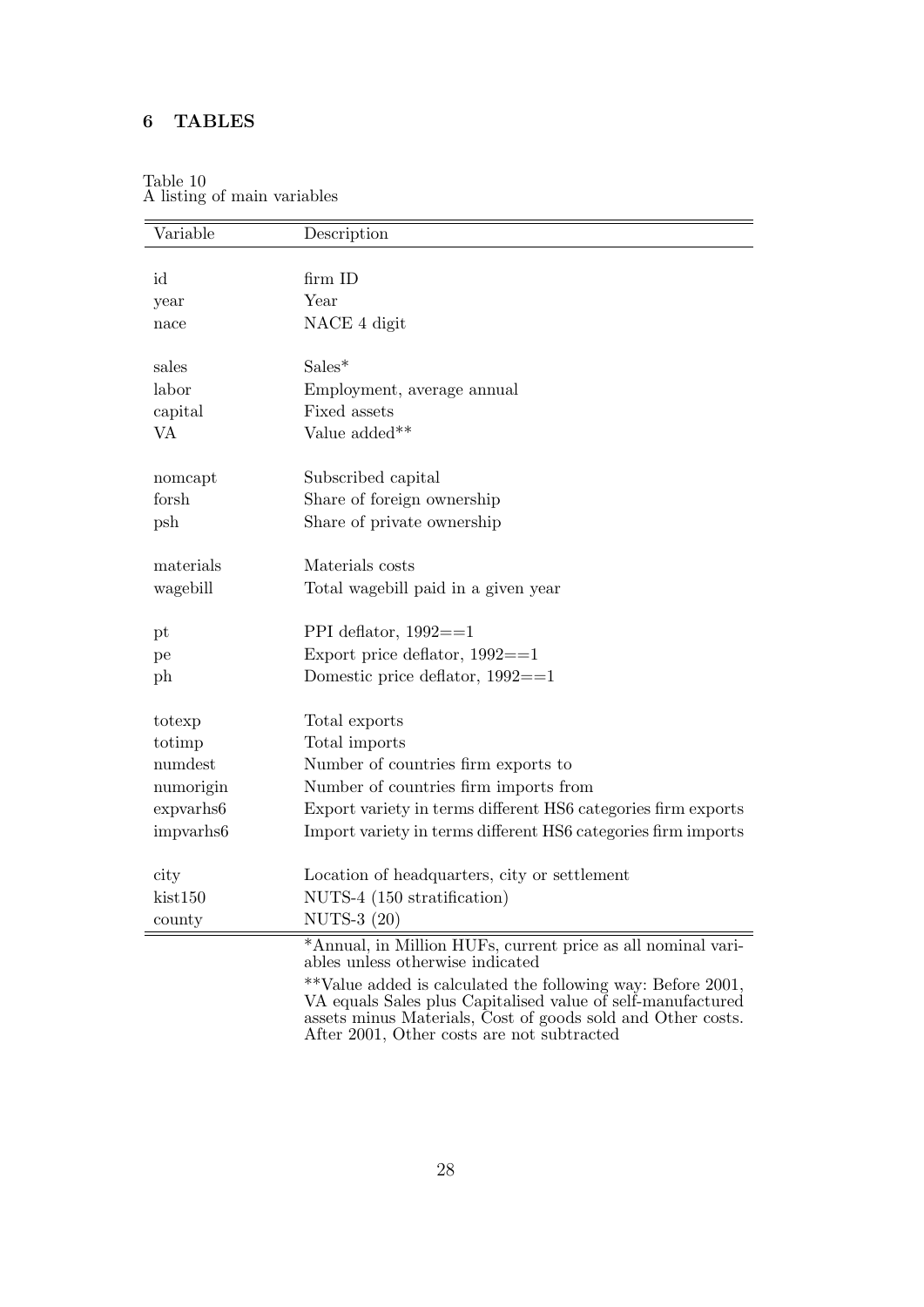# 6 TABLES

Table 10
A listing of main variables

| Variable | Description |
|---|---|
| id | firm ID |
| year | Year |
| nace | NACE 4 digit |
| sales | Sales* |
| labor | Employment, average annual |
| capital | Fixed assets |
| VA | Value added** |
| nomcapt | Subscribed capital |
| forsh | Share of foreign ownership |
| psh | Share of private ownership |
| materials | Materials costs |
| wagebill | Total wagebill paid in a given year |
| pt | PPI deflator, 1992==1 |
| pe | Export price deflator, 1992==1 |
| ph | Domestic price deflator, 1992==1 |
| totexp | Total exports |
| totimp | Total imports |
| numdest | Number of countries firm exports to |
| numorigin | Number of countries firm imports from |
| expvarhs6 | Export variety in terms different HS6 categories firm exports |
| impvarhs6 | Import variety in terms different HS6 categories firm imports |
| city | Location of headquarters, city or settlement |
| kist150 | NUTS-4 (150 stratification) |
| county | NUTS-3 (20) |

*Annual, in Million HUFs, current price as all nominal variables unless otherwise indicated

**Value added is calculated the following way: Before 2001, VA equals Sales plus Capitalised value of self-manufactured assets minus Materials, Cost of goods sold and Other costs. After 2001, Other costs are not subtracted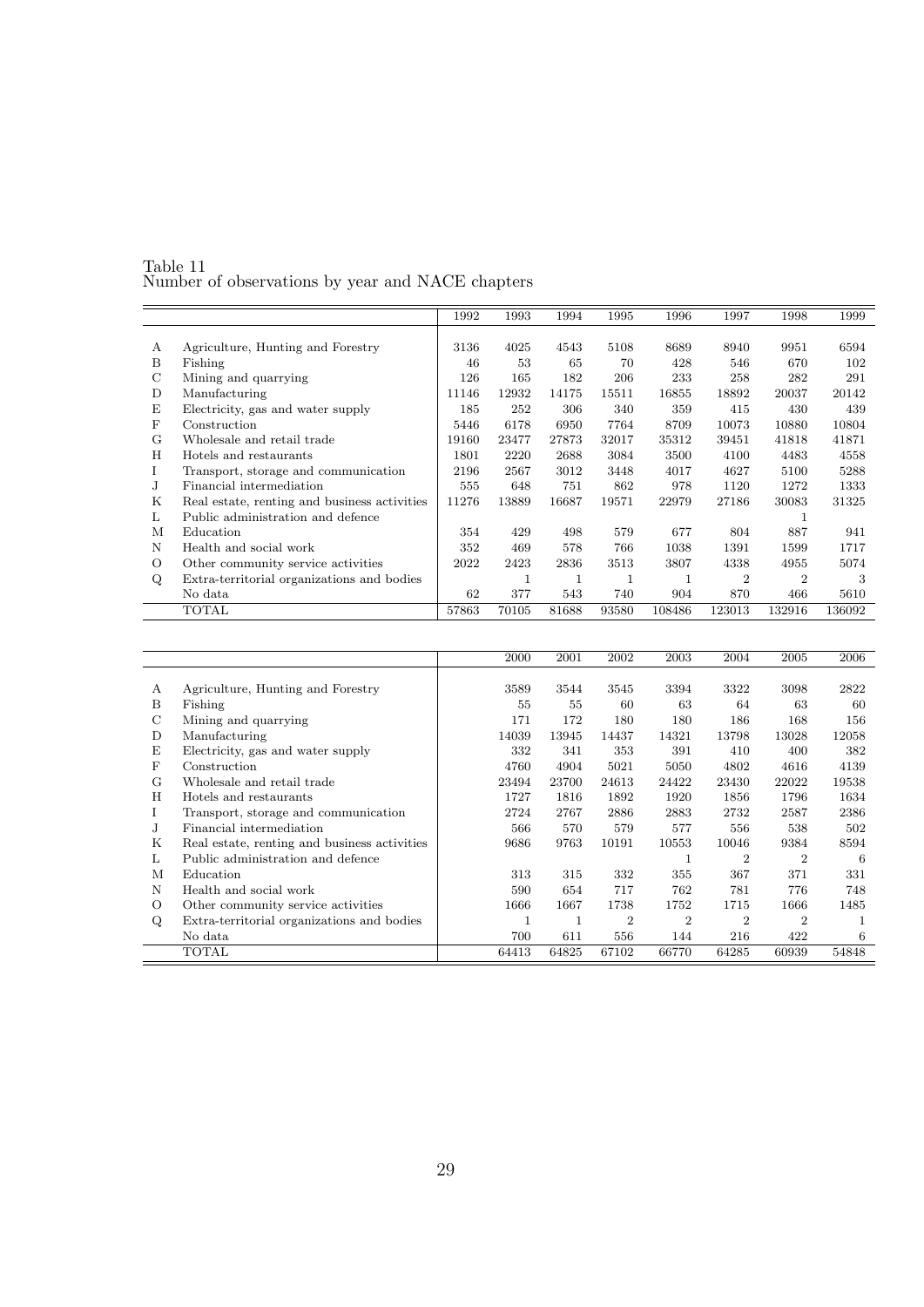Table 11
Number of observations by year and NACE chapters

| | | 1992 | 1993 | 1994 | 1995 | 1996 | 1997 | 1998 | 1999 |
|---|---|---|---|---|---|---|---|---|---|
| A | Agriculture, Hunting and Forestry | 3136 | 4025 | 4543 | 5108 | 8689 | 8940 | 9951 | 6594 |
| B | Fishing | 46 | 53 | 65 | 70 | 428 | 546 | 670 | 102 |
| C | Mining and quarrying | 126 | 165 | 182 | 206 | 233 | 258 | 282 | 291 |
| D | Manufacturing | 11146 | 12932 | 14175 | 15511 | 16855 | 18892 | 20037 | 20142 |
| E | Electricity, gas and water supply | 185 | 252 | 306 | 340 | 359 | 415 | 430 | 439 |
| F | Construction | 5446 | 6178 | 6950 | 7764 | 8709 | 10073 | 10880 | 10804 |
| G | Wholesale and retail trade | 19160 | 23477 | 27873 | 32017 | 35312 | 39451 | 41818 | 41871 |
| H | Hotels and restaurants | 1801 | 2220 | 2688 | 3084 | 3500 | 4100 | 4483 | 4558 |
| I | Transport, storage and communication | 2196 | 2567 | 3012 | 3448 | 4017 | 4627 | 5100 | 5288 |
| J | Financial intermediation | 555 | 648 | 751 | 862 | 978 | 1120 | 1272 | 1333 |
| K | Real estate, renting and business activities | 11276 | 13889 | 16687 | 19571 | 22979 | 27186 | 30083 | 31325 |
| L | Public administration and defence | | | | | | | 1 | |
| M | Education | 354 | 429 | 498 | 579 | 677 | 804 | 887 | 941 |
| N | Health and social work | 352 | 469 | 578 | 766 | 1038 | 1391 | 1599 | 1717 |
| O | Other community service activities | 2022 | 2423 | 2836 | 3513 | 3807 | 4338 | 4955 | 5074 |
| Q | Extra-territorial organizations and bodies | | 1 | 1 | 1 | 1 | 2 | 2 | 3 |
| | No data | 62 | 377 | 543 | 740 | 904 | 870 | 466 | 5610 |
| | TOTAL | 57863 | 70105 | 81688 | 93580 | 108486 | 123013 | 132916 | 136092 |

| | | 2000 | 2001 | 2002 | 2003 | 2004 | 2005 | 2006 |
|---|---|---|---|---|---|---|---|---|
| A | Agriculture, Hunting and Forestry | 3589 | 3544 | 3545 | 3394 | 3322 | 3098 | 2822 |
| B | Fishing | 55 | 55 | 60 | 63 | 64 | 63 | 60 |
| C | Mining and quarrying | 171 | 172 | 180 | 180 | 186 | 168 | 156 |
| D | Manufacturing | 14039 | 13945 | 14437 | 14321 | 13798 | 13028 | 12058 |
| E | Electricity, gas and water supply | 332 | 341 | 353 | 391 | 410 | 400 | 382 |
| F | Construction | 4760 | 4904 | 5021 | 5050 | 4802 | 4616 | 4139 |
| G | Wholesale and retail trade | 23494 | 23700 | 24613 | 24422 | 23430 | 22022 | 19538 |
| H | Hotels and restaurants | 1727 | 1816 | 1892 | 1920 | 1856 | 1796 | 1634 |
| I | Transport, storage and communication | 2724 | 2767 | 2886 | 2883 | 2732 | 2587 | 2386 |
| J | Financial intermediation | 566 | 570 | 579 | 577 | 556 | 538 | 502 |
| K | Real estate, renting and business activities | 9686 | 9763 | 10191 | 10553 | 10046 | 9384 | 8594 |
| L | Public administration and defence | | | | 1 | 2 | 2 | 6 |
| M | Education | 313 | 315 | 332 | 355 | 367 | 371 | 331 |
| N | Health and social work | 590 | 654 | 717 | 762 | 781 | 776 | 748 |
| O | Other community service activities | 1666 | 1667 | 1738 | 1752 | 1715 | 1666 | 1485 |
| Q | Extra-territorial organizations and bodies | 1 | 1 | 2 | 2 | 2 | 2 | 1 |
| | No data | 700 | 611 | 556 | 144 | 216 | 422 | 6 |
| | TOTAL | 64413 | 64825 | 67102 | 66770 | 64285 | 60939 | 54848 |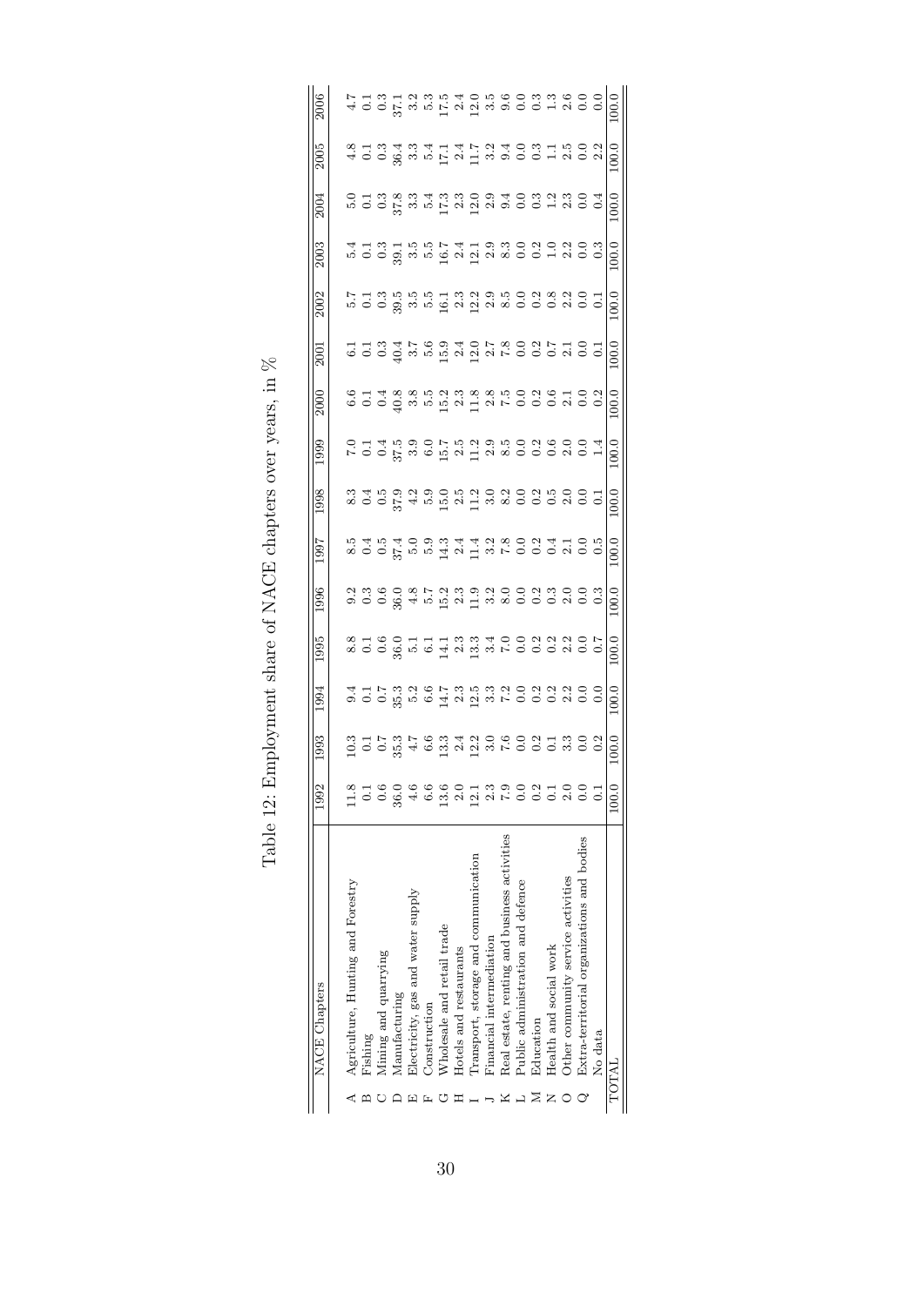Table 12: Employment share of NACE chapters over years, in %

| | NACE Chapters | 1992 | 1993 | 1994 | 1995 | 1996 | 1997 | 1998 | 1999 | 2000 | 2001 | 2002 | 2003 | 2004 | 2005 | 2006 |
|---|---|---|---|---|---|---|---|---|---|---|---|---|---|---|---|---|
| A | Agriculture, Hunting and Forestry | 11.8 | 10.3 | 9.4 | 8.8 | 9.2 | 8.5 | 8.3 | 7.0 | 6.6 | 6.1 | 5.7 | 5.4 | 5.0 | 4.8 | 4.7 |
| B | Fishing | 0.1 | 0.1 | 0.1 | 0.1 | 0.3 | 0.4 | 0.4 | 0.1 | 0.1 | 0.1 | 0.1 | 0.1 | 0.1 | 0.1 | 0.1 |
| C | Mining and quarrying | 0.6 | 0.7 | 0.7 | 0.6 | 0.6 | 0.5 | 0.5 | 0.4 | 0.4 | 0.3 | 0.3 | 0.3 | 0.3 | 0.3 | 0.3 |
| D | Manufacturing | 36.0 | 35.3 | 35.3 | 36.0 | 36.0 | 37.4 | 37.9 | 37.5 | 40.8 | 40.4 | 39.5 | 39.1 | 37.8 | 36.4 | 37.1 |
| E | Electricity, gas and water supply | 4.6 | 4.7 | 5.2 | 5.1 | 4.8 | 5.0 | 4.2 | 3.9 | 3.8 | 3.7 | 3.5 | 3.5 | 3.3 | 3.3 | 3.2 |
| F | Construction | 6.6 | 6.6 | 6.6 | 6.1 | 5.7 | 5.9 | 5.9 | 6.0 | 5.5 | 5.6 | 5.5 | 5.5 | 5.4 | 5.4 | 5.3 |
| G | Wholesale and retail trade | 13.6 | 13.3 | 14.7 | 14.1 | 15.2 | 14.3 | 15.0 | 15.7 | 15.2 | 15.9 | 16.1 | 16.7 | 17.3 | 17.1 | 17.5 |
| H | Hotels and restaurants | 2.0 | 2.4 | 2.3 | 2.3 | 2.3 | 2.4 | 2.5 | 2.5 | 2.3 | 2.4 | 2.3 | 2.4 | 2.3 | 2.4 | 2.4 |
| I | Transport, storage and communication | 12.1 | 12.2 | 12.5 | 13.3 | 11.9 | 11.4 | 11.2 | 11.2 | 11.8 | 12.0 | 12.2 | 12.1 | 12.0 | 11.7 | 12.0 |
| J | Financial intermediation | 2.3 | 3.0 | 3.3 | 3.4 | 3.2 | 3.2 | 3.0 | 2.9 | 2.8 | 2.7 | 2.9 | 2.9 | 2.9 | 3.2 | 3.5 |
| K | Real estate, renting and business activities | 7.9 | 7.6 | 7.2 | 7.0 | 8.0 | 7.8 | 8.2 | 8.5 | 7.5 | 7.8 | 8.5 | 8.3 | 9.4 | 9.4 | 9.6 |
| L | Public administration and defence | 0.0 | 0.0 | 0.0 | 0.0 | 0.0 | 0.0 | 0.0 | 0.0 | 0.0 | 0.0 | 0.0 | 0.0 | 0.0 | 0.0 | 0.0 |
| M | Education | 0.2 | 0.2 | 0.2 | 0.2 | 0.2 | 0.2 | 0.2 | 0.2 | 0.2 | 0.2 | 0.2 | 0.2 | 0.3 | 0.3 | 0.3 |
| N | Health and social work | 0.1 | 0.1 | 0.2 | 0.2 | 0.3 | 0.4 | 0.5 | 0.6 | 0.6 | 0.7 | 0.8 | 1.0 | 1.2 | 1.1 | 1.3 |
| O | Other community service activities | 2.0 | 3.3 | 2.2 | 2.2 | 2.0 | 2.1 | 2.0 | 2.0 | 2.1 | 2.1 | 2.2 | 2.2 | 2.3 | 2.5 | 2.6 |
| Q | Extra-territorial organizations and bodies | 0.0 | 0.0 | 0.0 | 0.0 | 0.0 | 0.0 | 0.0 | 0.0 | 0.0 | 0.0 | 0.0 | 0.0 | 0.0 | 0.0 | 0.0 |
| | No data | 0.1 | 0.2 | 0.0 | 0.7 | 0.3 | 0.5 | 0.1 | 1.4 | 0.2 | 0.1 | 0.1 | 0.3 | 0.4 | 2.2 | 0.0 |
| TOTAL | | 100.0 | 100.0 | 100.0 | 100.0 | 100.0 | 100.0 | 100.0 | 100.0 | 100.0 | 100.0 | 100.0 | 100.0 | 100.0 | 100.0 | 100.0 |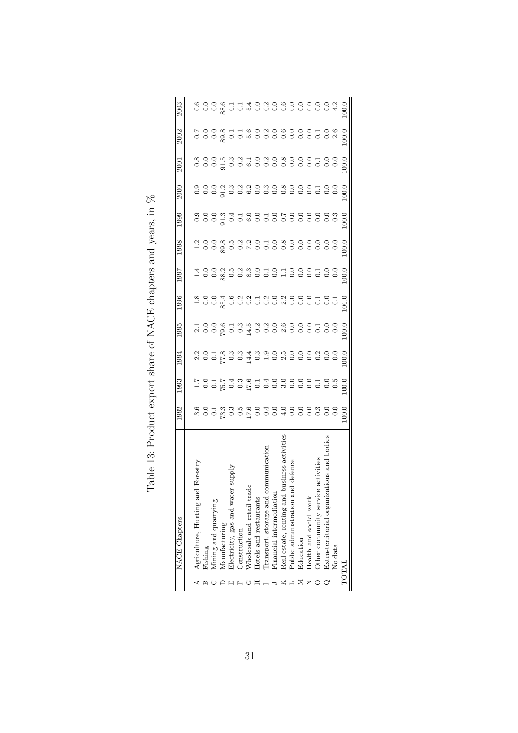Table 13: Product export share of NACE chapters and years, in %

| | NACE Chapters | 1992 | 1993 | 1994 | 1995 | 1996 | 1997 | 1998 | 1999 | 2000 | 2001 | 2002 | 2003 |
|---|---|---|---|---|---|---|---|---|---|---|---|---|---|
| A | Agriculture, Hunting and Forestry | 3.6 | 1.7 | 2.2 | 2.1 | 1.8 | 1.4 | 1.2 | 0.9 | 0.9 | 0.8 | 0.7 | 0.6 |
| B | Fishing | 0.0 | 0.0 | 0.0 | 0.0 | 0.0 | 0.0 | 0.0 | 0.0 | 0.0 | 0.0 | 0.0 | 0.0 |
| C | Mining and quarrying | 0.1 | 0.1 | 0.1 | 0.0 | 0.0 | 0.0 | 0.0 | 0.0 | 0.0 | 0.0 | 0.0 | 0.0 |
| D | Manufacturing | 73.3 | 75.7 | 77.8 | 79.6 | 85.4 | 88.2 | 89.8 | 91.3 | 91.2 | 91.5 | 89.8 | 88.6 |
| E | Electricity, gas and water supply | 0.3 | 0.4 | 0.3 | 0.1 | 0.6 | 0.5 | 0.5 | 0.4 | 0.3 | 0.3 | 0.1 | 0.1 |
| F | Construction | 0.5 | 0.3 | 0.3 | 0.3 | 0.2 | 0.2 | 0.2 | 0.1 | 0.2 | 0.2 | 0.1 | 0.1 |
| G | Wholesale and retail trade | 17.6 | 17.6 | 14.4 | 14.5 | 9.2 | 8.3 | 7.2 | 6.0 | 6.2 | 6.1 | 5.6 | 5.4 |
| H | Hotels and restaurants | 0.0 | 0.1 | 0.3 | 0.2 | 0.1 | 0.0 | 0.0 | 0.0 | 0.0 | 0.0 | 0.0 | 0.0 |
| I | Transport, storage and communication | 0.4 | 0.4 | 1.9 | 0.2 | 0.2 | 0.1 | 0.1 | 0.1 | 0.3 | 0.2 | 0.2 | 0.2 |
| J | Financial intermediation | 0.0 | 0.0 | 0.0 | 0.0 | 0.0 | 0.0 | 0.0 | 0.0 | 0.0 | 0.0 | 0.0 | 0.0 |
| K | Real estate, renting and business activities | 4.0 | 3.0 | 2.5 | 2.6 | 2.2 | 1.1 | 0.8 | 0.7 | 0.8 | 0.8 | 0.6 | 0.6 |
| L | Public administration and defence | 0.0 | 0.0 | 0.0 | 0.0 | 0.0 | 0.0 | 0.0 | 0.0 | 0.0 | 0.0 | 0.0 | 0.0 |
| M | Education | 0.0 | 0.0 | 0.0 | 0.0 | 0.0 | 0.0 | 0.0 | 0.0 | 0.0 | 0.0 | 0.0 | 0.0 |
| N | Health and social work | 0.0 | 0.0 | 0.0 | 0.0 | 0.0 | 0.0 | 0.0 | 0.0 | 0.0 | 0.0 | 0.0 | 0.0 |
| O | Other community service activities | 0.3 | 0.1 | 0.2 | 0.1 | 0.1 | 0.1 | 0.0 | 0.0 | 0.1 | 0.1 | 0.1 | 0.0 |
| Q | Extra-territorial organizations and bodies | 0.0 | 0.0 | 0.0 | 0.0 | 0.0 | 0.0 | 0.0 | 0.0 | 0.0 | 0.0 | 0.0 | 0.0 |
| | No data | 0.0 | 0.5 | 0.0 | 0.0 | 0.1 | 0.0 | 0.0 | 0.3 | 0.0 | 0.0 | 2.6 | 4.2 |
| TOTAL | | 100.0 | 100.0 | 100.0 | 100.0 | 100.0 | 100.0 | 100.0 | 100.0 | 100.0 | 100.0 | 100.0 | 100.0 |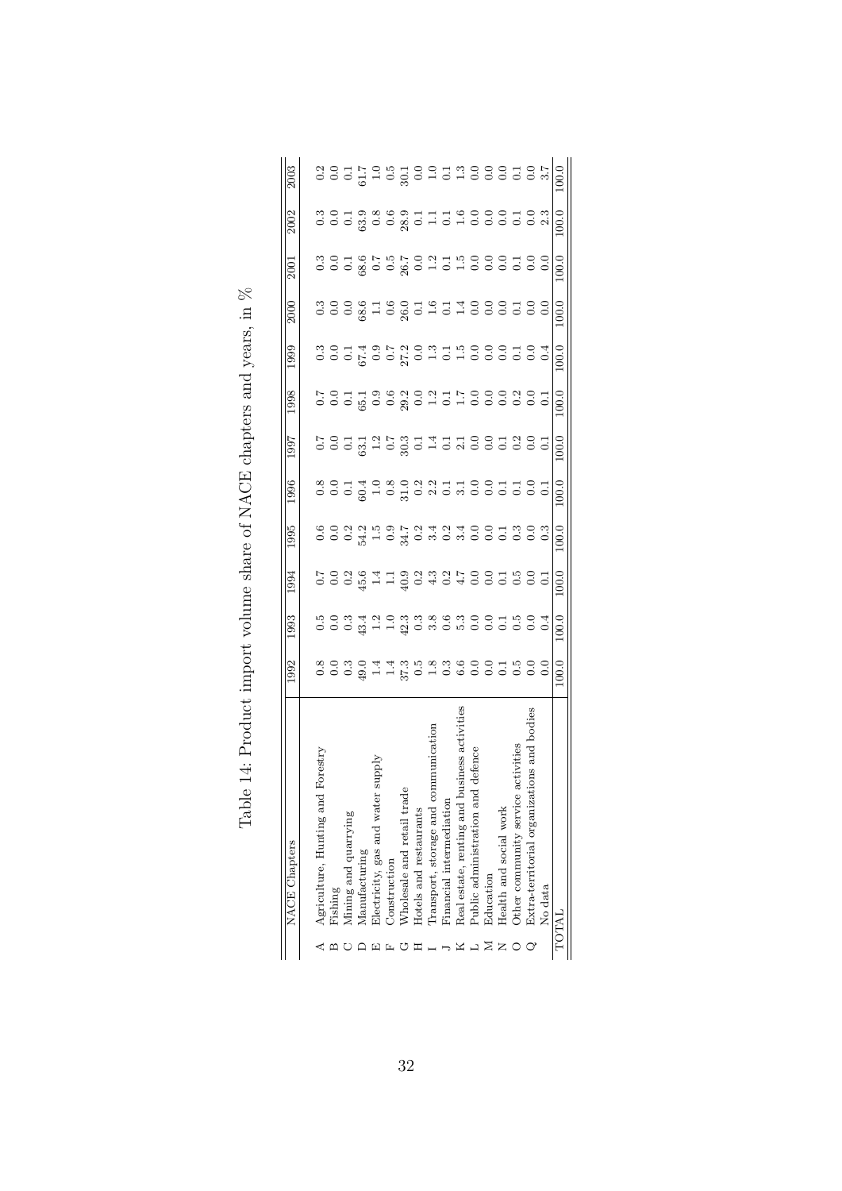Table 14: Product import volume share of NACE chapters and years, in %

| | NACE Chapters | 1992 | 1993 | 1994 | 1995 | 1996 | 1997 | 1998 | 1999 | 2000 | 2001 | 2002 | 2003 |
|---|---|---|---|---|---|---|---|---|---|---|---|---|---|
| A | Agriculture, Hunting and Forestry | 0.8 | 0.5 | 0.7 | 0.6 | 0.8 | 0.7 | 0.7 | 0.3 | 0.3 | 0.3 | 0.3 | 0.2 |
| B | Fishing | 0.0 | 0.0 | 0.0 | 0.0 | 0.0 | 0.0 | 0.0 | 0.0 | 0.0 | 0.0 | 0.0 | 0.0 |
| C | Mining and quarrying | 0.3 | 0.3 | 0.2 | 0.2 | 0.1 | 0.1 | 0.1 | 0.1 | 0.0 | 0.1 | 0.1 | 0.1 |
| D | Manufacturing | 49.0 | 43.4 | 45.6 | 54.2 | 60.4 | 63.1 | 65.1 | 67.4 | 68.6 | 68.6 | 63.9 | 61.7 |
| E | Electricity, gas and water supply | 1.4 | 1.2 | 1.4 | 1.5 | 1.0 | 1.2 | 0.9 | 0.9 | 1.1 | 0.7 | 0.8 | 1.0 |
| F | Construction | 1.4 | 1.0 | 1.1 | 0.9 | 0.8 | 0.7 | 0.6 | 0.7 | 0.6 | 0.5 | 0.6 | 0.5 |
| G | Wholesale and retail trade | 37.3 | 42.3 | 40.9 | 34.7 | 31.0 | 30.3 | 29.2 | 27.2 | 26.0 | 26.7 | 28.9 | 30.1 |
| H | Hotels and restaurants | 0.5 | 0.3 | 0.2 | 0.2 | 0.2 | 0.1 | 0.0 | 0.0 | 0.1 | 0.0 | 0.1 | 0.0 |
| I | Transport, storage and communication | 1.8 | 3.8 | 4.3 | 3.4 | 2.2 | 1.4 | 1.2 | 1.3 | 1.6 | 1.2 | 1.1 | 1.0 |
| J | Financial intermediation | 0.3 | 0.6 | 0.2 | 0.2 | 0.1 | 0.1 | 0.1 | 0.1 | 0.1 | 0.1 | 0.1 | 0.1 |
| K | Real estate, renting and business activities | 6.6 | 5.3 | 4.7 | 3.4 | 3.1 | 2.1 | 1.7 | 1.5 | 1.4 | 1.5 | 1.6 | 1.3 |
| L | Public administration and defence | 0.0 | 0.0 | 0.0 | 0.0 | 0.0 | 0.0 | 0.0 | 0.0 | 0.0 | 0.0 | 0.0 | 0.0 |
| M | Education | 0.0 | 0.0 | 0.0 | 0.0 | 0.0 | 0.0 | 0.0 | 0.0 | 0.0 | 0.0 | 0.0 | 0.0 |
| N | Health and social work | 0.1 | 0.1 | 0.1 | 0.1 | 0.1 | 0.1 | 0.0 | 0.0 | 0.0 | 0.0 | 0.0 | 0.0 |
| O | Other community service activities | 0.5 | 0.5 | 0.5 | 0.3 | 0.1 | 0.2 | 0.2 | 0.1 | 0.1 | 0.1 | 0.1 | 0.1 |
| Q | Extra-territorial organizations and bodies | 0.0 | 0.0 | 0.0 | 0.0 | 0.0 | 0.0 | 0.0 | 0.0 | 0.0 | 0.0 | 0.0 | 0.0 |
| | No data | 0.0 | 0.4 | 0.1 | 0.3 | 0.1 | 0.1 | 0.1 | 0.4 | 0.0 | 0.0 | 2.3 | 3.7 |
| TOTAL | | 100.0 | 100.0 | 100.0 | 100.0 | 100.0 | 100.0 | 100.0 | 100.0 | 100.0 | 100.0 | 100.0 | 100.0 |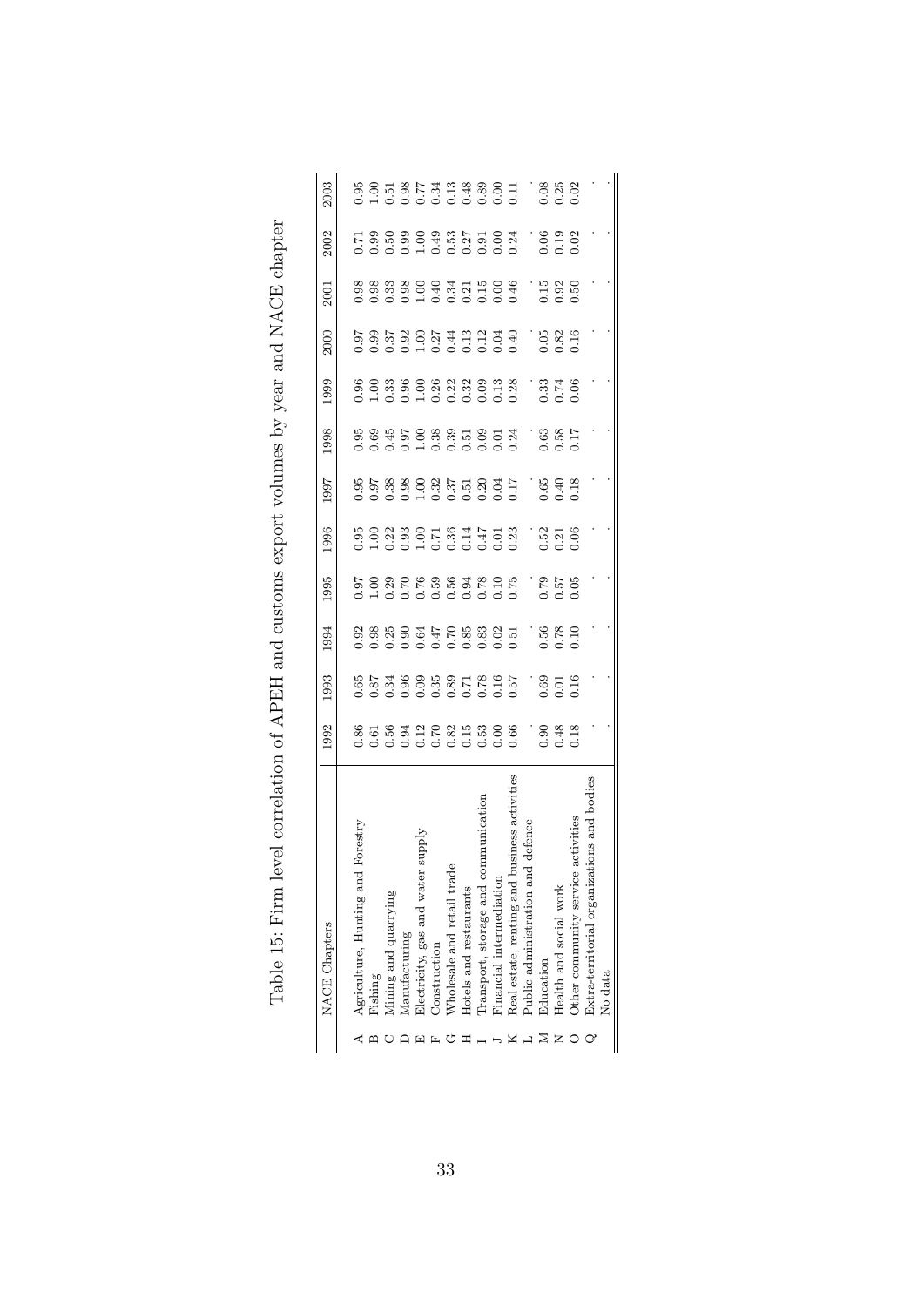Table 15: Firm level correlation of APEH and customs export volumes by year and NACE chapter

| | NACE Chapters | 1992 | 1993 | 1994 | 1995 | 1996 | 1997 | 1998 | 1999 | 2000 | 2001 | 2002 | 2003 |
|---|---|---|---|---|---|---|---|---|---|---|---|---|---|
| A | Agriculture, Hunting and Forestry | 0.86 | 0.65 | 0.92 | 0.97 | 0.95 | 0.95 | 0.95 | 0.96 | 0.97 | 0.98 | 0.71 | 0.95 |
| B | Fishing | 0.61 | 0.87 | 0.98 | 1.00 | 1.00 | 0.97 | 0.69 | 1.00 | 0.99 | 0.98 | 0.99 | 1.00 |
| C | Mining and quarrying | 0.56 | 0.34 | 0.25 | 0.29 | 0.22 | 0.38 | 0.45 | 0.33 | 0.37 | 0.33 | 0.50 | 0.51 |
| D | Manufacturing | 0.94 | 0.96 | 0.90 | 0.70 | 0.93 | 0.98 | 0.97 | 0.96 | 0.92 | 0.98 | 0.99 | 0.98 |
| E | Electricity, gas and water supply | 0.12 | 0.09 | 0.64 | 0.76 | 1.00 | 1.00 | 1.00 | 1.00 | 1.00 | 1.00 | 1.00 | 0.77 |
| F | Construction | 0.70 | 0.35 | 0.47 | 0.59 | 0.71 | 0.32 | 0.38 | 0.26 | 0.27 | 0.40 | 0.49 | 0.34 |
| G | Wholesale and retail trade | 0.82 | 0.89 | 0.70 | 0.56 | 0.36 | 0.37 | 0.39 | 0.22 | 0.44 | 0.34 | 0.53 | 0.13 |
| H | Hotels and restaurants | 0.15 | 0.71 | 0.85 | 0.94 | 0.14 | 0.51 | 0.51 | 0.32 | 0.13 | 0.21 | 0.27 | 0.48 |
| I | Transport, storage and communication | 0.53 | 0.78 | 0.83 | 0.78 | 0.47 | 0.20 | 0.09 | 0.09 | 0.12 | 0.15 | 0.91 | 0.89 |
| J | Financial intermediation | 0.00 | 0.16 | 0.02 | 0.10 | 0.01 | 0.04 | 0.01 | 0.13 | 0.04 | 0.00 | 0.00 | 0.00 |
| K | Real estate, renting and business activities | 0.66 | 0.57 | 0.51 | 0.75 | 0.23 | 0.17 | 0.24 | 0.28 | 0.40 | 0.46 | 0.24 | 0.11 |
| L | Public administration and defence | . | . | . | . | . | . | . | . | . | . | . | . |
| M | Education | 0.90 | 0.69 | 0.56 | 0.79 | 0.52 | 0.65 | 0.63 | 0.33 | 0.05 | 0.15 | 0.06 | 0.08 |
| N | Health and social work | 0.48 | 0.01 | 0.78 | 0.57 | 0.21 | 0.40 | 0.58 | 0.74 | 0.82 | 0.92 | 0.19 | 0.25 |
| O | Other community service activities | 0.18 | 0.16 | 0.10 | 0.05 | 0.06 | 0.18 | 0.17 | 0.06 | 0.16 | 0.50 | 0.02 | 0.02 |
| Q | Extra-territorial organizations and bodies | . | . | . | . | . | . | . | . | . | . | . | . |
| | No data | . | . | . | . | . | . | . | . | . | . | . | . |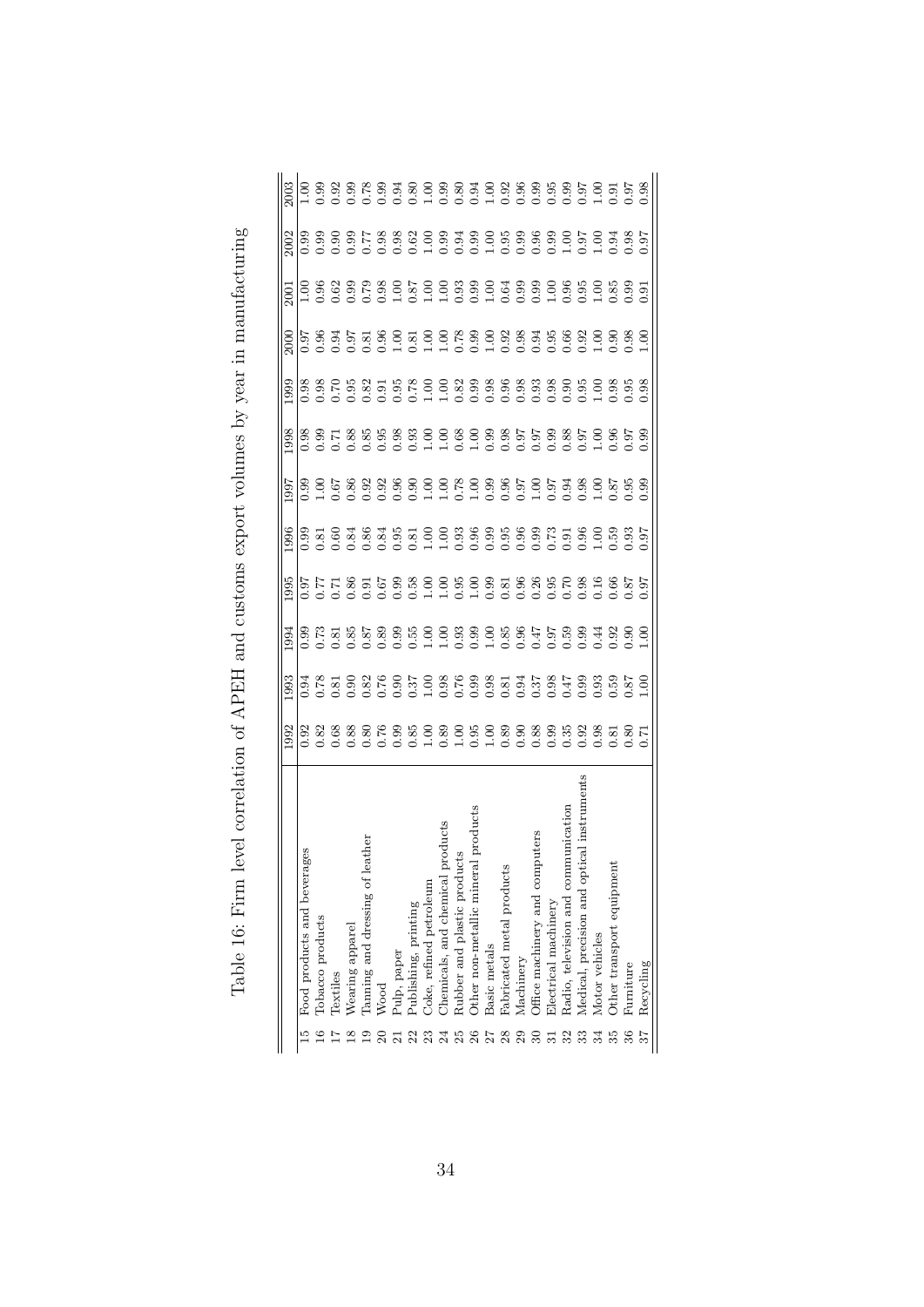Table 16: Firm level correlation of APEH and customs export volumes by year in manufacturing

| | | 1992 | 1993 | 1994 | 1995 | 1996 | 1997 | 1998 | 1999 | 2000 | 2001 | 2002 | 2003 |
|---|---|---|---|---|---|---|---|---|---|---|---|---|---|
| 15 | Food products and beverages | 0.92 | 0.94 | 0.99 | 0.97 | 0.99 | 0.99 | 0.98 | 0.98 | 0.97 | 1.00 | 0.99 | 1.00 |
| 16 | Tobacco products | 0.82 | 0.78 | 0.73 | 0.77 | 0.81 | 1.00 | 0.99 | 0.98 | 0.96 | 0.96 | 0.99 | 0.99 |
| 17 | Textiles | 0.68 | 0.81 | 0.81 | 0.71 | 0.60 | 0.67 | 0.71 | 0.70 | 0.94 | 0.62 | 0.90 | 0.92 |
| 18 | Wearing apparel | 0.88 | 0.90 | 0.85 | 0.86 | 0.84 | 0.86 | 0.88 | 0.95 | 0.97 | 0.99 | 0.99 | 0.99 |
| 19 | Tanning and dressing of leather | 0.80 | 0.82 | 0.87 | 0.91 | 0.86 | 0.92 | 0.85 | 0.82 | 0.81 | 0.79 | 0.77 | 0.78 |
| 20 | Wood | 0.76 | 0.76 | 0.89 | 0.67 | 0.84 | 0.92 | 0.95 | 0.91 | 0.96 | 0.98 | 0.98 | 0.99 |
| 21 | Pulp, paper | 0.99 | 0.90 | 0.99 | 0.99 | 0.95 | 0.96 | 0.98 | 0.95 | 1.00 | 1.00 | 0.98 | 0.94 |
| 22 | Publishing, printing | 0.85 | 0.37 | 0.55 | 0.58 | 0.81 | 0.90 | 0.93 | 0.78 | 0.81 | 0.87 | 0.62 | 0.80 |
| 23 | Coke, refined petroleum | 1.00 | 1.00 | 1.00 | 1.00 | 1.00 | 1.00 | 1.00 | 1.00 | 1.00 | 1.00 | 1.00 | 1.00 |
| 24 | Chemicals, and chemical products | 0.89 | 0.98 | 1.00 | 1.00 | 1.00 | 1.00 | 1.00 | 1.00 | 1.00 | 1.00 | 0.99 | 0.99 |
| 25 | Rubber and plastic products | 1.00 | 0.76 | 0.93 | 0.95 | 0.93 | 0.78 | 0.68 | 0.82 | 0.78 | 0.93 | 0.94 | 0.80 |
| 26 | Other non-metallic mineral products | 0.95 | 0.99 | 0.99 | 1.00 | 0.96 | 1.00 | 1.00 | 0.99 | 0.99 | 0.99 | 0.99 | 0.94 |
| 27 | Basic metals | 1.00 | 0.98 | 1.00 | 0.99 | 0.99 | 0.99 | 0.99 | 0.98 | 1.00 | 1.00 | 1.00 | 1.00 |
| 28 | Fabricated metal products | 0.89 | 0.81 | 0.85 | 0.81 | 0.95 | 0.96 | 0.98 | 0.96 | 0.92 | 0.64 | 0.95 | 0.92 |
| 29 | Machinery | 0.90 | 0.94 | 0.96 | 0.96 | 0.96 | 0.97 | 0.97 | 0.98 | 0.98 | 0.99 | 0.99 | 0.96 |
| 30 | Office machinery and computers | 0.88 | 0.37 | 0.47 | 0.26 | 0.99 | 1.00 | 0.97 | 0.93 | 0.94 | 0.99 | 0.96 | 0.99 |
| 31 | Electrical machinery | 0.99 | 0.98 | 0.97 | 0.95 | 0.73 | 0.97 | 0.99 | 0.98 | 0.95 | 1.00 | 0.99 | 0.95 |
| 32 | Radio, television and communication | 0.35 | 0.47 | 0.59 | 0.70 | 0.91 | 0.94 | 0.88 | 0.90 | 0.66 | 0.96 | 1.00 | 0.99 |
| 33 | Medical, precision and optical instruments | 0.92 | 0.99 | 0.99 | 0.98 | 0.96 | 0.98 | 0.97 | 0.95 | 0.92 | 0.95 | 0.97 | 0.97 |
| 34 | Motor vehicles | 0.98 | 0.93 | 0.44 | 0.16 | 1.00 | 1.00 | 1.00 | 1.00 | 1.00 | 1.00 | 1.00 | 1.00 |
| 35 | Other transport equipment | 0.81 | 0.59 | 0.92 | 0.66 | 0.59 | 0.87 | 0.96 | 0.98 | 0.90 | 0.85 | 0.94 | 0.91 |
| 36 | Furniture | 0.80 | 0.87 | 0.90 | 0.87 | 0.93 | 0.95 | 0.97 | 0.95 | 0.98 | 0.99 | 0.98 | 0.97 |
| 37 | Recycling | 0.71 | 1.00 | 1.00 | 0.97 | 0.97 | 0.99 | 0.99 | 0.98 | 1.00 | 0.91 | 0.97 | 0.98 |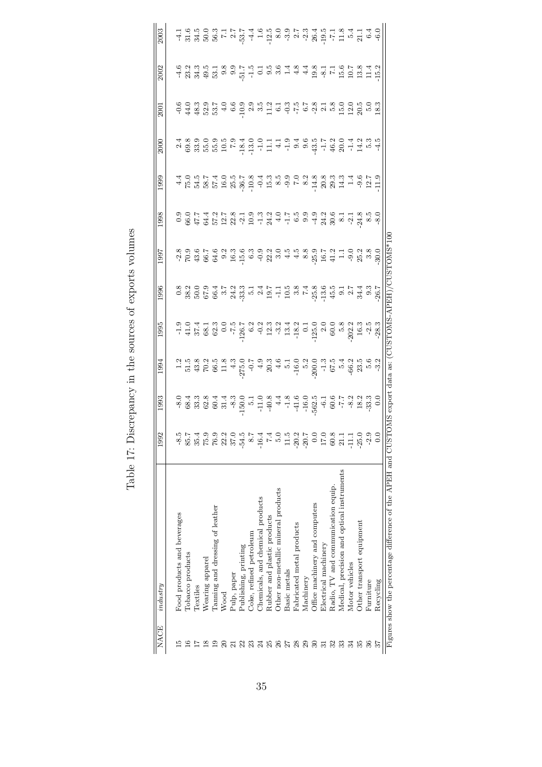Table 17: Discrepancy in the sources of exports volumes

| NACE | *industry* | 1992 | 1993 | 1994 | 1995 | 1996 | 1997 | 1998 | 1999 | 2000 | 2001 | 2002 | 2003 |
|---|---|---|---|---|---|---|---|---|---|---|---|---|---|
| 15 | Food products and beverages | -8.5 | -8.0 | 1.2 | -1.9 | 0.8 | -2.8 | 0.9 | 4.4 | 2.4 | -0.6 | -4.6 | -4.1 |
| 16 | Tobacco products | 85.7 | 68.4 | 51.5 | 41.0 | 38.2 | 70.9 | 66.0 | 75.0 | 69.8 | 44.0 | 23.2 | 31.6 |
| 17 | Textiles | 35.4 | 33.3 | 43.8 | 37.4 | 50.0 | 43.6 | 47.7 | 54.5 | 33.9 | 48.3 | 34.3 | 34.5 |
| 18 | Wearing apparel | 75.9 | 62.8 | 70.2 | 68.1 | 67.9 | 66.7 | 64.4 | 58.7 | 55.0 | 52.9 | 49.5 | 50.0 |
| 19 | Tanning and dressing of leather | 76.9 | 60.4 | 66.5 | 62.3 | 66.4 | 64.6 | 57.2 | 57.4 | 55.9 | 53.7 | 53.1 | 56.3 |
| 20 | Wood | 22.2 | 31.4 | 11.8 | 0.0 | 3.7 | 9.2 | 12.7 | 16.0 | 10.5 | 4.0 | 9.8 | 7.1 |
| 21 | Pulp, paper | 37.0 | -8.3 | 4.3 | -7.5 | 24.2 | 16.3 | 22.8 | 25.5 | 7.9 | 6.6 | 9.9 | 2.7 |
| 22 | Publishing, printing | -54.5 | -150.0 | -275.0 | -126.7 | -33.3 | -15.6 | -2.1 | -36.7 | -18.4 | -10.9 | -51.7 | -53.7 |
| 23 | Coke, refined petroleum | 8.7 | 5.1 | -0.7 | 6.2 | 5.1 | 6.3 | 10.9 | -10.8 | -13.0 | 2.9 | -1.5 | -4.4 |
| 24 | Chemicals, and chemical products | -16.4 | -11.0 | 4.9 | -0.2 | 2.4 | -0.9 | -1.3 | -0.4 | -1.0 | 3.5 | 0.1 | 1.6 |
| 25 | Rubber and plastic products | 7.4 | -40.8 | 20.3 | 12.3 | 19.7 | 22.2 | 24.2 | 15.3 | 11.1 | 11.2 | 9.5 | -12.5 |
| 26 | Other non-metallic mineral products | 5.0 | 4.4 | 4.6 | -3.2 | -1.1 | 3.0 | 4.0 | 8.5 | 4.1 | 6.1 | 3.6 | 8.0 |
| 27 | Basic metals | 11.5 | -1.8 | 5.1 | 13.4 | 10.5 | 4.5 | -1.7 | -9.9 | -1.9 | -0.3 | 1.4 | -3.9 |
| 28 | Fabricated metal products | -20.2 | -41.6 | -16.0 | -18.2 | 3.8 | 4.5 | 6.5 | 7.0 | 9.4 | -7.5 | 4.8 | 2.7 |
| 29 | Machinery | -20.7 | -16.0 | 5.2 | 0.1 | 7.4 | 8.8 | 9.9 | 8.2 | 9.6 | 6.7 | 4.4 | -2.3 |
| 30 | Office machinery and computers | 0.0 | -562.5 | -200.0 | -125.0 | -25.8 | -25.9 | -4.9 | -14.8 | -43.5 | -2.8 | 19.8 | 26.4 |
| 31 | Electrical machinery | 17.0 | -6.1 | -1.3 | 2.0 | -13.6 | 16.7 | 24.2 | 20.8 | -1.7 | 2.1 | -8.1 | -19.5 |
| 32 | Radio, TV and communication equip. | 60.8 | 60.6 | 67.5 | 60.0 | 45.5 | 41.2 | 30.6 | 29.3 | 46.2 | 5.8 | 7.1 | -7.1 |
| 33 | Medical, precision and optical instruments | 21.1 | -7.7 | 5.4 | 5.8 | 9.1 | 1.1 | 8.1 | 14.3 | 20.0 | 15.0 | 15.6 | 11.8 |
| 34 | Motor vehicles | -11.1 | -8.2 | -66.2 | -202.2 | 2.7 | -9.0 | -2.1 | 1.4 | -1.4 | 12.0 | 10.7 | 5.4 |
| 35 | Other transport equipment | -25.0 | 18.2 | 23.5 | 16.3 | 34.4 | 25.2 | -24.8 | -9.6 | 14.2 | 20.5 | 13.8 | 21.1 |
| 36 | Furniture | -2.9 | -33.3 | 5.6 | -2.5 | 9.3 | 3.8 | 8.5 | 12.7 | 5.3 | 5.0 | 11.4 | 6.4 |
| 37 | Recycling | 0.0 | 0.0 | -3.2 | -28.3 | -26.7 | -30.0 | -8.0 | -11.9 | -4.5 | 18.3 | -15.2 | -6.0 |

Figures show the percentage difference of the APEH and CUSTOMS export data as: (CUSTOMS-APEH)/CUSTOMS*100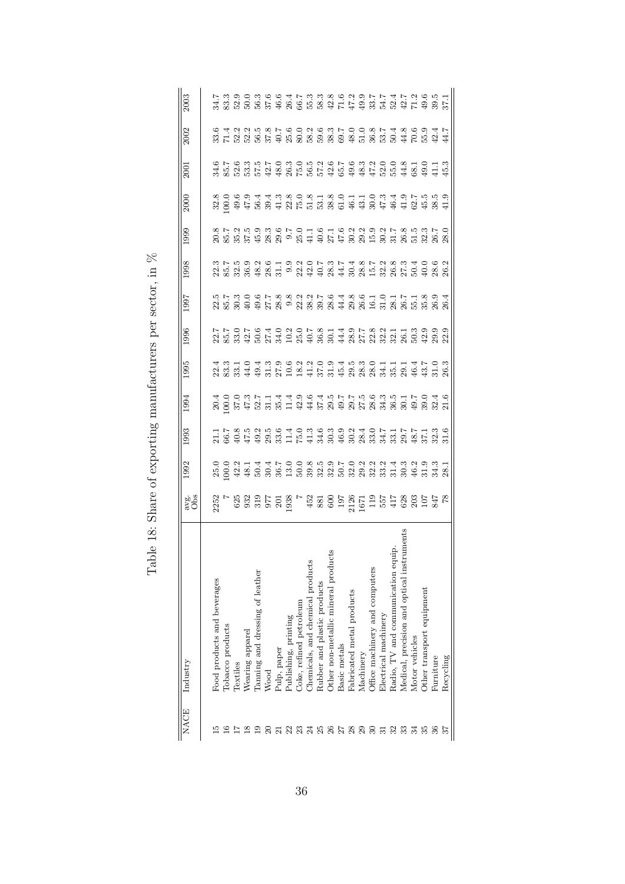Table 18: Share of exporting manufacturers per sector, in %

| NACE | Industry | avg. Obs | 1992 | 1993 | 1994 | 1995 | 1996 | 1997 | 1998 | 1999 | 2000 | 2001 | 2002 | 2003 |
|---|---|---|---|---|---|---|---|---|---|---|---|---|---|---|
| 15 | Food products and beverages | 2252 | 25.0 | 21.1 | 20.4 | 22.4 | 22.7 | 22.5 | 22.3 | 20.8 | 32.8 | 34.6 | 33.6 | 34.7 |
| 16 | Tobacco products | 7 | 100.0 | 66.7 | 100.0 | 83.3 | 85.7 | 85.7 | 85.7 | 85.7 | 100.0 | 85.7 | 71.4 | 83.3 |
| 17 | Textiles | 625 | 42.2 | 40.8 | 37.0 | 33.1 | 33.0 | 30.3 | 32.5 | 35.2 | 49.6 | 52.6 | 52.2 | 52.9 |
| 18 | Wearing apparel | 932 | 48.1 | 47.5 | 47.3 | 44.0 | 42.7 | 40.0 | 36.9 | 37.5 | 47.9 | 53.3 | 52.2 | 50.0 |
| 19 | Tanning and dressing of leather | 319 | 50.4 | 49.2 | 52.7 | 49.4 | 50.6 | 49.6 | 48.2 | 45.9 | 56.4 | 57.5 | 56.5 | 56.3 |
| 20 | Wood | 977 | 30.4 | 29.5 | 31.1 | 31.3 | 27.4 | 27.7 | 28.6 | 28.3 | 39.4 | 42.7 | 37.8 | 37.6 |
| 21 | Pulp, paper | 201 | 36.7 | 33.6 | 35.4 | 27.9 | 34.0 | 28.8 | 31.1 | 29.6 | 41.3 | 48.0 | 40.7 | 46.6 |
| 22 | Publishing, printing | 1938 | 13.0 | 11.4 | 11.4 | 10.6 | 10.2 | 9.8 | 9.9 | 9.7 | 22.8 | 26.3 | 25.6 | 26.4 |
| 23 | Coke, refined petroleum | 7 | 50.0 | 75.0 | 42.9 | 18.2 | 25.0 | 22.2 | 22.2 | 25.0 | 75.0 | 75.0 | 80.0 | 66.7 |
| 24 | Chemicals, and chemical products | 452 | 39.8 | 41.3 | 44.6 | 41.2 | 40.7 | 38.2 | 42.0 | 41.1 | 51.8 | 56.5 | 58.2 | 55.3 |
| 25 | Rubber and plastic products | 881 | 32.5 | 34.6 | 37.4 | 37.0 | 36.8 | 39.7 | 40.7 | 40.6 | 53.1 | 57.2 | 59.6 | 58.3 |
| 26 | Other non-metallic mineral products | 600 | 32.9 | 30.3 | 29.5 | 31.9 | 30.1 | 28.6 | 28.3 | 27.1 | 38.8 | 42.6 | 38.3 | 42.8 |
| 27 | Basic metals | 197 | 50.7 | 46.9 | 49.7 | 45.4 | 44.4 | 44.4 | 44.7 | 47.6 | 61.0 | 65.7 | 69.7 | 71.6 |
| 28 | Fabricated metal products | 2126 | 32.0 | 30.2 | 29.7 | 29.5 | 28.9 | 29.8 | 30.4 | 30.2 | 46.1 | 49.6 | 48.0 | 47.2 |
| 29 | Machinery | 1671 | 29.2 | 28.4 | 27.5 | 28.3 | 27.7 | 26.6 | 28.8 | 29.2 | 43.1 | 48.3 | 51.0 | 49.9 |
| 30 | Office machinery and computers | 119 | 32.2 | 33.0 | 28.6 | 28.0 | 22.8 | 16.1 | 15.7 | 15.9 | 30.0 | 47.2 | 36.8 | 33.7 |
| 31 | Electrical machinery | 557 | 33.2 | 34.7 | 34.3 | 34.1 | 32.2 | 31.0 | 32.2 | 30.2 | 47.3 | 52.0 | 53.7 | 54.7 |
| 32 | Radio, TV and communication equip. | 417 | 31.4 | 33.1 | 36.5 | 35.1 | 32.1 | 28.1 | 26.8 | 31.7 | 46.4 | 55.0 | 50.4 | 52.4 |
| 33 | Medical, precision and optical instruments | 628 | 30.3 | 29.7 | 30.1 | 29.1 | 26.1 | 26.7 | 27.3 | 26.8 | 41.9 | 44.8 | 44.8 | 42.7 |
| 34 | Motor vehicles | 203 | 46.2 | 48.7 | 49.7 | 46.4 | 50.3 | 55.1 | 50.4 | 51.5 | 62.7 | 68.1 | 70.6 | 71.2 |
| 35 | Other transport equipment | 107 | 31.9 | 37.1 | 39.0 | 43.7 | 42.9 | 35.8 | 40.0 | 32.3 | 45.5 | 49.0 | 55.9 | 49.6 |
| 36 | Furniture | 847 | 34.3 | 32.3 | 32.4 | 31.0 | 29.9 | 26.9 | 28.6 | 26.7 | 38.5 | 41.1 | 42.4 | 39.5 |
| 37 | Recycling | 78 | 28.1 | 31.6 | 21.6 | 26.3 | 22.9 | 26.4 | 26.2 | 28.0 | 41.9 | 45.3 | 44.7 | 37.1 |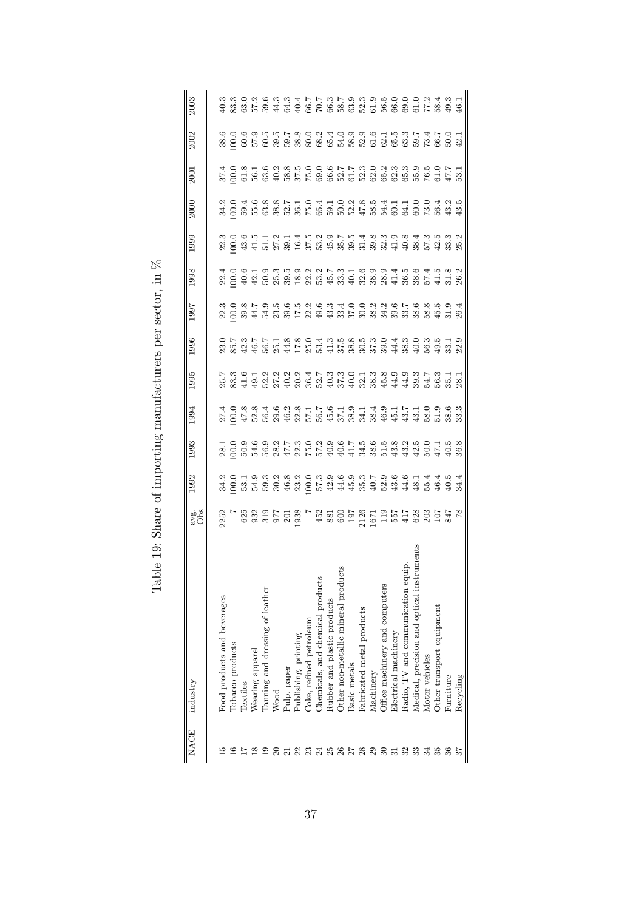Table 19: Share of importing manufacturers per sector, in %

| NACE | industry | avg. Obs | 1992 | 1993 | 1994 | 1995 | 1996 | 1997 | 1998 | 1999 | 2000 | 2001 | 2002 | 2003 |
|---|---|---|---|---|---|---|---|---|---|---|---|---|---|---|
| 15 | Food products and beverages | 2252 | 34.2 | 28.1 | 27.4 | 25.7 | 23.0 | 22.3 | 22.4 | 22.3 | 34.2 | 37.4 | 38.6 | 40.3 |
| 16 | Tobacco products | 7 | 100.0 | 100.0 | 100.0 | 83.3 | 85.7 | 100.0 | 100.0 | 100.0 | 100.0 | 100.0 | 100.0 | 83.3 |
| 17 | Textiles | 625 | 53.1 | 50.9 | 47.8 | 41.6 | 42.3 | 39.8 | 40.6 | 43.6 | 59.4 | 61.8 | 60.6 | 63.0 |
| 18 | Wearing apparel | 932 | 54.9 | 54.6 | 52.8 | 49.1 | 46.7 | 44.7 | 42.1 | 41.5 | 55.6 | 56.1 | 57.9 | 57.2 |
| 19 | Tanning and dressing of leather | 319 | 59.3 | 56.9 | 56.4 | 52.2 | 56.7 | 54.9 | 50.9 | 51.1 | 63.8 | 63.6 | 60.5 | 59.6 |
| 20 | Wood | 977 | 30.2 | 28.2 | 29.6 | 27.2 | 25.1 | 23.5 | 25.3 | 27.2 | 38.8 | 40.2 | 39.5 | 44.3 |
| 21 | Pulp, paper | 201 | 46.8 | 47.7 | 46.2 | 40.2 | 44.8 | 39.6 | 39.5 | 39.1 | 52.7 | 58.8 | 59.7 | 64.3 |
| 22 | Publishing, printing | 1938 | 23.2 | 22.3 | 22.8 | 20.2 | 17.8 | 17.5 | 18.9 | 16.4 | 36.1 | 37.5 | 38.8 | 40.4 |
| 23 | Coke, refined petroleum | 7 | 100.0 | 75.0 | 57.1 | 36.4 | 25.0 | 22.2 | 22.2 | 37.5 | 75.0 | 75.0 | 80.0 | 66.7 |
| 24 | Chemicals, and chemical products | 452 | 57.3 | 57.2 | 56.7 | 52.7 | 53.4 | 49.6 | 53.2 | 53.2 | 66.4 | 69.0 | 68.2 | 70.7 |
| 25 | Rubber and plastic products | 881 | 42.9 | 40.9 | 45.6 | 40.3 | 41.3 | 43.3 | 45.7 | 45.9 | 59.1 | 66.6 | 65.4 | 66.3 |
| 26 | Other non-metallic mineral products | 600 | 44.6 | 40.6 | 37.1 | 37.3 | 37.5 | 33.4 | 33.3 | 35.7 | 50.0 | 52.7 | 54.0 | 58.7 |
| 27 | Basic metals | 197 | 45.9 | 41.7 | 38.9 | 40.0 | 38.8 | 37.0 | 40.1 | 39.5 | 52.2 | 61.7 | 58.9 | 63.9 |
| 28 | Fabricated metal products | 2126 | 35.3 | 34.5 | 34.1 | 32.1 | 30.5 | 30.0 | 32.6 | 31.4 | 47.8 | 52.3 | 52.9 | 52.3 |
| 29 | Machinery | 1671 | 40.7 | 38.6 | 38.4 | 38.3 | 37.3 | 38.2 | 38.9 | 39.8 | 58.5 | 62.0 | 61.6 | 61.9 |
| 30 | Office machinery and computers | 119 | 52.9 | 51.5 | 46.9 | 45.8 | 39.0 | 34.2 | 28.9 | 32.3 | 54.4 | 65.2 | 62.1 | 56.5 |
| 31 | Electrical machinery | 557 | 43.6 | 43.8 | 45.1 | 44.9 | 44.4 | 39.6 | 41.4 | 41.9 | 60.1 | 62.3 | 65.5 | 66.0 |
| 32 | Radio, TV and communication equip. | 417 | 44.6 | 43.2 | 43.7 | 44.9 | 38.3 | 33.7 | 36.5 | 40.8 | 64.1 | 65.3 | 63.3 | 69.0 |
| 33 | Medical, precision and optical instruments | 628 | 48.1 | 42.5 | 43.1 | 39.3 | 40.0 | 38.6 | 38.6 | 38.4 | 60.0 | 55.9 | 59.7 | 61.0 |
| 34 | Motor vehicles | 203 | 55.4 | 50.0 | 58.0 | 54.7 | 56.3 | 58.8 | 57.4 | 57.3 | 73.0 | 76.5 | 73.4 | 77.2 |
| 35 | Other transport equipment | 107 | 46.4 | 47.1 | 51.9 | 56.3 | 49.5 | 45.5 | 41.5 | 42.5 | 56.4 | 61.0 | 66.7 | 58.4 |
| 36 | Furniture | 847 | 40.5 | 40.5 | 38.6 | 35.1 | 33.1 | 31.9 | 31.8 | 33.3 | 43.2 | 47.7 | 50.0 | 49.3 |
| 37 | Recycling | 78 | 34.4 | 36.8 | 33.3 | 28.1 | 22.9 | 26.4 | 26.2 | 25.2 | 43.5 | 53.1 | 42.1 | 46.1 |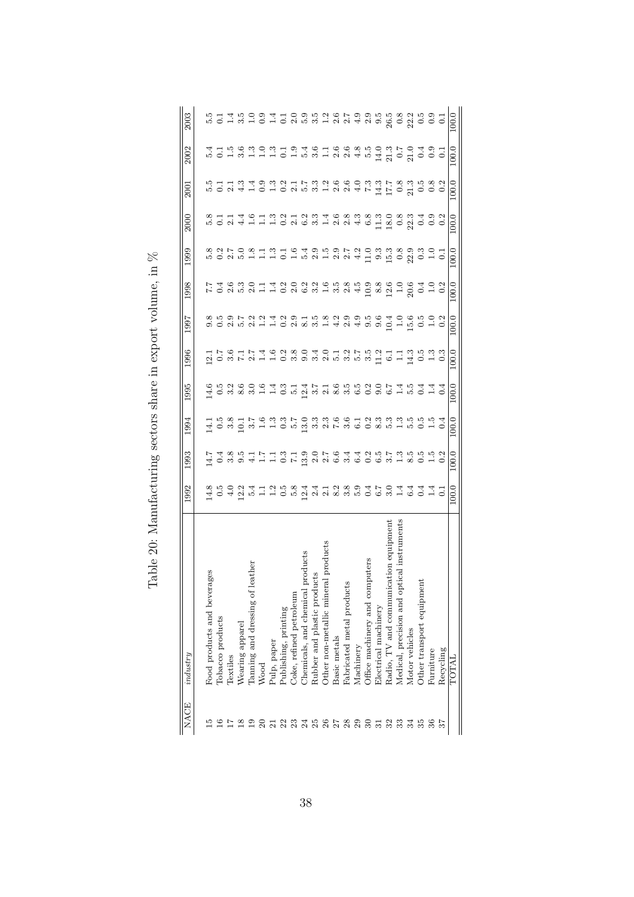# Table 20: Manufacturing sectors share in export volume, in %

| NACE | *industry* | 1992 | 1993 | 1994 | 1995 | 1996 | 1997 | 1998 | 1999 | 2000 | 2001 | 2002 | 2003 |
|---|---|---|---|---|---|---|---|---|---|---|---|---|---|
| 15 | Food products and beverages | 14.8 | 14.7 | 14.1 | 14.6 | 12.1 | 9.8 | 7.7 | 5.8 | 5.8 | 5.5 | 5.4 | 5.5 |
| 16 | Tobacco products | 0.5 | 0.4 | 0.5 | 0.5 | 0.7 | 0.5 | 0.4 | 0.2 | 0.1 | 0.1 | 0.1 | 0.1 |
| 17 | Textiles | 4.0 | 3.8 | 3.8 | 3.2 | 3.6 | 2.9 | 2.6 | 2.7 | 2.1 | 2.1 | 1.5 | 1.4 |
| 18 | Wearing apparel | 12.2 | 9.5 | 10.1 | 8.6 | 7.1 | 5.7 | 5.3 | 5.0 | 4.4 | 4.3 | 3.6 | 3.5 |
| 19 | Tanning and dressing of leather | 5.4 | 4.1 | 3.7 | 3.0 | 2.7 | 2.2 | 2.0 | 1.8 | 1.6 | 1.4 | 1.3 | 1.0 |
| 20 | Wood | 1.1 | 1.7 | 1.6 | 1.6 | 1.4 | 1.2 | 1.1 | 1.1 | 1.1 | 0.9 | 1.0 | 0.9 |
| 21 | Pulp, paper | 1.2 | 1.1 | 1.3 | 1.4 | 1.6 | 1.4 | 1.4 | 1.3 | 1.3 | 1.3 | 1.3 | 1.4 |
| 22 | Publishing, printing | 0.5 | 0.3 | 0.3 | 0.3 | 0.2 | 0.2 | 0.2 | 0.1 | 0.2 | 0.2 | 0.1 | 0.1 |
| 23 | Coke, refined petroleum | 5.8 | 7.1 | 5.7 | 5.1 | 3.8 | 2.9 | 2.0 | 1.6 | 2.1 | 2.1 | 1.9 | 2.0 |
| 24 | Chemicals, and chemical products | 12.4 | 13.9 | 13.0 | 12.4 | 9.0 | 8.1 | 6.2 | 5.4 | 6.2 | 5.7 | 5.4 | 5.9 |
| 25 | Rubber and plastic products | 2.4 | 2.0 | 3.3 | 3.7 | 3.4 | 3.5 | 3.2 | 2.9 | 3.3 | 3.3 | 3.6 | 3.5 |
| 26 | Other non-metallic mineral products | 2.1 | 2.7 | 2.3 | 2.1 | 2.0 | 1.8 | 1.6 | 1.5 | 1.4 | 1.2 | 1.1 | 1.2 |
| 27 | Basic metals | 8.2 | 6.6 | 7.6 | 8.6 | 5.1 | 4.2 | 3.5 | 2.9 | 2.6 | 2.6 | 2.6 | 2.6 |
| 28 | Fabricated metal products | 3.8 | 3.4 | 3.6 | 3.5 | 3.2 | 2.9 | 2.8 | 2.7 | 2.8 | 2.6 | 2.6 | 2.7 |
| 29 | Machinery | 5.9 | 6.4 | 6.1 | 6.5 | 5.7 | 4.9 | 4.5 | 4.2 | 4.3 | 4.0 | 4.8 | 4.9 |
| 30 | Office machinery and computers | 0.4 | 0.2 | 0.2 | 0.2 | 3.5 | 9.5 | 10.9 | 11.0 | 6.8 | 7.3 | 5.5 | 2.9 |
| 31 | Electrical machinery | 6.7 | 6.5 | 8.3 | 9.0 | 11.2 | 9.6 | 8.8 | 9.3 | 11.3 | 14.3 | 14.0 | 9.5 |
| 32 | Radio, TV and communication equipment | 3.0 | 3.7 | 5.3 | 6.7 | 6.1 | 10.4 | 12.6 | 15.3 | 18.0 | 17.7 | 21.3 | 26.5 |
| 33 | Medical, precision and optical instruments | 1.4 | 1.3 | 1.3 | 1.4 | 1.1 | 1.0 | 1.0 | 0.8 | 0.8 | 0.8 | 0.7 | 0.8 |
| 34 | Motor vehicles | 6.4 | 8.5 | 5.5 | 5.5 | 14.3 | 15.6 | 20.6 | 22.9 | 22.3 | 21.3 | 21.0 | 22.2 |
| 35 | Other transport equipment | 0.4 | 0.5 | 0.5 | 0.4 | 0.5 | 0.5 | 0.4 | 0.3 | 0.4 | 0.5 | 0.4 | 0.5 |
| 36 | Furniture | 1.4 | 1.5 | 1.5 | 1.4 | 1.3 | 1.0 | 1.0 | 1.0 | 0.9 | 0.8 | 0.9 | 0.9 |
| 37 | Recycling | 0.1 | 0.2 | 0.4 | 0.4 | 0.3 | 0.2 | 0.2 | 0.1 | 0.2 | 0.2 | 0.1 | 0.1 |
| | TOTAL | 100.0 | 100.0 | 100.0 | 100.0 | 100.0 | 100.0 | 100.0 | 100.0 | 100.0 | 100.0 | 100.0 | 100.0 |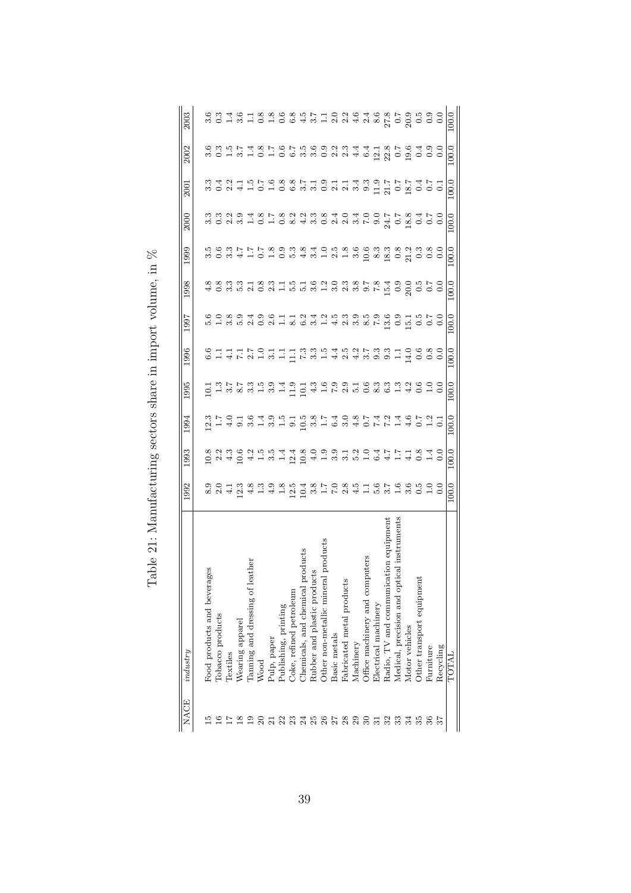Table 21: Manufacturing sectors share in import volume, in %

| NACE | *industry* | 1992 | 1993 | 1994 | 1995 | 1996 | 1997 | 1998 | 1999 | 2000 | 2001 | 2002 | 2003 |
|---|---|---|---|---|---|---|---|---|---|---|---|---|---|
| 15 | Food products and beverages | 8.9 | 10.8 | 12.3 | 10.1 | 6.6 | 5.6 | 4.8 | 3.5 | 3.3 | 3.3 | 3.6 | 3.6 |
| 16 | Tobacco products | 2.0 | 2.2 | 1.7 | 1.3 | 1.1 | 1.0 | 0.8 | 0.6 | 0.3 | 0.4 | 0.3 | 0.3 |
| 17 | Textiles | 4.1 | 4.3 | 4.0 | 3.7 | 4.1 | 3.8 | 3.3 | 3.3 | 2.2 | 2.2 | 1.5 | 1.4 |
| 18 | Wearing apparel | 12.3 | 10.6 | 9.1 | 8.7 | 7.1 | 5.9 | 5.3 | 4.7 | 3.9 | 4.1 | 3.7 | 3.6 |
| 19 | Tanning and dressing of leather | 4.8 | 4.2 | 3.6 | 3.3 | 2.7 | 2.4 | 2.1 | 1.7 | 1.4 | 1.5 | 1.4 | 1.1 |
| 20 | Wood | 1.3 | 1.5 | 1.4 | 1.5 | 1.0 | 0.9 | 0.8 | 0.7 | 0.8 | 0.7 | 0.8 | 0.8 |
| 21 | Pulp, paper | 4.9 | 3.5 | 3.9 | 3.9 | 3.1 | 2.6 | 2.3 | 1.8 | 1.7 | 1.6 | 1.7 | 1.8 |
| 22 | Publishing, printing | 1.8 | 1.4 | 1.5 | 1.4 | 1.1 | 1.1 | 1.1 | 0.9 | 0.8 | 0.8 | 0.6 | 0.6 |
| 23 | Coke, refined petroleum | 12.5 | 12.4 | 9.1 | 11.9 | 11.1 | 8.1 | 5.5 | 5.3 | 8.2 | 6.8 | 6.7 | 6.8 |
| 24 | Chemicals, and chemical products | 10.4 | 10.8 | 10.5 | 10.1 | 7.3 | 6.2 | 5.1 | 4.8 | 4.2 | 3.7 | 3.5 | 4.5 |
| 25 | Rubber and plastic products | 3.8 | 4.0 | 3.8 | 4.3 | 3.3 | 3.4 | 3.6 | 3.4 | 3.3 | 3.1 | 3.6 | 3.7 |
| 26 | Other non-metallic mineral products | 1.7 | 1.9 | 1.7 | 1.6 | 1.5 | 1.2 | 1.2 | 1.0 | 0.8 | 0.9 | 0.9 | 1.1 |
| 27 | Basic metals | 7.0 | 3.9 | 6.4 | 7.9 | 4.4 | 4.5 | 3.0 | 2.5 | 2.4 | 2.1 | 2.2 | 2.0 |
| 28 | Fabricated metal products | 2.8 | 3.1 | 3.0 | 2.9 | 2.5 | 2.3 | 2.3 | 1.8 | 2.0 | 2.1 | 2.3 | 2.2 |
| 29 | Machinery | 4.5 | 5.2 | 4.8 | 5.1 | 4.2 | 3.9 | 3.8 | 3.6 | 3.4 | 3.4 | 4.4 | 4.6 |
| 30 | Office machinery and computers | 1.1 | 1.0 | 0.7 | 0.6 | 3.7 | 8.5 | 9.7 | 10.6 | 7.0 | 9.3 | 6.4 | 2.4 |
| 31 | Electrical machinery | 5.6 | 6.4 | 7.4 | 8.3 | 9.3 | 7.9 | 7.8 | 8.3 | 9.0 | 11.9 | 12.1 | 8.6 |
| 32 | Radio, TV and communication equipment | 3.7 | 4.7 | 7.2 | 6.3 | 9.3 | 13.6 | 15.4 | 18.3 | 24.7 | 21.7 | 22.8 | 27.8 |
| 33 | Medical, precision and optical instruments | 1.6 | 1.7 | 1.4 | 1.3 | 1.1 | 0.9 | 0.9 | 0.8 | 0.7 | 0.7 | 0.7 | 0.7 |
| 34 | Motor vehicles | 3.6 | 4.1 | 4.6 | 4.2 | 14.0 | 15.1 | 20.0 | 21.2 | 18.8 | 18.7 | 19.6 | 20.9 |
| 35 | Other transport equipment | 0.5 | 0.8 | 0.7 | 0.6 | 0.6 | 0.5 | 0.5 | 0.3 | 0.4 | 0.4 | 0.4 | 0.5 |
| 36 | Furniture | 1.0 | 1.4 | 1.2 | 1.0 | 0.8 | 0.7 | 0.7 | 0.8 | 0.7 | 0.7 | 0.9 | 0.9 |
| 37 | Recycling | 0.0 | 0.0 | 0.1 | 0.0 | 0.0 | 0.0 | 0.0 | 0.0 | 0.0 | 0.1 | 0.0 | 0.0 |
| | TOTAL | 100.0 | 100.0 | 100.0 | 100.0 | 100.0 | 100.0 | 100.0 | 100.0 | 100.0 | 100.0 | 100.0 | 100.0 |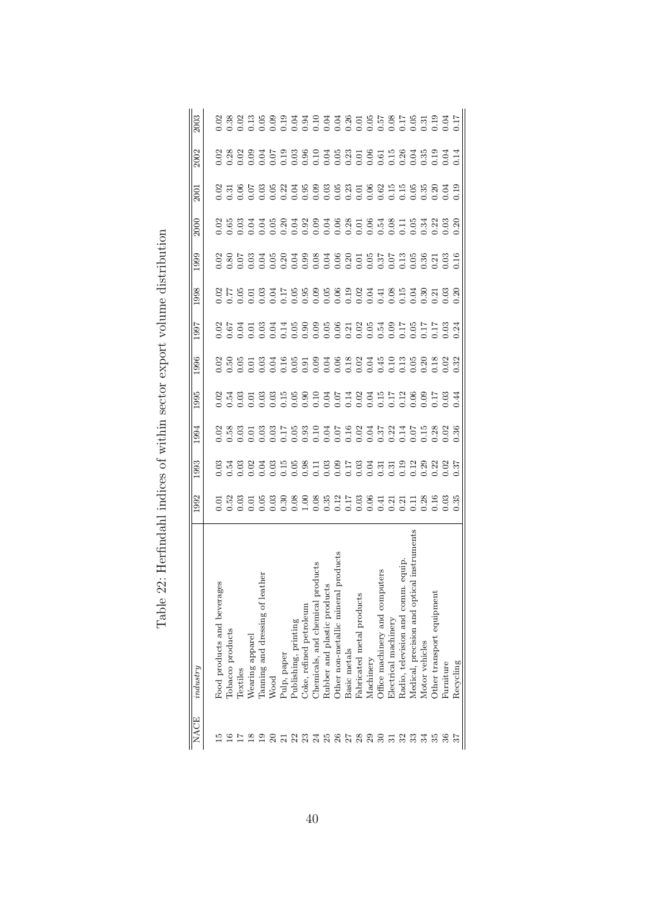Table 22: Herfindahl indices of within sector export volume distribution

| NACE | *industry* | 1992 | 1993 | 1994 | 1995 | 1996 | 1997 | 1998 | 1999 | 2000 | 2001 | 2002 | 2003 |
|---|---|---|---|---|---|---|---|---|---|---|---|---|---|
| 15 | Food products and beverages | 0.01 | 0.03 | 0.02 | 0.02 | 0.02 | 0.02 | 0.02 | 0.02 | 0.02 | 0.02 | 0.02 | 0.02 |
| 16 | Tobacco products | 0.52 | 0.54 | 0.58 | 0.54 | 0.50 | 0.67 | 0.77 | 0.80 | 0.65 | 0.31 | 0.28 | 0.38 |
| 17 | Textiles | 0.03 | 0.03 | 0.03 | 0.03 | 0.05 | 0.04 | 0.05 | 0.07 | 0.03 | 0.06 | 0.02 | 0.02 |
| 18 | Wearing apparel | 0.01 | 0.02 | 0.01 | 0.01 | 0.01 | 0.01 | 0.01 | 0.03 | 0.04 | 0.07 | 0.09 | 0.13 |
| 19 | Tanning and dressing of leather | 0.05 | 0.04 | 0.03 | 0.03 | 0.03 | 0.03 | 0.03 | 0.04 | 0.04 | 0.03 | 0.04 | 0.05 |
| 20 | Wood | 0.03 | 0.03 | 0.03 | 0.03 | 0.04 | 0.04 | 0.04 | 0.05 | 0.05 | 0.05 | 0.07 | 0.09 |
| 21 | Pulp, paper | 0.30 | 0.15 | 0.17 | 0.15 | 0.16 | 0.14 | 0.17 | 0.20 | 0.20 | 0.22 | 0.19 | 0.19 |
| 22 | Publishing, printing | 0.08 | 0.05 | 0.05 | 0.05 | 0.05 | 0.05 | 0.05 | 0.04 | 0.04 | 0.04 | 0.03 | 0.04 |
| 23 | Coke, refined petroleum | 1.00 | 0.98 | 0.93 | 0.90 | 0.91 | 0.90 | 0.95 | 0.99 | 0.92 | 0.95 | 0.96 | 0.94 |
| 24 | Chemicals, and chemical products | 0.08 | 0.11 | 0.10 | 0.10 | 0.09 | 0.09 | 0.09 | 0.08 | 0.09 | 0.09 | 0.10 | 0.10 |
| 25 | Rubber and plastic products | 0.35 | 0.03 | 0.04 | 0.04 | 0.04 | 0.05 | 0.05 | 0.04 | 0.04 | 0.03 | 0.04 | 0.04 |
| 26 | Other non-metallic mineral products | 0.12 | 0.09 | 0.07 | 0.07 | 0.06 | 0.06 | 0.06 | 0.06 | 0.06 | 0.05 | 0.05 | 0.04 |
| 27 | Basic metals | 0.17 | 0.17 | 0.16 | 0.14 | 0.18 | 0.21 | 0.19 | 0.20 | 0.28 | 0.23 | 0.23 | 0.26 |
| 28 | Fabricated metal products | 0.03 | 0.03 | 0.02 | 0.02 | 0.02 | 0.02 | 0.02 | 0.01 | 0.01 | 0.01 | 0.01 | 0.01 |
| 29 | Machinery | 0.06 | 0.04 | 0.04 | 0.04 | 0.04 | 0.05 | 0.04 | 0.05 | 0.06 | 0.06 | 0.06 | 0.05 |
| 30 | Office machinery and computers | 0.41 | 0.31 | 0.37 | 0.15 | 0.45 | 0.54 | 0.41 | 0.37 | 0.54 | 0.62 | 0.61 | 0.57 |
| 31 | Electrical machinery | 0.21 | 0.31 | 0.22 | 0.17 | 0.10 | 0.09 | 0.08 | 0.07 | 0.08 | 0.15 | 0.15 | 0.08 |
| 32 | Radio, television and comm. equip. | 0.21 | 0.19 | 0.14 | 0.12 | 0.13 | 0.17 | 0.15 | 0.13 | 0.11 | 0.15 | 0.26 | 0.17 |
| 33 | Medical, precision and optical instruments | 0.11 | 0.12 | 0.07 | 0.06 | 0.05 | 0.05 | 0.04 | 0.05 | 0.05 | 0.05 | 0.04 | 0.05 |
| 34 | Motor vehicles | 0.28 | 0.29 | 0.15 | 0.09 | 0.20 | 0.17 | 0.30 | 0.36 | 0.34 | 0.35 | 0.35 | 0.31 |
| 35 | Other transport equipment | 0.16 | 0.22 | 0.28 | 0.17 | 0.18 | 0.17 | 0.21 | 0.21 | 0.22 | 0.20 | 0.19 | 0.19 |
| 36 | Furniture | 0.03 | 0.02 | 0.02 | 0.03 | 0.02 | 0.03 | 0.03 | 0.03 | 0.03 | 0.04 | 0.04 | 0.04 |
| 37 | Recycling | 0.35 | 0.37 | 0.36 | 0.44 | 0.32 | 0.24 | 0.20 | 0.16 | 0.20 | 0.19 | 0.14 | 0.17 |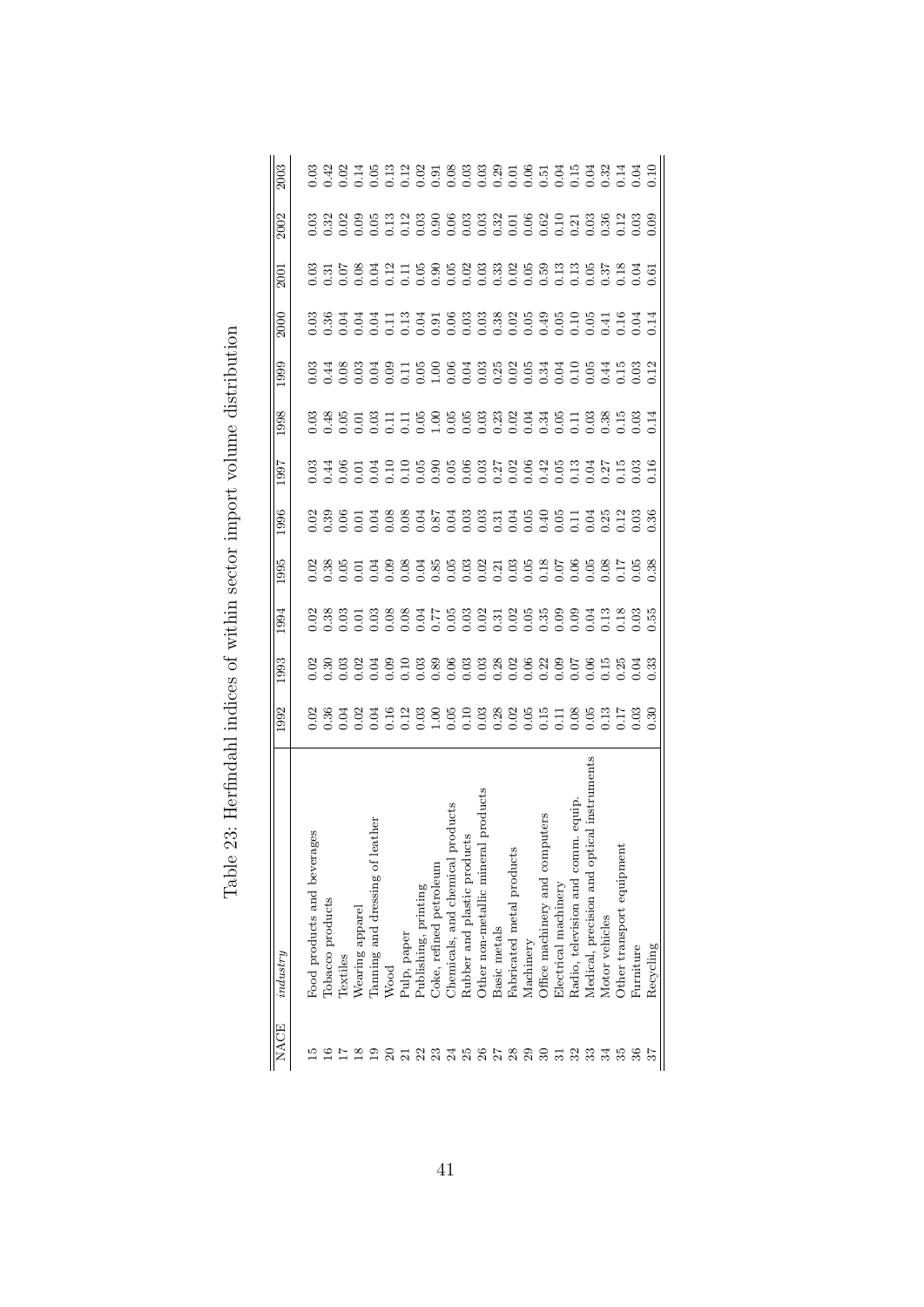Table 23: Herfindahl indices of within sector import volume distribution

| NACE | *industry* | 1992 | 1993 | 1994 | 1995 | 1996 | 1997 | 1998 | 1999 | 2000 | 2001 | 2002 | 2003 |
|---|---|---|---|---|---|---|---|---|---|---|---|---|---|
| 15 | Food products and beverages | 0.02 | 0.02 | 0.02 | 0.02 | 0.02 | 0.03 | 0.03 | 0.03 | 0.03 | 0.03 | 0.03 | 0.03 |
| 16 | Tobacco products | 0.36 | 0.30 | 0.38 | 0.38 | 0.39 | 0.44 | 0.48 | 0.44 | 0.36 | 0.31 | 0.32 | 0.42 |
| 17 | Textiles | 0.04 | 0.03 | 0.03 | 0.05 | 0.06 | 0.06 | 0.05 | 0.08 | 0.04 | 0.07 | 0.02 | 0.02 |
| 18 | Wearing apparel | 0.02 | 0.02 | 0.01 | 0.01 | 0.01 | 0.01 | 0.01 | 0.03 | 0.04 | 0.08 | 0.09 | 0.14 |
| 19 | Tanning and dressing of leather | 0.04 | 0.04 | 0.03 | 0.04 | 0.04 | 0.04 | 0.03 | 0.04 | 0.04 | 0.04 | 0.05 | 0.05 |
| 20 | Wood | 0.16 | 0.09 | 0.08 | 0.09 | 0.08 | 0.10 | 0.11 | 0.09 | 0.11 | 0.12 | 0.13 | 0.13 |
| 21 | Pulp, paper | 0.12 | 0.10 | 0.08 | 0.08 | 0.08 | 0.10 | 0.11 | 0.11 | 0.13 | 0.11 | 0.12 | 0.12 |
| 22 | Publishing, printing | 0.03 | 0.03 | 0.04 | 0.04 | 0.04 | 0.05 | 0.05 | 0.05 | 0.04 | 0.05 | 0.03 | 0.02 |
| 23 | Coke, refined petroleum | 1.00 | 0.89 | 0.77 | 0.85 | 0.87 | 0.90 | 1.00 | 1.00 | 0.91 | 0.90 | 0.90 | 0.91 |
| 24 | Chemicals, and chemical products | 0.05 | 0.06 | 0.05 | 0.05 | 0.04 | 0.05 | 0.05 | 0.06 | 0.06 | 0.05 | 0.06 | 0.08 |
| 25 | Rubber and plastic products | 0.10 | 0.03 | 0.03 | 0.03 | 0.03 | 0.06 | 0.05 | 0.04 | 0.03 | 0.02 | 0.03 | 0.03 |
| 26 | Other non-metallic mineral products | 0.03 | 0.03 | 0.02 | 0.02 | 0.03 | 0.03 | 0.03 | 0.03 | 0.03 | 0.03 | 0.03 | 0.03 |
| 27 | Basic metals | 0.28 | 0.28 | 0.31 | 0.21 | 0.31 | 0.27 | 0.23 | 0.25 | 0.38 | 0.33 | 0.32 | 0.29 |
| 28 | Fabricated metal products | 0.02 | 0.02 | 0.02 | 0.03 | 0.04 | 0.02 | 0.02 | 0.02 | 0.02 | 0.02 | 0.01 | 0.01 |
| 29 | Machinery | 0.05 | 0.06 | 0.05 | 0.05 | 0.05 | 0.06 | 0.04 | 0.05 | 0.05 | 0.05 | 0.06 | 0.06 |
| 30 | Office machinery and computers | 0.15 | 0.22 | 0.35 | 0.18 | 0.40 | 0.42 | 0.34 | 0.34 | 0.49 | 0.59 | 0.62 | 0.51 |
| 31 | Electrical machinery | 0.11 | 0.09 | 0.09 | 0.07 | 0.05 | 0.05 | 0.05 | 0.04 | 0.05 | 0.13 | 0.10 | 0.04 |
| 32 | Radio, television and comm. equip. | 0.08 | 0.07 | 0.09 | 0.06 | 0.11 | 0.13 | 0.11 | 0.10 | 0.10 | 0.13 | 0.21 | 0.15 |
| 33 | Medical, precision and optical instruments | 0.05 | 0.06 | 0.04 | 0.05 | 0.04 | 0.04 | 0.03 | 0.05 | 0.05 | 0.05 | 0.03 | 0.04 |
| 34 | Motor vehicles | 0.13 | 0.15 | 0.13 | 0.08 | 0.25 | 0.27 | 0.38 | 0.44 | 0.41 | 0.37 | 0.36 | 0.32 |
| 35 | Other transport equipment | 0.17 | 0.25 | 0.18 | 0.17 | 0.12 | 0.15 | 0.15 | 0.15 | 0.16 | 0.18 | 0.12 | 0.14 |
| 36 | Furniture | 0.03 | 0.04 | 0.03 | 0.05 | 0.03 | 0.03 | 0.03 | 0.03 | 0.04 | 0.04 | 0.03 | 0.04 |
| 37 | Recycling | 0.30 | 0.33 | 0.55 | 0.38 | 0.36 | 0.16 | 0.14 | 0.12 | 0.14 | 0.61 | 0.09 | 0.10 |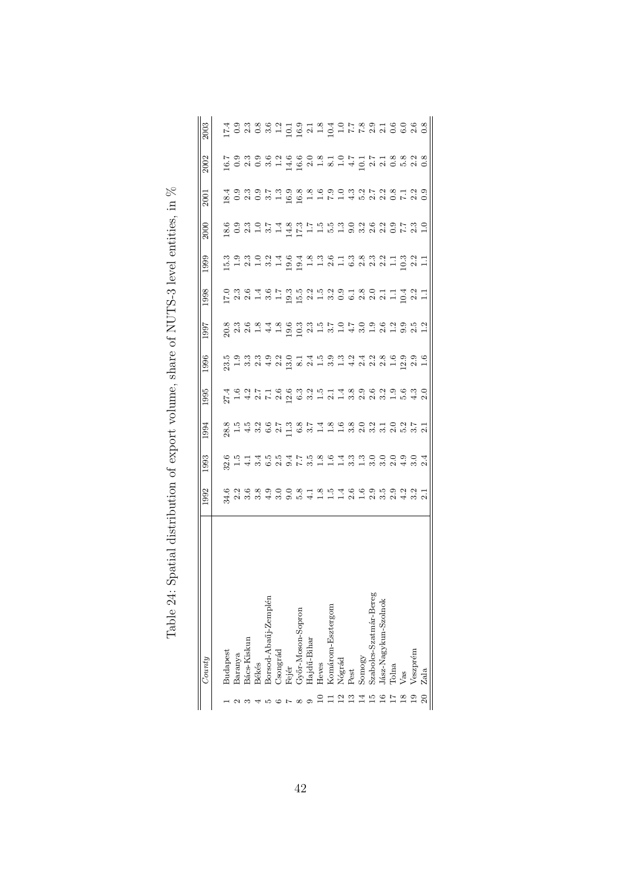Table 24: Spatial distribution of export volume, share of NUTS-3 level entities, in %

| | *County* | 1992 | 1993 | 1994 | 1995 | 1996 | 1997 | 1998 | 1999 | 2000 | 2001 | 2002 | 2003 |
|---|---|---|---|---|---|---|---|---|---|---|---|---|---|
| 1 | Budapest | 34.6 | 32.6 | 28.8 | 27.4 | 23.5 | 20.8 | 17.0 | 15.3 | 18.6 | 18.4 | 16.7 | 17.4 |
| 2 | Baranya | 2.2 | 1.5 | 1.5 | 1.6 | 1.9 | 2.3 | 2.3 | 1.9 | 0.9 | 0.9 | 0.9 | 0.9 |
| 3 | Bács-Kiskun | 3.6 | 4.1 | 4.5 | 4.2 | 3.3 | 2.6 | 2.6 | 2.3 | 2.3 | 2.3 | 2.3 | 2.3 |
| 4 | Békés | 3.8 | 3.4 | 3.2 | 2.7 | 2.3 | 1.8 | 1.4 | 1.0 | 1.0 | 0.9 | 0.9 | 0.8 |
| 5 | Borsod-Abaúj-Zemplén | 4.9 | 6.5 | 6.6 | 7.1 | 4.9 | 4.4 | 3.6 | 3.2 | 3.7 | 3.7 | 3.6 | 3.6 |
| 6 | Csongrád | 3.0 | 2.5 | 2.7 | 2.6 | 2.2 | 1.8 | 1.7 | 1.4 | 1.4 | 1.3 | 1.2 | 1.2 |
| 7 | Fejér | 9.0 | 9.4 | 11.3 | 12.6 | 13.0 | 19.6 | 19.3 | 19.6 | 14.8 | 16.9 | 14.6 | 10.1 |
| 8 | Győr-Moson-Sopron | 5.8 | 7.7 | 6.8 | 6.3 | 8.1 | 10.3 | 15.5 | 19.4 | 17.3 | 16.8 | 16.6 | 16.9 |
| 9 | Hajdú-Bihar | 4.1 | 3.5 | 3.7 | 3.2 | 2.4 | 2.3 | 2.2 | 1.8 | 1.7 | 1.8 | 2.0 | 2.1 |
| 10 | Heves | 1.8 | 1.8 | 1.4 | 1.5 | 1.5 | 1.5 | 1.5 | 1.3 | 1.5 | 1.6 | 1.8 | 1.8 |
| 11 | Komárom-Esztergom | 1.5 | 1.6 | 1.8 | 2.1 | 3.9 | 3.7 | 3.2 | 2.6 | 5.5 | 7.9 | 8.1 | 10.4 |
| 12 | Nógrád | 1.4 | 1.4 | 1.6 | 1.4 | 1.3 | 1.0 | 0.9 | 1.1 | 1.3 | 1.0 | 1.0 | 1.0 |
| 13 | Pest | 2.6 | 3.3 | 3.8 | 3.8 | 4.2 | 4.7 | 6.1 | 6.3 | 9.0 | 4.3 | 4.7 | 7.7 |
| 14 | Somogy | 1.6 | 1.3 | 2.0 | 2.9 | 2.4 | 3.0 | 2.8 | 2.8 | 3.2 | 5.2 | 10.1 | 7.8 |
| 15 | Szabolcs-Szatmár-Bereg | 2.9 | 3.0 | 3.2 | 2.6 | 2.2 | 1.9 | 2.0 | 2.3 | 2.6 | 2.7 | 2.7 | 2.9 |
| 16 | Jász-Nagykun-Szolnok | 3.5 | 3.0 | 3.1 | 3.2 | 2.8 | 2.6 | 2.1 | 2.2 | 2.2 | 2.2 | 2.1 | 2.1 |
| 17 | Tolna | 2.9 | 2.0 | 2.0 | 1.9 | 1.6 | 1.2 | 1.1 | 1.1 | 0.9 | 0.8 | 0.8 | 0.6 |
| 18 | Vas | 4.2 | 4.9 | 5.2 | 5.6 | 12.9 | 9.9 | 10.4 | 10.3 | 7.7 | 7.1 | 5.8 | 6.0 |
| 19 | Veszprém | 3.2 | 3.0 | 3.7 | 4.3 | 2.9 | 2.5 | 2.2 | 2.2 | 2.3 | 2.2 | 2.2 | 2.6 |
| 20 | Zala | 2.1 | 2.4 | 2.1 | 2.0 | 1.6 | 1.2 | 1.1 | 1.1 | 1.0 | 0.9 | 0.8 | 0.8 |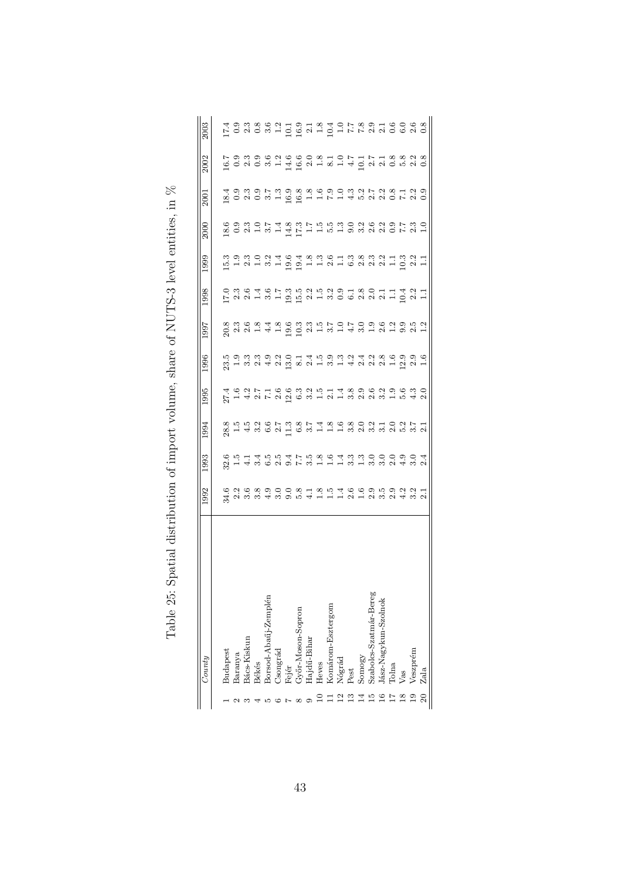Table 25: Spatial distribution of import volume, share of NUTS-3 level entities, in %

| | *County* | 1992 | 1993 | 1994 | 1995 | 1996 | 1997 | 1998 | 1999 | 2000 | 2001 | 2002 | 2003 |
|---|---|---|---|---|---|---|---|---|---|---|---|---|---|
| 1 | Budapest | 34.6 | 32.6 | 28.8 | 27.4 | 23.5 | 20.8 | 17.0 | 15.3 | 18.6 | 18.4 | 16.7 | 17.4 |
| 2 | Baranya | 2.2 | 1.5 | 1.5 | 1.6 | 1.9 | 2.3 | 2.3 | 1.9 | 0.9 | 0.9 | 0.9 | 0.9 |
| 3 | Bács-Kiskun | 3.6 | 4.1 | 4.5 | 4.2 | 3.3 | 2.6 | 2.6 | 2.3 | 2.3 | 2.3 | 2.3 | 2.3 |
| 4 | Békés | 3.8 | 3.4 | 3.2 | 2.7 | 2.3 | 1.8 | 1.4 | 1.0 | 1.0 | 0.9 | 0.9 | 0.8 |
| 5 | Borsod-Abaúj-Zemplén | 4.9 | 6.5 | 6.6 | 7.1 | 4.9 | 4.4 | 3.6 | 3.2 | 3.7 | 3.7 | 3.6 | 3.6 |
| 6 | Csongrád | 3.0 | 2.5 | 2.7 | 2.6 | 2.2 | 1.8 | 1.7 | 1.4 | 1.4 | 1.3 | 1.2 | 1.2 |
| 7 | Fejér | 9.0 | 9.4 | 11.3 | 12.6 | 13.0 | 19.6 | 19.3 | 19.6 | 14.8 | 16.9 | 14.6 | 10.1 |
| 8 | Győr-Moson-Sopron | 5.8 | 7.7 | 6.8 | 6.3 | 8.1 | 10.3 | 15.5 | 19.4 | 17.3 | 16.8 | 16.6 | 16.9 |
| 9 | Hajdú-Bihar | 4.1 | 3.5 | 3.7 | 3.2 | 2.4 | 2.3 | 2.2 | 1.8 | 1.7 | 1.8 | 2.0 | 2.1 |
| 10 | Heves | 1.8 | 1.8 | 1.4 | 1.5 | 1.5 | 1.5 | 1.5 | 1.3 | 1.5 | 1.6 | 1.8 | 1.8 |
| 11 | Komárom-Esztergom | 1.5 | 1.6 | 1.8 | 2.1 | 3.9 | 3.7 | 3.2 | 2.6 | 5.5 | 7.9 | 8.1 | 10.4 |
| 12 | Nógrád | 1.4 | 1.4 | 1.6 | 1.4 | 1.3 | 1.0 | 0.9 | 1.1 | 1.3 | 1.0 | 1.0 | 1.0 |
| 13 | Pest | 2.6 | 3.3 | 3.8 | 3.8 | 4.2 | 4.7 | 6.1 | 6.3 | 9.0 | 4.3 | 4.7 | 7.7 |
| 14 | Somogy | 1.6 | 1.3 | 2.0 | 2.9 | 2.4 | 3.0 | 2.8 | 2.8 | 3.2 | 5.2 | 10.1 | 7.8 |
| 15 | Szabolcs-Szatmár-Bereg | 2.9 | 3.0 | 3.2 | 2.6 | 2.2 | 1.9 | 2.0 | 2.3 | 2.6 | 2.7 | 2.7 | 2.9 |
| 16 | Jász-Nagykun-Szolnok | 3.5 | 3.0 | 3.1 | 3.2 | 2.8 | 2.6 | 2.1 | 2.2 | 2.2 | 2.2 | 2.1 | 2.1 |
| 17 | Tolna | 2.9 | 2.0 | 2.0 | 1.9 | 1.6 | 1.2 | 1.1 | 1.1 | 0.9 | 0.8 | 0.8 | 0.6 |
| 18 | Vas | 4.2 | 4.9 | 5.2 | 5.6 | 12.9 | 9.9 | 10.4 | 10.3 | 7.7 | 7.1 | 5.8 | 6.0 |
| 19 | Veszprém | 3.2 | 3.0 | 3.7 | 4.3 | 2.9 | 2.5 | 2.2 | 2.2 | 2.3 | 2.2 | 2.2 | 2.6 |
| 20 | Zala | 2.1 | 2.4 | 2.1 | 2.0 | 1.6 | 1.2 | 1.1 | 1.1 | 1.0 | 0.9 | 0.8 | 0.8 |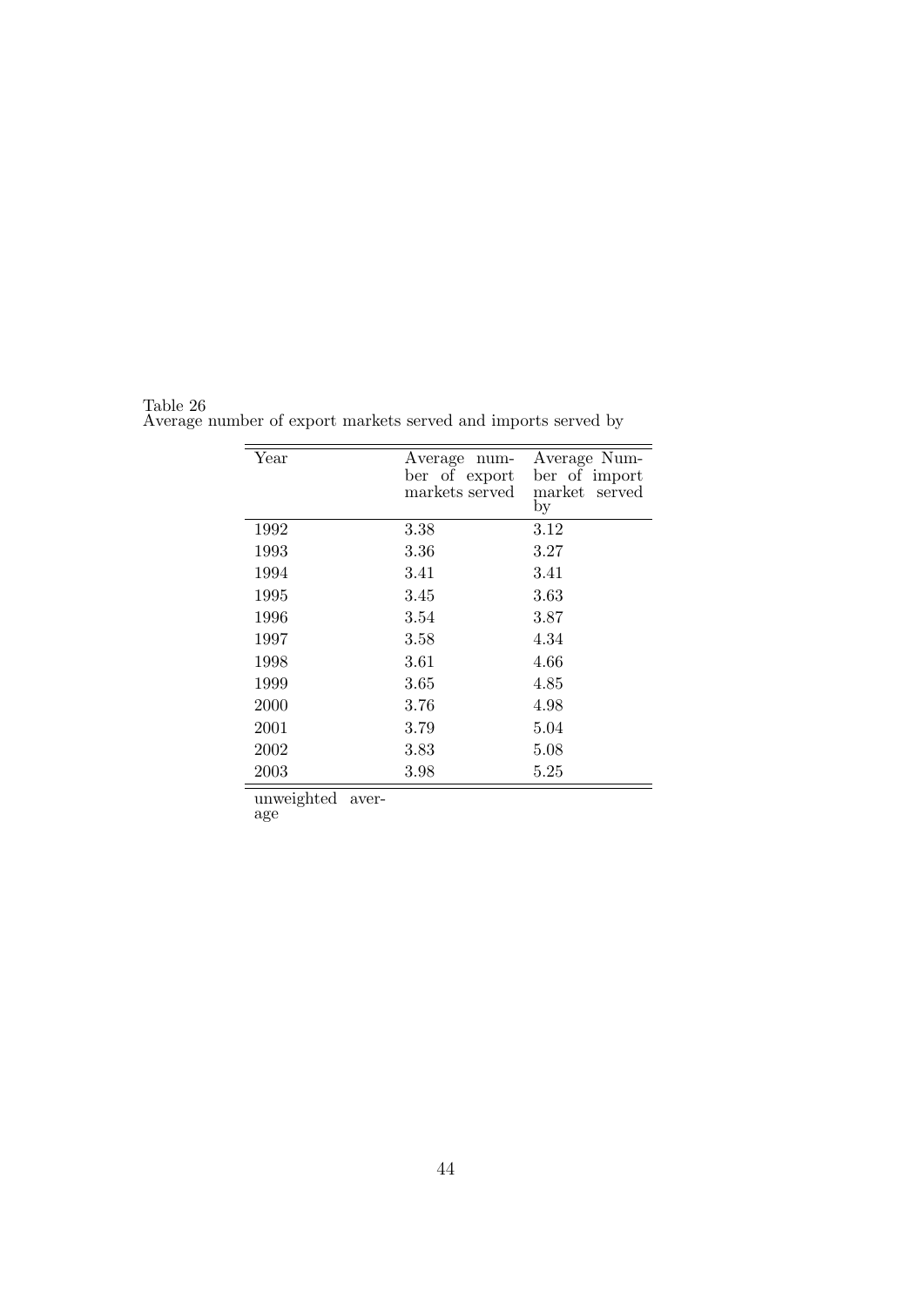Table 26
Average number of export markets served and imports served by

| Year | Average number of export markets served | Average Number of import market served by |
|---|---|---|
| 1992 | 3.38 | 3.12 |
| 1993 | 3.36 | 3.27 |
| 1994 | 3.41 | 3.41 |
| 1995 | 3.45 | 3.63 |
| 1996 | 3.54 | 3.87 |
| 1997 | 3.58 | 4.34 |
| 1998 | 3.61 | 4.66 |
| 1999 | 3.65 | 4.85 |
| 2000 | 3.76 | 4.98 |
| 2001 | 3.79 | 5.04 |
| 2002 | 3.83 | 5.08 |
| 2003 | 3.98 | 5.25 |

unweighted average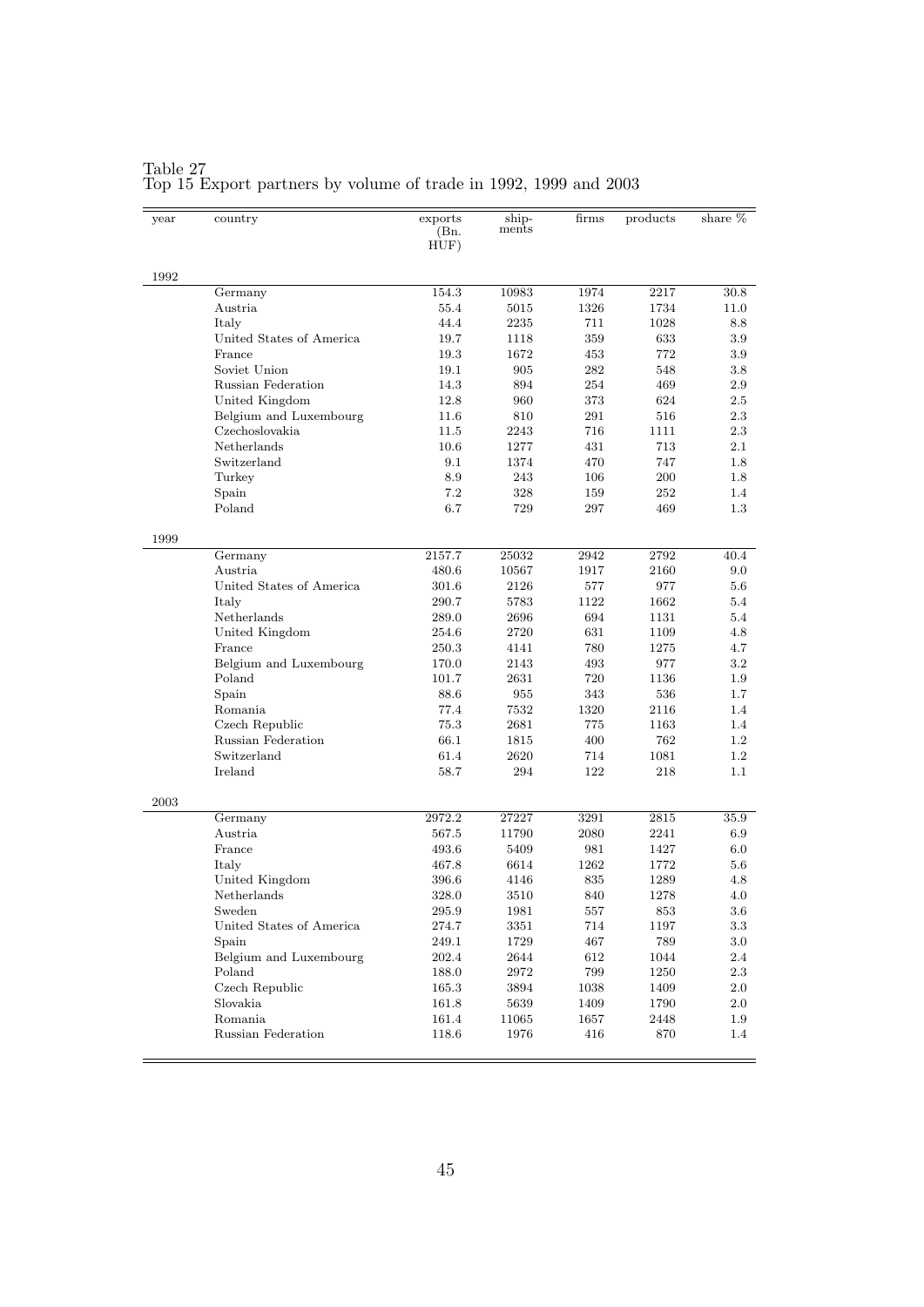Table 27
Top 15 Export partners by volume of trade in 1992, 1999 and 2003

| year | country | exports (Bn. HUF) | ship-ments | firms | products | share % |
|---|---|---|---|---|---|---|
| 1992 | | | | | | |
| | Germany | 154.3 | 10983 | 1974 | 2217 | 30.8 |
| | Austria | 55.4 | 5015 | 1326 | 1734 | 11.0 |
| | Italy | 44.4 | 2235 | 711 | 1028 | 8.8 |
| | United States of America | 19.7 | 1118 | 359 | 633 | 3.9 |
| | France | 19.3 | 1672 | 453 | 772 | 3.9 |
| | Soviet Union | 19.1 | 905 | 282 | 548 | 3.8 |
| | Russian Federation | 14.3 | 894 | 254 | 469 | 2.9 |
| | United Kingdom | 12.8 | 960 | 373 | 624 | 2.5 |
| | Belgium and Luxembourg | 11.6 | 810 | 291 | 516 | 2.3 |
| | Czechoslovakia | 11.5 | 2243 | 716 | 1111 | 2.3 |
| | Netherlands | 10.6 | 1277 | 431 | 713 | 2.1 |
| | Switzerland | 9.1 | 1374 | 470 | 747 | 1.8 |
| | Turkey | 8.9 | 243 | 106 | 200 | 1.8 |
| | Spain | 7.2 | 328 | 159 | 252 | 1.4 |
| | Poland | 6.7 | 729 | 297 | 469 | 1.3 |
| 1999 | | | | | | |
| | Germany | 2157.7 | 25032 | 2942 | 2792 | 40.4 |
| | Austria | 480.6 | 10567 | 1917 | 2160 | 9.0 |
| | United States of America | 301.6 | 2126 | 577 | 977 | 5.6 |
| | Italy | 290.7 | 5783 | 1122 | 1662 | 5.4 |
| | Netherlands | 289.0 | 2696 | 694 | 1131 | 5.4 |
| | United Kingdom | 254.6 | 2720 | 631 | 1109 | 4.8 |
| | France | 250.3 | 4141 | 780 | 1275 | 4.7 |
| | Belgium and Luxembourg | 170.0 | 2143 | 493 | 977 | 3.2 |
| | Poland | 101.7 | 2631 | 720 | 1136 | 1.9 |
| | Spain | 88.6 | 955 | 343 | 536 | 1.7 |
| | Romania | 77.4 | 7532 | 1320 | 2116 | 1.4 |
| | Czech Republic | 75.3 | 2681 | 775 | 1163 | 1.4 |
| | Russian Federation | 66.1 | 1815 | 400 | 762 | 1.2 |
| | Switzerland | 61.4 | 2620 | 714 | 1081 | 1.2 |
| | Ireland | 58.7 | 294 | 122 | 218 | 1.1 |
| 2003 | | | | | | |
| | Germany | 2972.2 | 27227 | 3291 | 2815 | 35.9 |
| | Austria | 567.5 | 11790 | 2080 | 2241 | 6.9 |
| | France | 493.6 | 5409 | 981 | 1427 | 6.0 |
| | Italy | 467.8 | 6614 | 1262 | 1772 | 5.6 |
| | United Kingdom | 396.6 | 4146 | 835 | 1289 | 4.8 |
| | Netherlands | 328.0 | 3510 | 840 | 1278 | 4.0 |
| | Sweden | 295.9 | 1981 | 557 | 853 | 3.6 |
| | United States of America | 274.7 | 3351 | 714 | 1197 | 3.3 |
| | Spain | 249.1 | 1729 | 467 | 789 | 3.0 |
| | Belgium and Luxembourg | 202.4 | 2644 | 612 | 1044 | 2.4 |
| | Poland | 188.0 | 2972 | 799 | 1250 | 2.3 |
| | Czech Republic | 165.3 | 3894 | 1038 | 1409 | 2.0 |
| | Slovakia | 161.8 | 5639 | 1409 | 1790 | 2.0 |
| | Romania | 161.4 | 11065 | 1657 | 2448 | 1.9 |
| | Russian Federation | 118.6 | 1976 | 416 | 870 | 1.4 |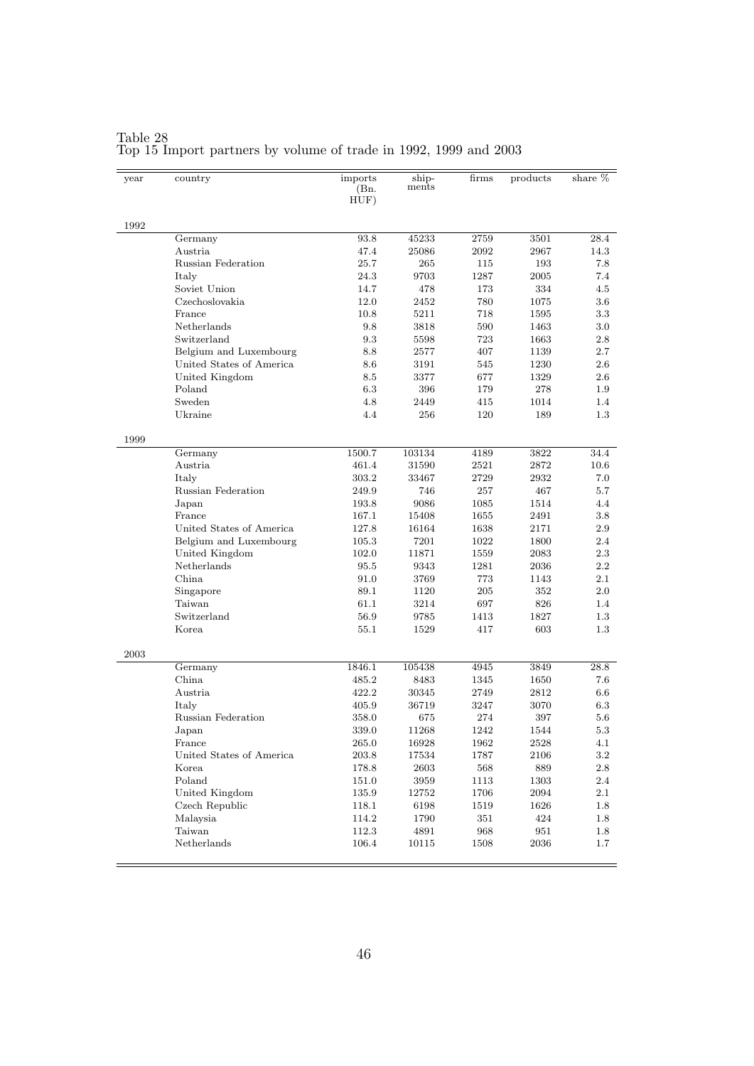Table 28
Top 15 Import partners by volume of trade in 1992, 1999 and 2003

| year | country | imports (Bn. HUF) | shipments | firms | products | share % |
|---|---|---|---|---|---|---|
| 1992 | | | | | | |
| | Germany | 93.8 | 45233 | 2759 | 3501 | 28.4 |
| | Austria | 47.4 | 25086 | 2092 | 2967 | 14.3 |
| | Russian Federation | 25.7 | 265 | 115 | 193 | 7.8 |
| | Italy | 24.3 | 9703 | 1287 | 2005 | 7.4 |
| | Soviet Union | 14.7 | 478 | 173 | 334 | 4.5 |
| | Czechoslovakia | 12.0 | 2452 | 780 | 1075 | 3.6 |
| | France | 10.8 | 5211 | 718 | 1595 | 3.3 |
| | Netherlands | 9.8 | 3818 | 590 | 1463 | 3.0 |
| | Switzerland | 9.3 | 5598 | 723 | 1663 | 2.8 |
| | Belgium and Luxembourg | 8.8 | 2577 | 407 | 1139 | 2.7 |
| | United States of America | 8.6 | 3191 | 545 | 1230 | 2.6 |
| | United Kingdom | 8.5 | 3377 | 677 | 1329 | 2.6 |
| | Poland | 6.3 | 396 | 179 | 278 | 1.9 |
| | Sweden | 4.8 | 2449 | 415 | 1014 | 1.4 |
| | Ukraine | 4.4 | 256 | 120 | 189 | 1.3 |
| 1999 | | | | | | |
| | Germany | 1500.7 | 103134 | 4189 | 3822 | 34.4 |
| | Austria | 461.4 | 31590 | 2521 | 2872 | 10.6 |
| | Italy | 303.2 | 33467 | 2729 | 2932 | 7.0 |
| | Russian Federation | 249.9 | 746 | 257 | 467 | 5.7 |
| | Japan | 193.8 | 9086 | 1085 | 1514 | 4.4 |
| | France | 167.1 | 15408 | 1655 | 2491 | 3.8 |
| | United States of America | 127.8 | 16164 | 1638 | 2171 | 2.9 |
| | Belgium and Luxembourg | 105.3 | 7201 | 1022 | 1800 | 2.4 |
| | United Kingdom | 102.0 | 11871 | 1559 | 2083 | 2.3 |
| | Netherlands | 95.5 | 9343 | 1281 | 2036 | 2.2 |
| | China | 91.0 | 3769 | 773 | 1143 | 2.1 |
| | Singapore | 89.1 | 1120 | 205 | 352 | 2.0 |
| | Taiwan | 61.1 | 3214 | 697 | 826 | 1.4 |
| | Switzerland | 56.9 | 9785 | 1413 | 1827 | 1.3 |
| | Korea | 55.1 | 1529 | 417 | 603 | 1.3 |
| 2003 | | | | | | |
| | Germany | 1846.1 | 105438 | 4945 | 3849 | 28.8 |
| | China | 485.2 | 8483 | 1345 | 1650 | 7.6 |
| | Austria | 422.2 | 30345 | 2749 | 2812 | 6.6 |
| | Italy | 405.9 | 36719 | 3247 | 3070 | 6.3 |
| | Russian Federation | 358.0 | 675 | 274 | 397 | 5.6 |
| | Japan | 339.0 | 11268 | 1242 | 1544 | 5.3 |
| | France | 265.0 | 16928 | 1962 | 2528 | 4.1 |
| | United States of America | 203.8 | 17534 | 1787 | 2106 | 3.2 |
| | Korea | 178.8 | 2603 | 568 | 889 | 2.8 |
| | Poland | 151.0 | 3959 | 1113 | 1303 | 2.4 |
| | United Kingdom | 135.9 | 12752 | 1706 | 2094 | 2.1 |
| | Czech Republic | 118.1 | 6198 | 1519 | 1626 | 1.8 |
| | Malaysia | 114.2 | 1790 | 351 | 424 | 1.8 |
| | Taiwan | 112.3 | 4891 | 968 | 951 | 1.8 |
| | Netherlands | 106.4 | 10115 | 1508 | 2036 | 1.7 |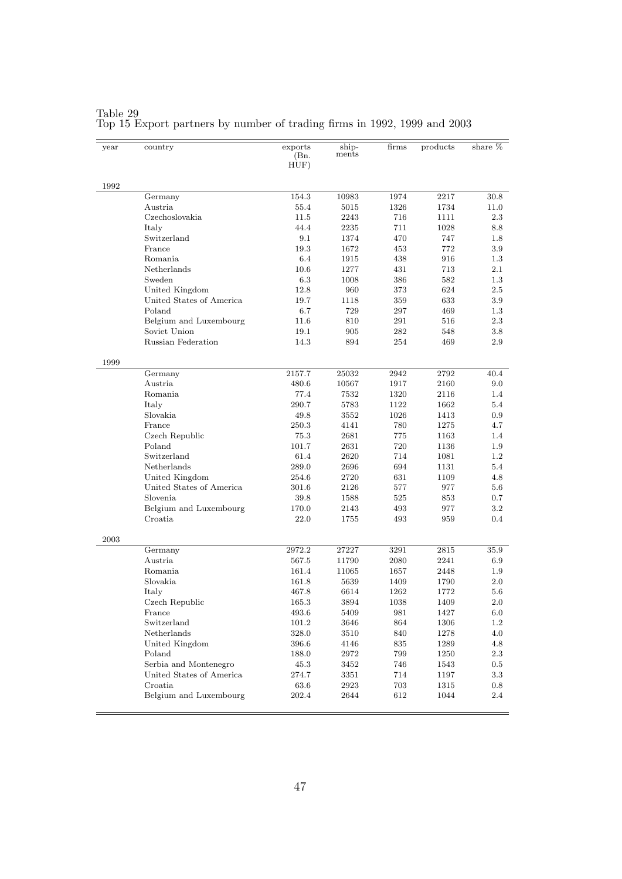Table 29
Top 15 Export partners by number of trading firms in 1992, 1999 and 2003

| year | country | exports (Bn. HUF) | ship-ments | firms | products | share % |
|---|---|---|---|---|---|---|
| 1992 | | | | | | |
| | Germany | 154.3 | 10983 | 1974 | 2217 | 30.8 |
| | Austria | 55.4 | 5015 | 1326 | 1734 | 11.0 |
| | Czechoslovakia | 11.5 | 2243 | 716 | 1111 | 2.3 |
| | Italy | 44.4 | 2235 | 711 | 1028 | 8.8 |
| | Switzerland | 9.1 | 1374 | 470 | 747 | 1.8 |
| | France | 19.3 | 1672 | 453 | 772 | 3.9 |
| | Romania | 6.4 | 1915 | 438 | 916 | 1.3 |
| | Netherlands | 10.6 | 1277 | 431 | 713 | 2.1 |
| | Sweden | 6.3 | 1008 | 386 | 582 | 1.3 |
| | United Kingdom | 12.8 | 960 | 373 | 624 | 2.5 |
| | United States of America | 19.7 | 1118 | 359 | 633 | 3.9 |
| | Poland | 6.7 | 729 | 297 | 469 | 1.3 |
| | Belgium and Luxembourg | 11.6 | 810 | 291 | 516 | 2.3 |
| | Soviet Union | 19.1 | 905 | 282 | 548 | 3.8 |
| | Russian Federation | 14.3 | 894 | 254 | 469 | 2.9 |
| 1999 | | | | | | |
| | Germany | 2157.7 | 25032 | 2942 | 2792 | 40.4 |
| | Austria | 480.6 | 10567 | 1917 | 2160 | 9.0 |
| | Romania | 77.4 | 7532 | 1320 | 2116 | 1.4 |
| | Italy | 290.7 | 5783 | 1122 | 1662 | 5.4 |
| | Slovakia | 49.8 | 3552 | 1026 | 1413 | 0.9 |
| | France | 250.3 | 4141 | 780 | 1275 | 4.7 |
| | Czech Republic | 75.3 | 2681 | 775 | 1163 | 1.4 |
| | Poland | 101.7 | 2631 | 720 | 1136 | 1.9 |
| | Switzerland | 61.4 | 2620 | 714 | 1081 | 1.2 |
| | Netherlands | 289.0 | 2696 | 694 | 1131 | 5.4 |
| | United Kingdom | 254.6 | 2720 | 631 | 1109 | 4.8 |
| | United States of America | 301.6 | 2126 | 577 | 977 | 5.6 |
| | Slovenia | 39.8 | 1588 | 525 | 853 | 0.7 |
| | Belgium and Luxembourg | 170.0 | 2143 | 493 | 977 | 3.2 |
| | Croatia | 22.0 | 1755 | 493 | 959 | 0.4 |
| 2003 | | | | | | |
| | Germany | 2972.2 | 27227 | 3291 | 2815 | 35.9 |
| | Austria | 567.5 | 11790 | 2080 | 2241 | 6.9 |
| | Romania | 161.4 | 11065 | 1657 | 2448 | 1.9 |
| | Slovakia | 161.8 | 5639 | 1409 | 1790 | 2.0 |
| | Italy | 467.8 | 6614 | 1262 | 1772 | 5.6 |
| | Czech Republic | 165.3 | 3894 | 1038 | 1409 | 2.0 |
| | France | 493.6 | 5409 | 981 | 1427 | 6.0 |
| | Switzerland | 101.2 | 3646 | 864 | 1306 | 1.2 |
| | Netherlands | 328.0 | 3510 | 840 | 1278 | 4.0 |
| | United Kingdom | 396.6 | 4146 | 835 | 1289 | 4.8 |
| | Poland | 188.0 | 2972 | 799 | 1250 | 2.3 |
| | Serbia and Montenegro | 45.3 | 3452 | 746 | 1543 | 0.5 |
| | United States of America | 274.7 | 3351 | 714 | 1197 | 3.3 |
| | Croatia | 63.6 | 2923 | 703 | 1315 | 0.8 |
| | Belgium and Luxembourg | 202.4 | 2644 | 612 | 1044 | 2.4 |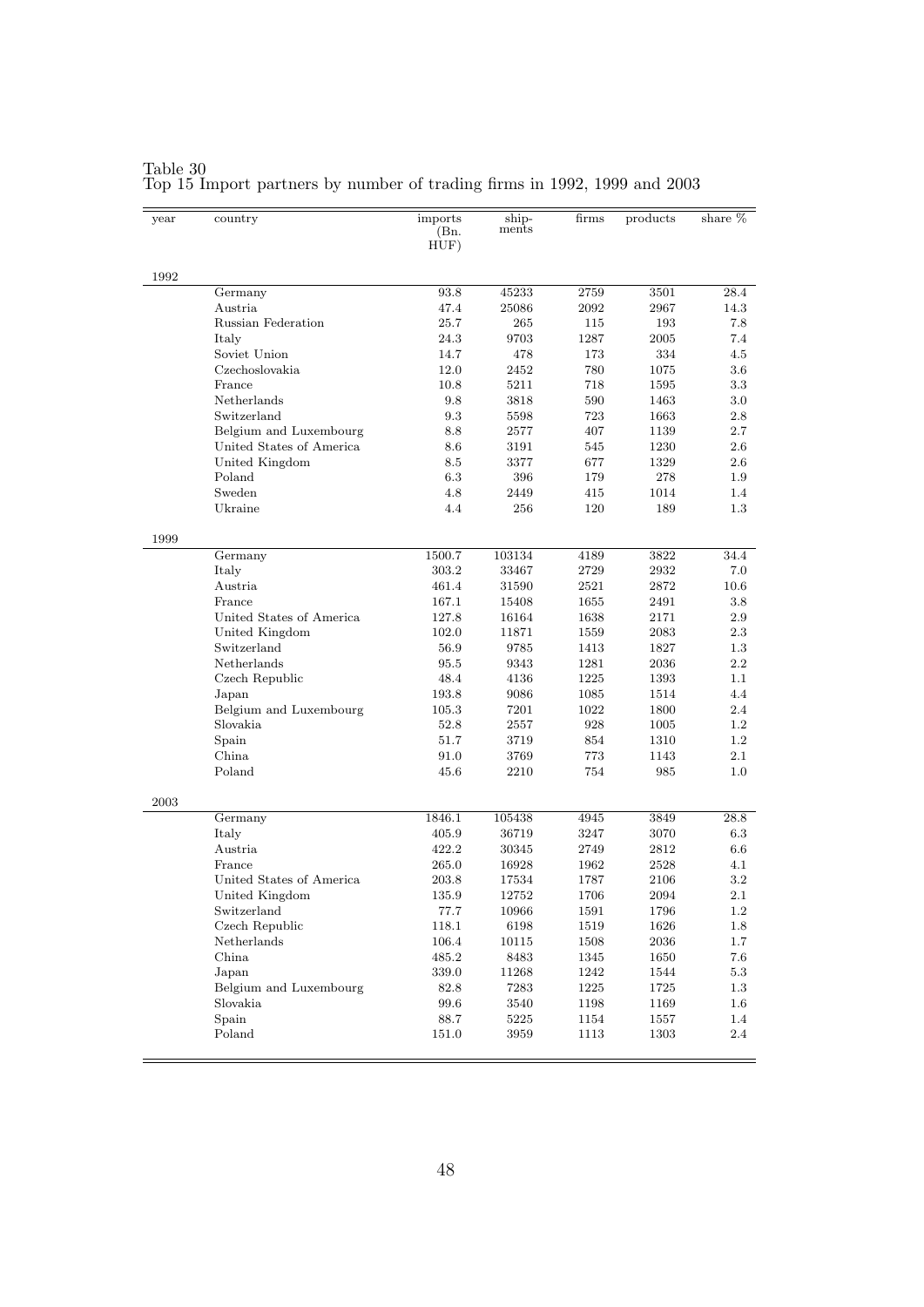Table 30
Top 15 Import partners by number of trading firms in 1992, 1999 and 2003

| year | country | imports (Bn. HUF) | ship-ments | firms | products | share % |
|---|---|---|---|---|---|---|
| 1992 | | | | | | |
| | Germany | 93.8 | 45233 | 2759 | 3501 | 28.4 |
| | Austria | 47.4 | 25086 | 2092 | 2967 | 14.3 |
| | Russian Federation | 25.7 | 265 | 115 | 193 | 7.8 |
| | Italy | 24.3 | 9703 | 1287 | 2005 | 7.4 |
| | Soviet Union | 14.7 | 478 | 173 | 334 | 4.5 |
| | Czechoslovakia | 12.0 | 2452 | 780 | 1075 | 3.6 |
| | France | 10.8 | 5211 | 718 | 1595 | 3.3 |
| | Netherlands | 9.8 | 3818 | 590 | 1463 | 3.0 |
| | Switzerland | 9.3 | 5598 | 723 | 1663 | 2.8 |
| | Belgium and Luxembourg | 8.8 | 2577 | 407 | 1139 | 2.7 |
| | United States of America | 8.6 | 3191 | 545 | 1230 | 2.6 |
| | United Kingdom | 8.5 | 3377 | 677 | 1329 | 2.6 |
| | Poland | 6.3 | 396 | 179 | 278 | 1.9 |
| | Sweden | 4.8 | 2449 | 415 | 1014 | 1.4 |
| | Ukraine | 4.4 | 256 | 120 | 189 | 1.3 |
| 1999 | | | | | | |
| | Germany | 1500.7 | 103134 | 4189 | 3822 | 34.4 |
| | Italy | 303.2 | 33467 | 2729 | 2932 | 7.0 |
| | Austria | 461.4 | 31590 | 2521 | 2872 | 10.6 |
| | France | 167.1 | 15408 | 1655 | 2491 | 3.8 |
| | United States of America | 127.8 | 16164 | 1638 | 2171 | 2.9 |
| | United Kingdom | 102.0 | 11871 | 1559 | 2083 | 2.3 |
| | Switzerland | 56.9 | 9785 | 1413 | 1827 | 1.3 |
| | Netherlands | 95.5 | 9343 | 1281 | 2036 | 2.2 |
| | Czech Republic | 48.4 | 4136 | 1225 | 1393 | 1.1 |
| | Japan | 193.8 | 9086 | 1085 | 1514 | 4.4 |
| | Belgium and Luxembourg | 105.3 | 7201 | 1022 | 1800 | 2.4 |
| | Slovakia | 52.8 | 2557 | 928 | 1005 | 1.2 |
| | Spain | 51.7 | 3719 | 854 | 1310 | 1.2 |
| | China | 91.0 | 3769 | 773 | 1143 | 2.1 |
| | Poland | 45.6 | 2210 | 754 | 985 | 1.0 |
| 2003 | | | | | | |
| | Germany | 1846.1 | 105438 | 4945 | 3849 | 28.8 |
| | Italy | 405.9 | 36719 | 3247 | 3070 | 6.3 |
| | Austria | 422.2 | 30345 | 2749 | 2812 | 6.6 |
| | France | 265.0 | 16928 | 1962 | 2528 | 4.1 |
| | United States of America | 203.8 | 17534 | 1787 | 2106 | 3.2 |
| | United Kingdom | 135.9 | 12752 | 1706 | 2094 | 2.1 |
| | Switzerland | 77.7 | 10966 | 1591 | 1796 | 1.2 |
| | Czech Republic | 118.1 | 6198 | 1519 | 1626 | 1.8 |
| | Netherlands | 106.4 | 10115 | 1508 | 2036 | 1.7 |
| | China | 485.2 | 8483 | 1345 | 1650 | 7.6 |
| | Japan | 339.0 | 11268 | 1242 | 1544 | 5.3 |
| | Belgium and Luxembourg | 82.8 | 7283 | 1225 | 1725 | 1.3 |
| | Slovakia | 99.6 | 3540 | 1198 | 1169 | 1.6 |
| | Spain | 88.7 | 5225 | 1154 | 1557 | 1.4 |
| | Poland | 151.0 | 3959 | 1113 | 1303 | 2.4 |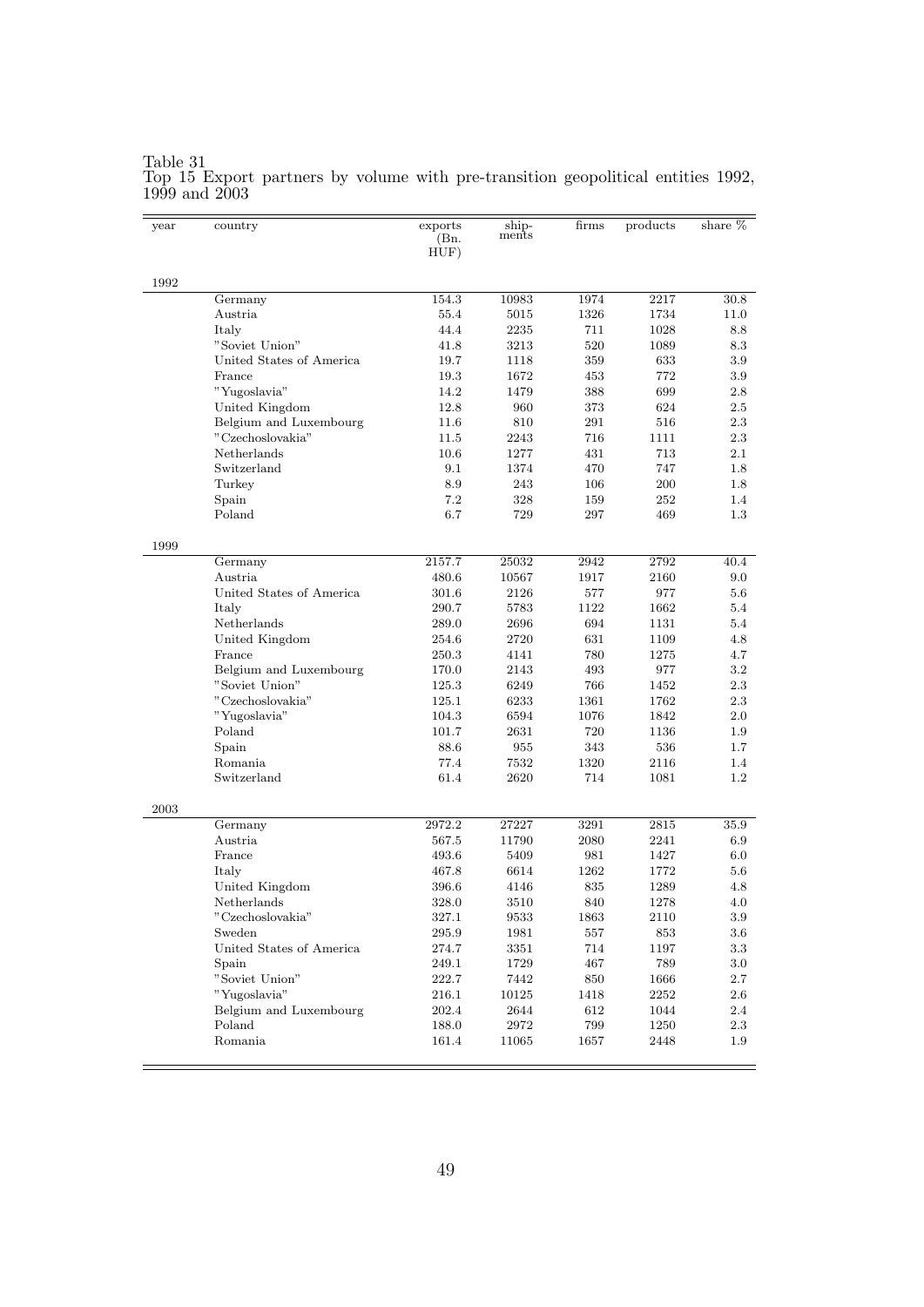Table 31
Top 15 Export partners by volume with pre-transition geopolitical entities 1992, 1999 and 2003

| year | country | exports (Bn. HUF) | ship-ments | firms | products | share % |
|---|---|---|---|---|---|---|
| 1992 | | | | | | |
| | Germany | 154.3 | 10983 | 1974 | 2217 | 30.8 |
| | Austria | 55.4 | 5015 | 1326 | 1734 | 11.0 |
| | Italy | 44.4 | 2235 | 711 | 1028 | 8.8 |
| | "Soviet Union" | 41.8 | 3213 | 520 | 1089 | 8.3 |
| | United States of America | 19.7 | 1118 | 359 | 633 | 3.9 |
| | France | 19.3 | 1672 | 453 | 772 | 3.9 |
| | "Yugoslavia" | 14.2 | 1479 | 388 | 699 | 2.8 |
| | United Kingdom | 12.8 | 960 | 373 | 624 | 2.5 |
| | Belgium and Luxembourg | 11.6 | 810 | 291 | 516 | 2.3 |
| | "Czechoslovakia" | 11.5 | 2243 | 716 | 1111 | 2.3 |
| | Netherlands | 10.6 | 1277 | 431 | 713 | 2.1 |
| | Switzerland | 9.1 | 1374 | 470 | 747 | 1.8 |
| | Turkey | 8.9 | 243 | 106 | 200 | 1.8 |
| | Spain | 7.2 | 328 | 159 | 252 | 1.4 |
| | Poland | 6.7 | 729 | 297 | 469 | 1.3 |
| 1999 | | | | | | |
| | Germany | 2157.7 | 25032 | 2942 | 2792 | 40.4 |
| | Austria | 480.6 | 10567 | 1917 | 2160 | 9.0 |
| | United States of America | 301.6 | 2126 | 577 | 977 | 5.6 |
| | Italy | 290.7 | 5783 | 1122 | 1662 | 5.4 |
| | Netherlands | 289.0 | 2696 | 694 | 1131 | 5.4 |
| | United Kingdom | 254.6 | 2720 | 631 | 1109 | 4.8 |
| | France | 250.3 | 4141 | 780 | 1275 | 4.7 |
| | Belgium and Luxembourg | 170.0 | 2143 | 493 | 977 | 3.2 |
| | "Soviet Union" | 125.3 | 6249 | 766 | 1452 | 2.3 |
| | "Czechoslovakia" | 125.1 | 6233 | 1361 | 1762 | 2.3 |
| | "Yugoslavia" | 104.3 | 6594 | 1076 | 1842 | 2.0 |
| | Poland | 101.7 | 2631 | 720 | 1136 | 1.9 |
| | Spain | 88.6 | 955 | 343 | 536 | 1.7 |
| | Romania | 77.4 | 7532 | 1320 | 2116 | 1.4 |
| | Switzerland | 61.4 | 2620 | 714 | 1081 | 1.2 |
| 2003 | | | | | | |
| | Germany | 2972.2 | 27227 | 3291 | 2815 | 35.9 |
| | Austria | 567.5 | 11790 | 2080 | 2241 | 6.9 |
| | France | 493.6 | 5409 | 981 | 1427 | 6.0 |
| | Italy | 467.8 | 6614 | 1262 | 1772 | 5.6 |
| | United Kingdom | 396.6 | 4146 | 835 | 1289 | 4.8 |
| | Netherlands | 328.0 | 3510 | 840 | 1278 | 4.0 |
| | "Czechoslovakia" | 327.1 | 9533 | 1863 | 2110 | 3.9 |
| | Sweden | 295.9 | 1981 | 557 | 853 | 3.6 |
| | United States of America | 274.7 | 3351 | 714 | 1197 | 3.3 |
| | Spain | 249.1 | 1729 | 467 | 789 | 3.0 |
| | "Soviet Union" | 222.7 | 7442 | 850 | 1666 | 2.7 |
| | "Yugoslavia" | 216.1 | 10125 | 1418 | 2252 | 2.6 |
| | Belgium and Luxembourg | 202.4 | 2644 | 612 | 1044 | 2.4 |
| | Poland | 188.0 | 2972 | 799 | 1250 | 2.3 |
| | Romania | 161.4 | 11065 | 1657 | 2448 | 1.9 |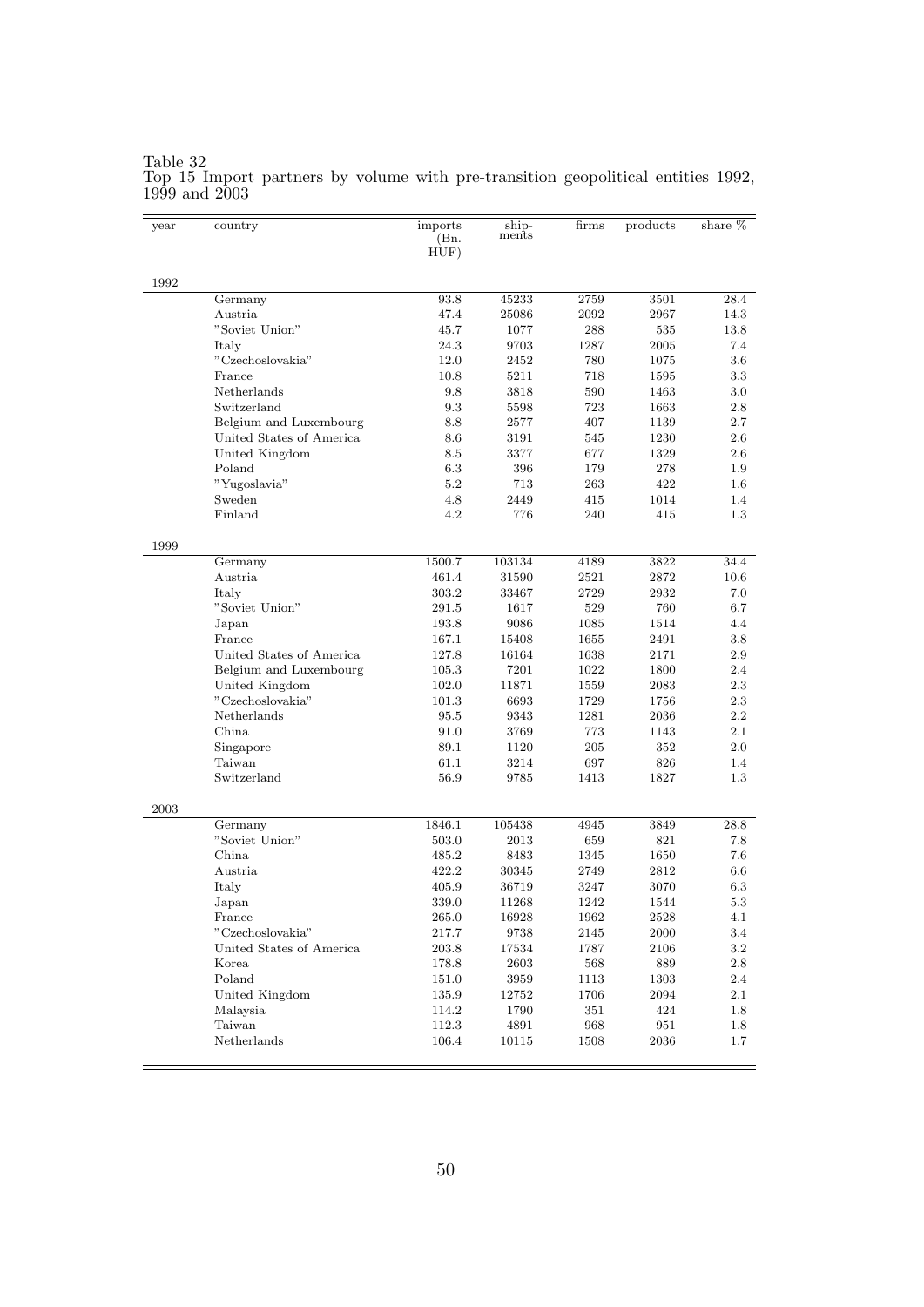Table 32
Top 15 Import partners by volume with pre-transition geopolitical entities 1992, 1999 and 2003

| year | country | imports (Bn. HUF) | shipments | firms | products | share % |
|---|---|---|---|---|---|---|
| 1992 | | | | | | |
| | Germany | 93.8 | 45233 | 2759 | 3501 | 28.4 |
| | Austria | 47.4 | 25086 | 2092 | 2967 | 14.3 |
| | "Soviet Union" | 45.7 | 1077 | 288 | 535 | 13.8 |
| | Italy | 24.3 | 9703 | 1287 | 2005 | 7.4 |
| | "Czechoslovakia" | 12.0 | 2452 | 780 | 1075 | 3.6 |
| | France | 10.8 | 5211 | 718 | 1595 | 3.3 |
| | Netherlands | 9.8 | 3818 | 590 | 1463 | 3.0 |
| | Switzerland | 9.3 | 5598 | 723 | 1663 | 2.8 |
| | Belgium and Luxembourg | 8.8 | 2577 | 407 | 1139 | 2.7 |
| | United States of America | 8.6 | 3191 | 545 | 1230 | 2.6 |
| | United Kingdom | 8.5 | 3377 | 677 | 1329 | 2.6 |
| | Poland | 6.3 | 396 | 179 | 278 | 1.9 |
| | "Yugoslavia" | 5.2 | 713 | 263 | 422 | 1.6 |
| | Sweden | 4.8 | 2449 | 415 | 1014 | 1.4 |
| | Finland | 4.2 | 776 | 240 | 415 | 1.3 |
| 1999 | | | | | | |
| | Germany | 1500.7 | 103134 | 4189 | 3822 | 34.4 |
| | Austria | 461.4 | 31590 | 2521 | 2872 | 10.6 |
| | Italy | 303.2 | 33467 | 2729 | 2932 | 7.0 |
| | "Soviet Union" | 291.5 | 1617 | 529 | 760 | 6.7 |
| | Japan | 193.8 | 9086 | 1085 | 1514 | 4.4 |
| | France | 167.1 | 15408 | 1655 | 2491 | 3.8 |
| | United States of America | 127.8 | 16164 | 1638 | 2171 | 2.9 |
| | Belgium and Luxembourg | 105.3 | 7201 | 1022 | 1800 | 2.4 |
| | United Kingdom | 102.0 | 11871 | 1559 | 2083 | 2.3 |
| | "Czechoslovakia" | 101.3 | 6693 | 1729 | 1756 | 2.3 |
| | Netherlands | 95.5 | 9343 | 1281 | 2036 | 2.2 |
| | China | 91.0 | 3769 | 773 | 1143 | 2.1 |
| | Singapore | 89.1 | 1120 | 205 | 352 | 2.0 |
| | Taiwan | 61.1 | 3214 | 697 | 826 | 1.4 |
| | Switzerland | 56.9 | 9785 | 1413 | 1827 | 1.3 |
| 2003 | | | | | | |
| | Germany | 1846.1 | 105438 | 4945 | 3849 | 28.8 |
| | "Soviet Union" | 503.0 | 2013 | 659 | 821 | 7.8 |
| | China | 485.2 | 8483 | 1345 | 1650 | 7.6 |
| | Austria | 422.2 | 30345 | 2749 | 2812 | 6.6 |
| | Italy | 405.9 | 36719 | 3247 | 3070 | 6.3 |
| | Japan | 339.0 | 11268 | 1242 | 1544 | 5.3 |
| | France | 265.0 | 16928 | 1962 | 2528 | 4.1 |
| | "Czechoslovakia" | 217.7 | 9738 | 2145 | 2000 | 3.4 |
| | United States of America | 203.8 | 17534 | 1787 | 2106 | 3.2 |
| | Korea | 178.8 | 2603 | 568 | 889 | 2.8 |
| | Poland | 151.0 | 3959 | 1113 | 1303 | 2.4 |
| | United Kingdom | 135.9 | 12752 | 1706 | 2094 | 2.1 |
| | Malaysia | 114.2 | 1790 | 351 | 424 | 1.8 |
| | Taiwan | 112.3 | 4891 | 968 | 951 | 1.8 |
| | Netherlands | 106.4 | 10115 | 1508 | 2036 | 1.7 |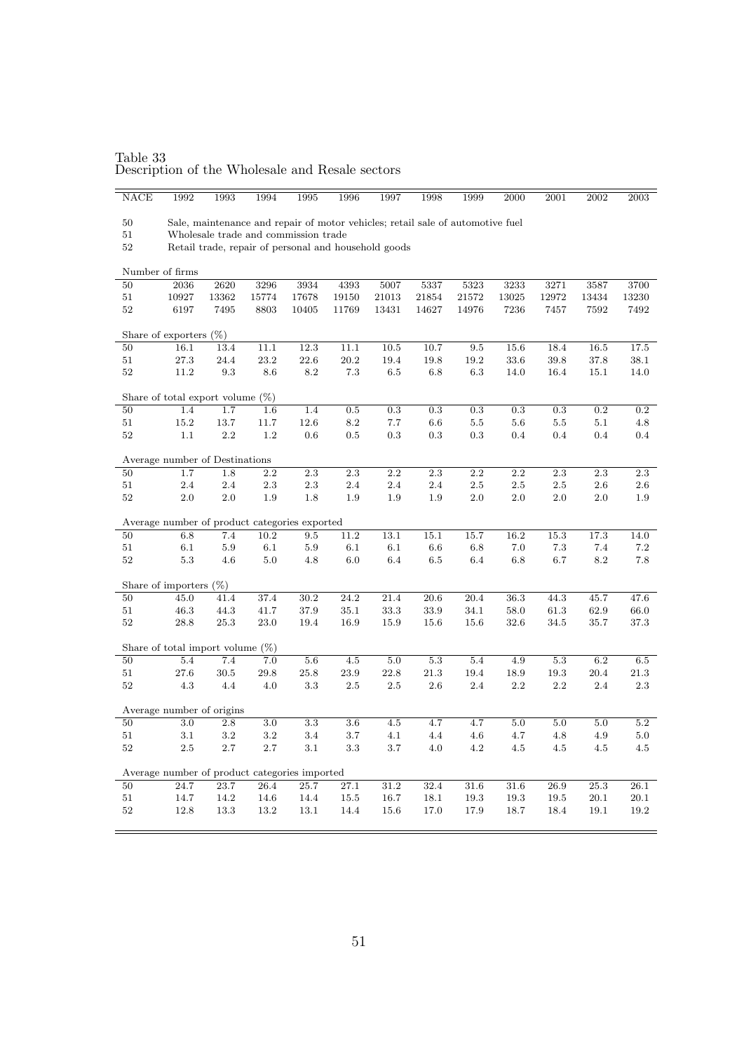Table 33
Description of the Wholesale and Resale sectors

| NACE | 1992 | 1993 | 1994 | 1995 | 1996 | 1997 | 1998 | 1999 | 2000 | 2001 | 2002 | 2003 |
|---|---|---|---|---|---|---|---|---|---|---|---|---|
| 50 | Sale, maintenance and repair of motor vehicles; retail sale of automotive fuel | | | | | | | | | | | |
| 51 | Wholesale trade and commission trade | | | | | | | | | | | |
| 52 | Retail trade, repair of personal and household goods | | | | | | | | | | | |
| Number of firms | | | | | | | | | | | | |
| 50 | 2036 | 2620 | 3296 | 3934 | 4393 | 5007 | 5337 | 5323 | 3233 | 3271 | 3587 | 3700 |
| 51 | 10927 | 13362 | 15774 | 17678 | 19150 | 21013 | 21854 | 21572 | 13025 | 12972 | 13434 | 13230 |
| 52 | 6197 | 7495 | 8803 | 10405 | 11769 | 13431 | 14627 | 14976 | 7236 | 7457 | 7592 | 7492 |
| Share of exporters (%) | | | | | | | | | | | | |
| 50 | 16.1 | 13.4 | 11.1 | 12.3 | 11.1 | 10.5 | 10.7 | 9.5 | 15.6 | 18.4 | 16.5 | 17.5 |
| 51 | 27.3 | 24.4 | 23.2 | 22.6 | 20.2 | 19.4 | 19.8 | 19.2 | 33.6 | 39.8 | 37.8 | 38.1 |
| 52 | 11.2 | 9.3 | 8.6 | 8.2 | 7.3 | 6.5 | 6.8 | 6.3 | 14.0 | 16.4 | 15.1 | 14.0 |
| Share of total export volume (%) | | | | | | | | | | | | |
| 50 | 1.4 | 1.7 | 1.6 | 1.4 | 0.5 | 0.3 | 0.3 | 0.3 | 0.3 | 0.3 | 0.2 | 0.2 |
| 51 | 15.2 | 13.7 | 11.7 | 12.6 | 8.2 | 7.7 | 6.6 | 5.5 | 5.6 | 5.5 | 5.1 | 4.8 |
| 52 | 1.1 | 2.2 | 1.2 | 0.6 | 0.5 | 0.3 | 0.3 | 0.3 | 0.4 | 0.4 | 0.4 | 0.4 |
| Average number of Destinations | | | | | | | | | | | | |
| 50 | 1.7 | 1.8 | 2.2 | 2.3 | 2.3 | 2.2 | 2.3 | 2.2 | 2.2 | 2.3 | 2.3 | 2.3 |
| 51 | 2.4 | 2.4 | 2.3 | 2.3 | 2.4 | 2.4 | 2.4 | 2.5 | 2.5 | 2.5 | 2.6 | 2.6 |
| 52 | 2.0 | 2.0 | 1.9 | 1.8 | 1.9 | 1.9 | 1.9 | 2.0 | 2.0 | 2.0 | 2.0 | 1.9 |
| Average number of product categories exported | | | | | | | | | | | | |
| 50 | 6.8 | 7.4 | 10.2 | 9.5 | 11.2 | 13.1 | 15.1 | 15.7 | 16.2 | 15.3 | 17.3 | 14.0 |
| 51 | 6.1 | 5.9 | 6.1 | 5.9 | 6.1 | 6.1 | 6.6 | 6.8 | 7.0 | 7.3 | 7.4 | 7.2 |
| 52 | 5.3 | 4.6 | 5.0 | 4.8 | 6.0 | 6.4 | 6.5 | 6.4 | 6.8 | 6.7 | 8.2 | 7.8 |
| Share of importers (%) | | | | | | | | | | | | |
| 50 | 45.0 | 41.4 | 37.4 | 30.2 | 24.2 | 21.4 | 20.6 | 20.4 | 36.3 | 44.3 | 45.7 | 47.6 |
| 51 | 46.3 | 44.3 | 41.7 | 37.9 | 35.1 | 33.3 | 33.9 | 34.1 | 58.0 | 61.3 | 62.9 | 66.0 |
| 52 | 28.8 | 25.3 | 23.0 | 19.4 | 16.9 | 15.9 | 15.6 | 15.6 | 32.6 | 34.5 | 35.7 | 37.3 |
| Share of total import volume (%) | | | | | | | | | | | | |
| 50 | 5.4 | 7.4 | 7.0 | 5.6 | 4.5 | 5.0 | 5.3 | 5.4 | 4.9 | 5.3 | 6.2 | 6.5 |
| 51 | 27.6 | 30.5 | 29.8 | 25.8 | 23.9 | 22.8 | 21.3 | 19.4 | 18.9 | 19.3 | 20.4 | 21.3 |
| 52 | 4.3 | 4.4 | 4.0 | 3.3 | 2.5 | 2.5 | 2.6 | 2.4 | 2.2 | 2.2 | 2.4 | 2.3 |
| Average number of origins | | | | | | | | | | | | |
| 50 | 3.0 | 2.8 | 3.0 | 3.3 | 3.6 | 4.5 | 4.7 | 4.7 | 5.0 | 5.0 | 5.0 | 5.2 |
| 51 | 3.1 | 3.2 | 3.2 | 3.4 | 3.7 | 4.1 | 4.4 | 4.6 | 4.7 | 4.8 | 4.9 | 5.0 |
| 52 | 2.5 | 2.7 | 2.7 | 3.1 | 3.3 | 3.7 | 4.0 | 4.2 | 4.5 | 4.5 | 4.5 | 4.5 |
| Average number of product categories imported | | | | | | | | | | | | |
| 50 | 24.7 | 23.7 | 26.4 | 25.7 | 27.1 | 31.2 | 32.4 | 31.6 | 31.6 | 26.9 | 25.3 | 26.1 |
| 51 | 14.7 | 14.2 | 14.6 | 14.4 | 15.5 | 16.7 | 18.1 | 19.3 | 19.3 | 19.5 | 20.1 | 20.1 |
| 52 | 12.8 | 13.3 | 13.2 | 13.1 | 14.4 | 15.6 | 17.0 | 17.9 | 18.7 | 18.4 | 19.1 | 19.2 |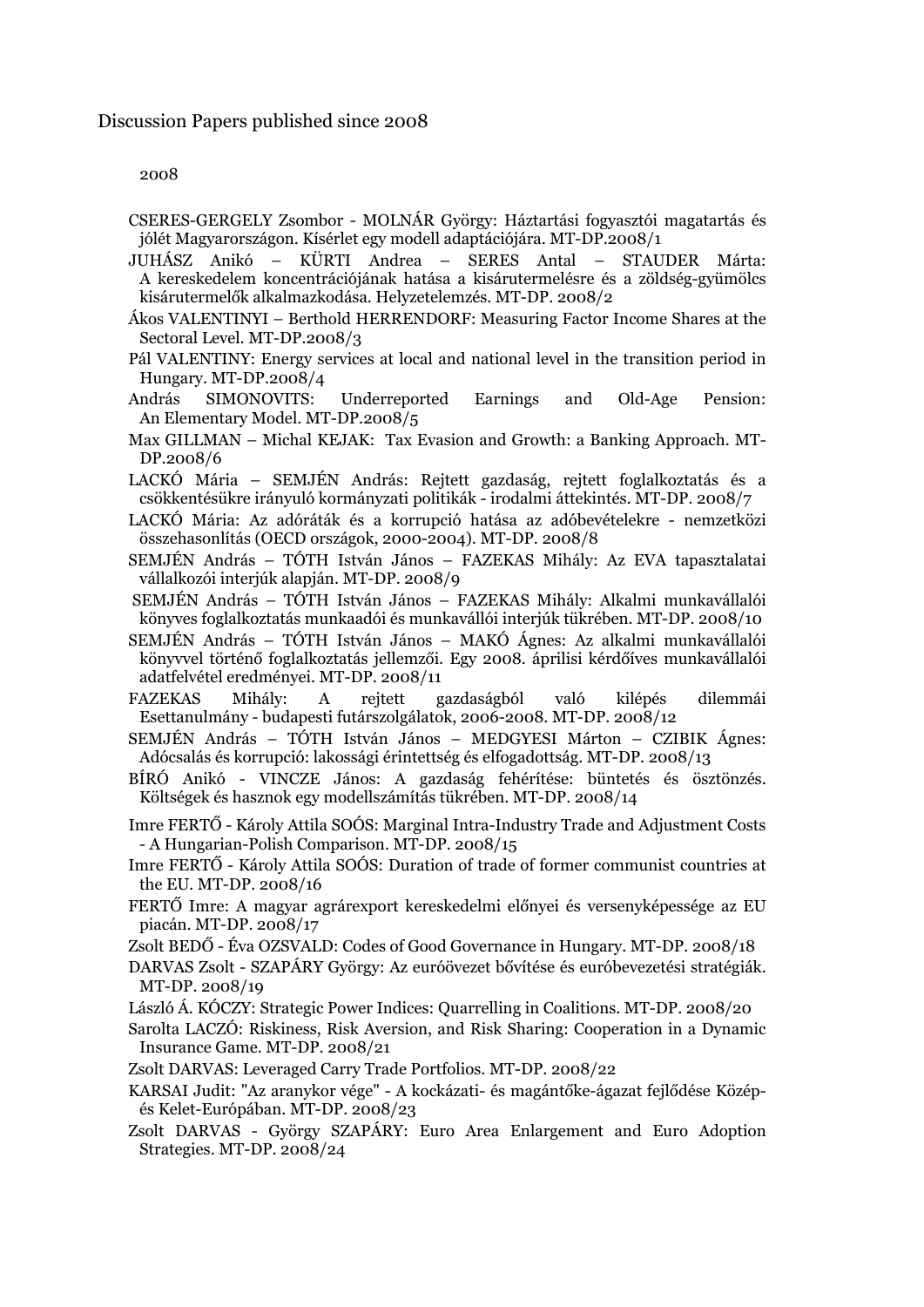Discussion Papers published since 2008

2008

CSERES-GERGELY Zsombor - MOLNÁR György: Háztartási fogyasztói magatartás és jólét Magyarországon. Kísérlet egy modell adaptációjára. MT-DP.2008/1

JUHÁSZ Anikó – KÜRTI Andrea – SERES Antal – STAUDER Márta: A kereskedelem koncentrációjának hatása a kisárutermelésre és a zöldség-gyümölcs kisárutermelők alkalmazkodása. Helyzetelemzés. MT-DP. 2008/2

Ákos VALENTINYI – Berthold HERRENDORF: Measuring Factor Income Shares at the Sectoral Level. MT-DP.2008/3

Pál VALENTINY: Energy services at local and national level in the transition period in Hungary. MT-DP.2008/4

András SIMONOVITS: Underreported Earnings and Old-Age Pension: An Elementary Model. MT-DP.2008/5

Max GILLMAN – Michal KEJAK: Tax Evasion and Growth: a Banking Approach. MT-DP.2008/6

LACKÓ Mária – SEMJÉN András: Rejtett gazdaság, rejtett foglalkoztatás és a csökkentésükre irányuló kormányzati politikák - irodalmi áttekintés. MT-DP. 2008/7

LACKÓ Mária: Az adóráták és a korrupció hatása az adóbevételekre - nemzetközi összehasonlítás (OECD országok, 2000-2004). MT-DP. 2008/8

SEMJÉN András – TÓTH István János – FAZEKAS Mihály: Az EVA tapasztalatai vállalkozói interjúk alapján. MT-DP. 2008/9

SEMJÉN András – TÓTH István János – FAZEKAS Mihály: Alkalmi munkavállalói könyves foglalkoztatás munkaadói és munkavállói interjúk tükrében. MT-DP. 2008/10

SEMJÉN András – TÓTH István János – MAKÓ Ágnes: Az alkalmi munkavállalói könyvvel történő foglalkoztatás jellemzői. Egy 2008. áprilisi kérdőíves munkavállalói adatfelvétel eredményei. MT-DP. 2008/11

FAZEKAS Mihály: A rejtett gazdaságból való kilépés dilemmái Esettanulmány - budapesti futárszolgálatok, 2006-2008. MT-DP. 2008/12

SEMJÉN András – TÓTH István János – MEDGYESI Márton – CZIBIK Ágnes: Adócsalás és korrupció: lakossági érintettség és elfogadottság. MT-DP. 2008/13

BÍRÓ Anikó - VINCZE János: A gazdaság fehérítése: büntetés és ösztönzés. Költségek és hasznok egy modellszámítás tükrében. MT-DP. 2008/14

Imre FERTŐ - Károly Attila SOÓS: Marginal Intra-Industry Trade and Adjustment Costs - A Hungarian-Polish Comparison. MT-DP. 2008/15

Imre FERTŐ - Károly Attila SOÓS: Duration of trade of former communist countries at the EU. MT-DP. 2008/16

FERTŐ Imre: A magyar agrárexport kereskedelmi előnyei és versenyképessége az EU piacán. MT-DP. 2008/17

Zsolt BEDŐ - Éva OZSVALD: Codes of Good Governance in Hungary. MT-DP. 2008/18

DARVAS Zsolt - SZAPÁRY György: Az euróövezet bővítése és euróbevezetési stratégiák. MT-DP. 2008/19

László Á. KÓCZY: Strategic Power Indices: Quarrelling in Coalitions. MT-DP. 2008/20

Sarolta LACZÓ: Riskiness, Risk Aversion, and Risk Sharing: Cooperation in a Dynamic Insurance Game. MT-DP. 2008/21

Zsolt DARVAS: Leveraged Carry Trade Portfolios. MT-DP. 2008/22

KARSAI Judit: "Az aranykor vége" - A kockázati- és magántőke-ágazat fejlődése Közép- és Kelet-Európában. MT-DP. 2008/23

Zsolt DARVAS - György SZAPÁRY: Euro Area Enlargement and Euro Adoption Strategies. MT-DP. 2008/24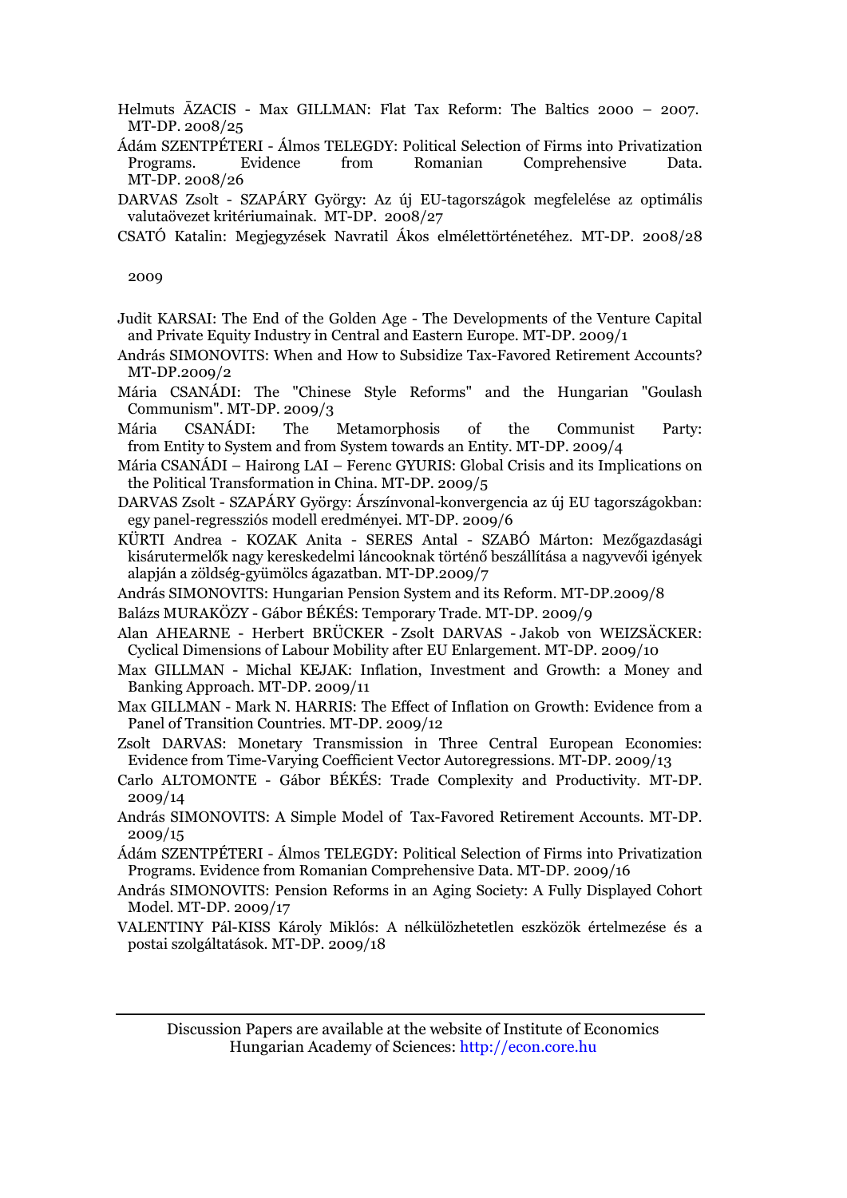Helmuts ĀZACIS - Max GILLMAN: Flat Tax Reform: The Baltics 2000 – 2007. MT-DP. 2008/25

Ádám SZENTPÉTERI - Álmos TELEGDY: Political Selection of Firms into Privatization Programs. Evidence from Romanian Comprehensive Data. MT-DP. 2008/26

DARVAS Zsolt - SZAPÁRY György: Az új EU-tagországok megfelelése az optimális valutaövezet kritériumainak. MT-DP. 2008/27

CSATÓ Katalin: Megjegyzések Navratil Ákos elmélettörténetéhez. MT-DP. 2008/28

2009

Judit KARSAI: The End of the Golden Age - The Developments of the Venture Capital and Private Equity Industry in Central and Eastern Europe. MT-DP. 2009/1

András SIMONOVITS: When and How to Subsidize Tax-Favored Retirement Accounts? MT-DP.2009/2

Mária CSANÁDI: The "Chinese Style Reforms" and the Hungarian "Goulash Communism". MT-DP. 2009/3

Mária CSANÁDI: The Metamorphosis of the Communist Party: from Entity to System and from System towards an Entity. MT-DP. 2009/4

Mária CSANÁDI – Hairong LAI – Ferenc GYURIS: Global Crisis and its Implications on the Political Transformation in China. MT-DP. 2009/5

DARVAS Zsolt - SZAPÁRY György: Árszínvonal-konvergencia az új EU tagországokban: egy panel-regressziós modell eredményei. MT-DP. 2009/6

KÜRTI Andrea - KOZAK Anita - SERES Antal - SZABÓ Márton: Mezőgazdasági kisárutermelők nagy kereskedelmi láncooknak történő beszállítása a nagyvevői igények alapján a zöldség-gyümölcs ágazatban. MT-DP.2009/7

András SIMONOVITS: Hungarian Pension System and its Reform. MT-DP.2009/8

Balázs MURAKÖZY - Gábor BÉKÉS: Temporary Trade. MT-DP. 2009/9

Alan AHEARNE - Herbert BRÜCKER - Zsolt DARVAS - Jakob von WEIZSÄCKER: Cyclical Dimensions of Labour Mobility after EU Enlargement. MT-DP. 2009/10

Max GILLMAN - Michal KEJAK: Inflation, Investment and Growth: a Money and Banking Approach. MT-DP. 2009/11

Max GILLMAN - Mark N. HARRIS: The Effect of Inflation on Growth: Evidence from a Panel of Transition Countries. MT-DP. 2009/12

Zsolt DARVAS: Monetary Transmission in Three Central European Economies: Evidence from Time-Varying Coefficient Vector Autoregressions. MT-DP. 2009/13

Carlo ALTOMONTE - Gábor BÉKÉS: Trade Complexity and Productivity. MT-DP. 2009/14

András SIMONOVITS: A Simple Model of Tax-Favored Retirement Accounts. MT-DP. 2009/15

Ádám SZENTPÉTERI - Álmos TELEGDY: Political Selection of Firms into Privatization Programs. Evidence from Romanian Comprehensive Data. MT-DP. 2009/16

András SIMONOVITS: Pension Reforms in an Aging Society: A Fully Displayed Cohort Model. MT-DP. 2009/17

VALENTINY Pál-KISS Károly Miklós: A nélkülözhetetlen eszközök értelmezése és a postai szolgáltatások. MT-DP. 2009/18

---

Discussion Papers are available at the website of Institute of Economics Hungarian Academy of Sciences: http://econ.core.hu